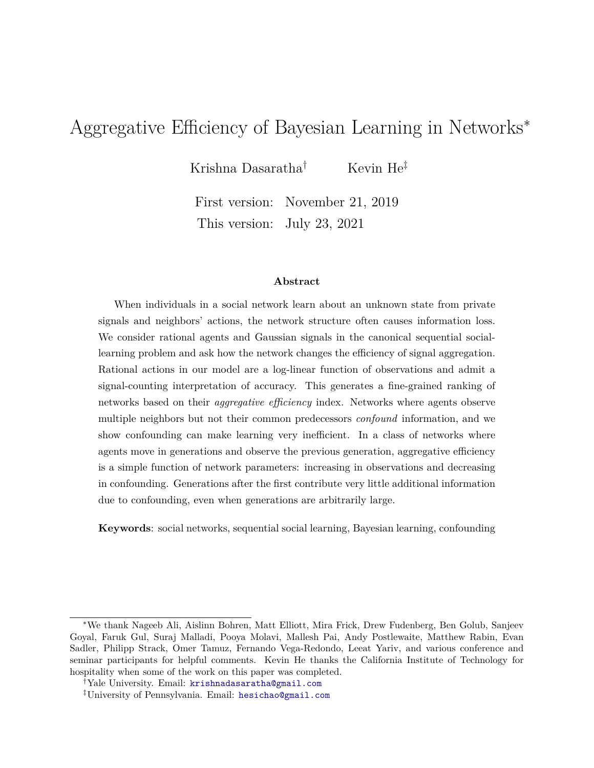# Aggregative Efficiency of Bayesian Learning in Networks*

Krishna Dasaratha† Kevin He‡

First version: November 21, 2019

This version: July 23, 2021

## Abstract

When individuals in a social network learn about an unknown state from private signals and neighbors' actions, the network structure often causes information loss. We consider rational agents and Gaussian signals in the canonical sequential social-learning problem and ask how the network changes the efficiency of signal aggregation. Rational actions in our model are a log-linear function of observations and admit a signal-counting interpretation of accuracy. This generates a fine-grained ranking of networks based on their *aggregative efficiency* index. Networks where agents observe multiple neighbors but not their common predecessors *confound* information, and we show confounding can make learning very inefficient. In a class of networks where agents move in generations and observe the previous generation, aggregative efficiency is a simple function of network parameters: increasing in observations and decreasing in confounding. Generations after the first contribute very little additional information due to confounding, even when generations are arbitrarily large.

**Keywords**: social networks, sequential social learning, Bayesian learning, confounding

---

*We thank Nageeb Ali, Aislinn Bohren, Matt Elliott, Mira Frick, Drew Fudenberg, Ben Golub, Sanjeev Goyal, Faruk Gul, Suraj Malladi, Pooya Molavi, Mallesh Pai, Andy Postlewaite, Matthew Rabin, Evan Sadler, Philipp Strack, Omer Tamuz, Fernando Vega-Redondo, Leeat Yariv, and various conference and seminar participants for helpful comments. Kevin He thanks the California Institute of Technology for hospitality when some of the work on this paper was completed.

†Yale University. Email: krishnadasaratha@gmail.com

‡University of Pennsylvania. Email: hesichao@gmail.com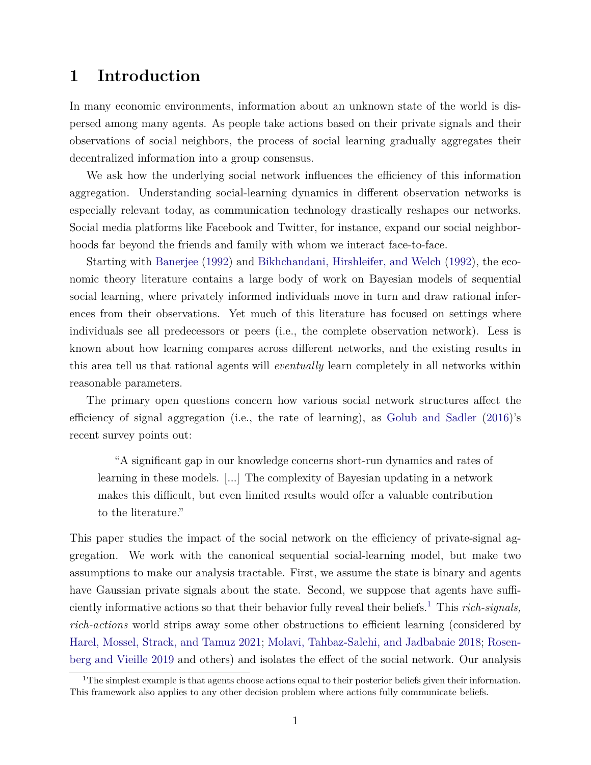# 1 Introduction

In many economic environments, information about an unknown state of the world is dispersed among many agents. As people take actions based on their private signals and their observations of social neighbors, the process of social learning gradually aggregates their decentralized information into a group consensus.

We ask how the underlying social network influences the efficiency of this information aggregation. Understanding social-learning dynamics in different observation networks is especially relevant today, as communication technology drastically reshapes our networks. Social media platforms like Facebook and Twitter, for instance, expand our social neighborhoods far beyond the friends and family with whom we interact face-to-face.

Starting with Banerjee (1992) and Bikhchandani, Hirshleifer, and Welch (1992), the economic theory literature contains a large body of work on Bayesian models of sequential social learning, where privately informed individuals move in turn and draw rational inferences from their observations. Yet much of this literature has focused on settings where individuals see all predecessors or peers (i.e., the complete observation network). Less is known about how learning compares across different networks, and the existing results in this area tell us that rational agents will *eventually* learn completely in all networks within reasonable parameters.

The primary open questions concern how various social network structures affect the efficiency of signal aggregation (i.e., the rate of learning), as Golub and Sadler (2016)'s recent survey points out:

> "A significant gap in our knowledge concerns short-run dynamics and rates of learning in these models. [...] The complexity of Bayesian updating in a network makes this difficult, but even limited results would offer a valuable contribution to the literature."

This paper studies the impact of the social network on the efficiency of private-signal aggregation. We work with the canonical sequential social-learning model, but make two assumptions to make our analysis tractable. First, we assume the state is binary and agents have Gaussian private signals about the state. Second, we suppose that agents have sufficiently informative actions so that their behavior fully reveal their beliefs.[1] This *rich-signals, rich-actions* world strips away some other obstructions to efficient learning (considered by Harel, Mossel, Strack, and Tamuz 2021; Molavi, Tahbaz-Salehi, and Jadbabaie 2018; Rosenberg and Vieille 2019 and others) and isolates the effect of the social network. Our analysis

[1] The simplest example is that agents choose actions equal to their posterior beliefs given their information. This framework also applies to any other decision problem where actions fully communicate beliefs.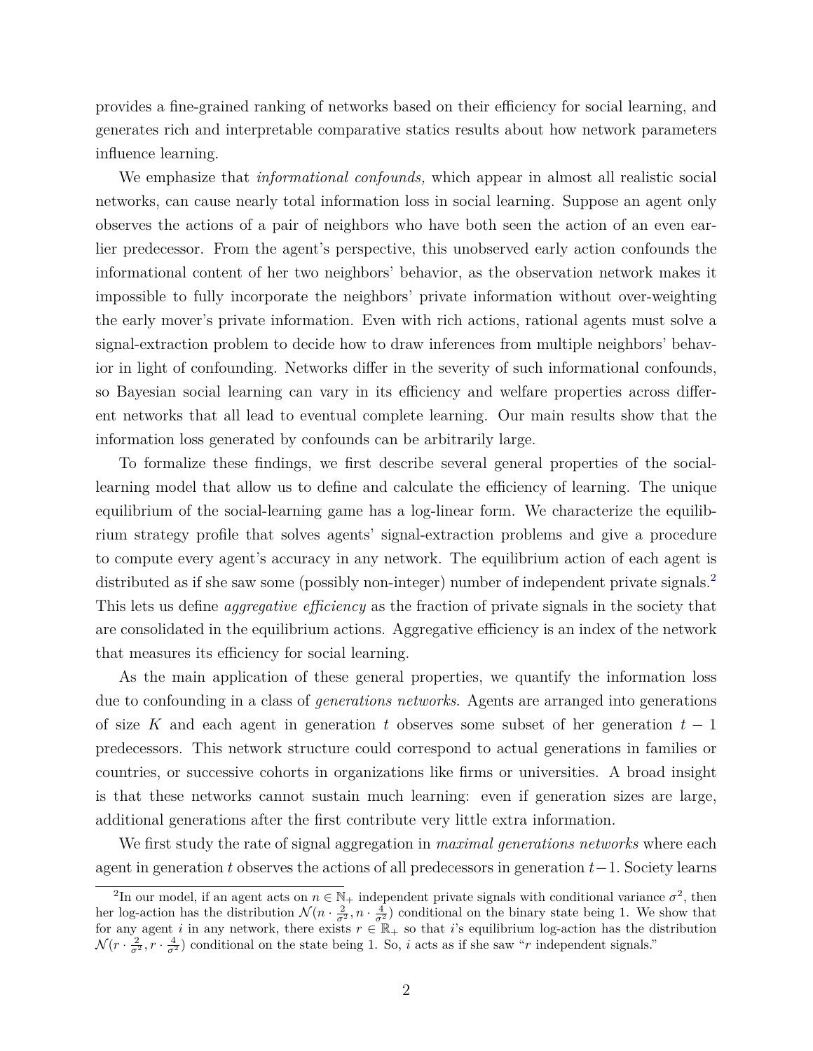provides a fine-grained ranking of networks based on their efficiency for social learning, and generates rich and interpretable comparative statics results about how network parameters influence learning.

We emphasize that *informational confounds,* which appear in almost all realistic social networks, can cause nearly total information loss in social learning. Suppose an agent only observes the actions of a pair of neighbors who have both seen the action of an even earlier predecessor. From the agent's perspective, this unobserved early action confounds the informational content of her two neighbors' behavior, as the observation network makes it impossible to fully incorporate the neighbors' private information without over-weighting the early mover's private information. Even with rich actions, rational agents must solve a signal-extraction problem to decide how to draw inferences from multiple neighbors' behavior in light of confounding. Networks differ in the severity of such informational confounds, so Bayesian social learning can vary in its efficiency and welfare properties across different networks that all lead to eventual complete learning. Our main results show that the information loss generated by confounds can be arbitrarily large.

To formalize these findings, we first describe several general properties of the social-learning model that allow us to define and calculate the efficiency of learning. The unique equilibrium of the social-learning game has a log-linear form. We characterize the equilibrium strategy profile that solves agents' signal-extraction problems and give a procedure to compute every agent's accuracy in any network. The equilibrium action of each agent is distributed as if she saw some (possibly non-integer) number of independent private signals.[2] This lets us define *aggregative efficiency* as the fraction of private signals in the society that are consolidated in the equilibrium actions. Aggregative efficiency is an index of the network that measures its efficiency for social learning.

As the main application of these general properties, we quantify the information loss due to confounding in a class of *generations networks.* Agents are arranged into generations of size $K$ and each agent in generation $t$ observes some subset of her generation $t-1$ predecessors. This network structure could correspond to actual generations in families or countries, or successive cohorts in organizations like firms or universities. A broad insight is that these networks cannot sustain much learning: even if generation sizes are large, additional generations after the first contribute very little extra information.

We first study the rate of signal aggregation in *maximal generations networks* where each agent in generation $t$ observes the actions of all predecessors in generation $t-1$. Society learns

[2] In our model, if an agent acts on $n \in \mathbb{N}_+$ independent private signals with conditional variance $\sigma^2$, then her log-action has the distribution $\mathcal{N}(n \cdot \frac{2}{\sigma^2}, n \cdot \frac{4}{\sigma^2})$ conditional on the binary state being 1. We show that for any agent $i$ in any network, there exists $r \in \mathbb{R}_+$ so that $i$'s equilibrium log-action has the distribution $\mathcal{N}(r \cdot \frac{2}{\sigma^2}, r \cdot \frac{4}{\sigma^2})$ conditional on the state being 1. So, $i$ acts as if she saw "$r$ independent signals."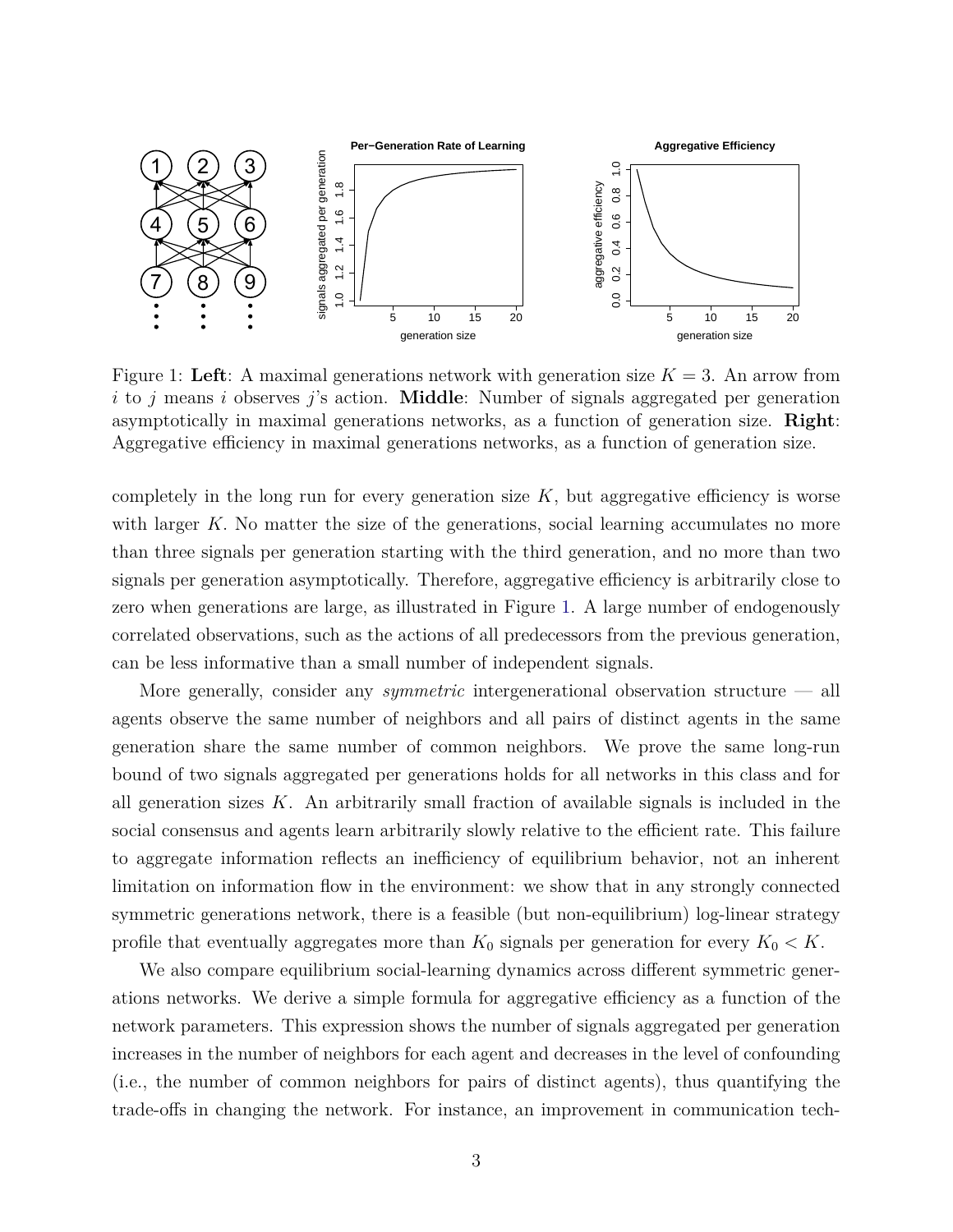Figure 1: **Left**: A maximal generations network with generation size $K = 3$. An arrow from $i$ to $j$ means $i$ observes $j$'s action. **Middle**: Number of signals aggregated per generation asymptotically in maximal generations networks, as a function of generation size. **Right**: Aggregative efficiency in maximal generations networks, as a function of generation size.

completely in the long run for every generation size $K$, but aggregative efficiency is worse with larger $K$. No matter the size of the generations, social learning accumulates no more than three signals per generation starting with the third generation, and no more than two signals per generation asymptotically. Therefore, aggregative efficiency is arbitrarily close to zero when generations are large, as illustrated in Figure 1. A large number of endogenously correlated observations, such as the actions of all predecessors from the previous generation, can be less informative than a small number of independent signals.

More generally, consider any *symmetric* intergenerational observation structure — all agents observe the same number of neighbors and all pairs of distinct agents in the same generation share the same number of common neighbors. We prove the same long-run bound of two signals aggregated per generations holds for all networks in this class and for all generation sizes $K$. An arbitrarily small fraction of available signals is included in the social consensus and agents learn arbitrarily slowly relative to the efficient rate. This failure to aggregate information reflects an inefficiency of equilibrium behavior, not an inherent limitation on information flow in the environment: we show that in any strongly connected symmetric generations network, there is a feasible (but non-equilibrium) log-linear strategy profile that eventually aggregates more than $K_0$ signals per generation for every $K_0 < K$.

We also compare equilibrium social-learning dynamics across different symmetric generations networks. We derive a simple formula for aggregative efficiency as a function of the network parameters. This expression shows the number of signals aggregated per generation increases in the number of neighbors for each agent and decreases in the level of confounding (i.e., the number of common neighbors for pairs of distinct agents), thus quantifying the trade-offs in changing the network. For instance, an improvement in communication tech-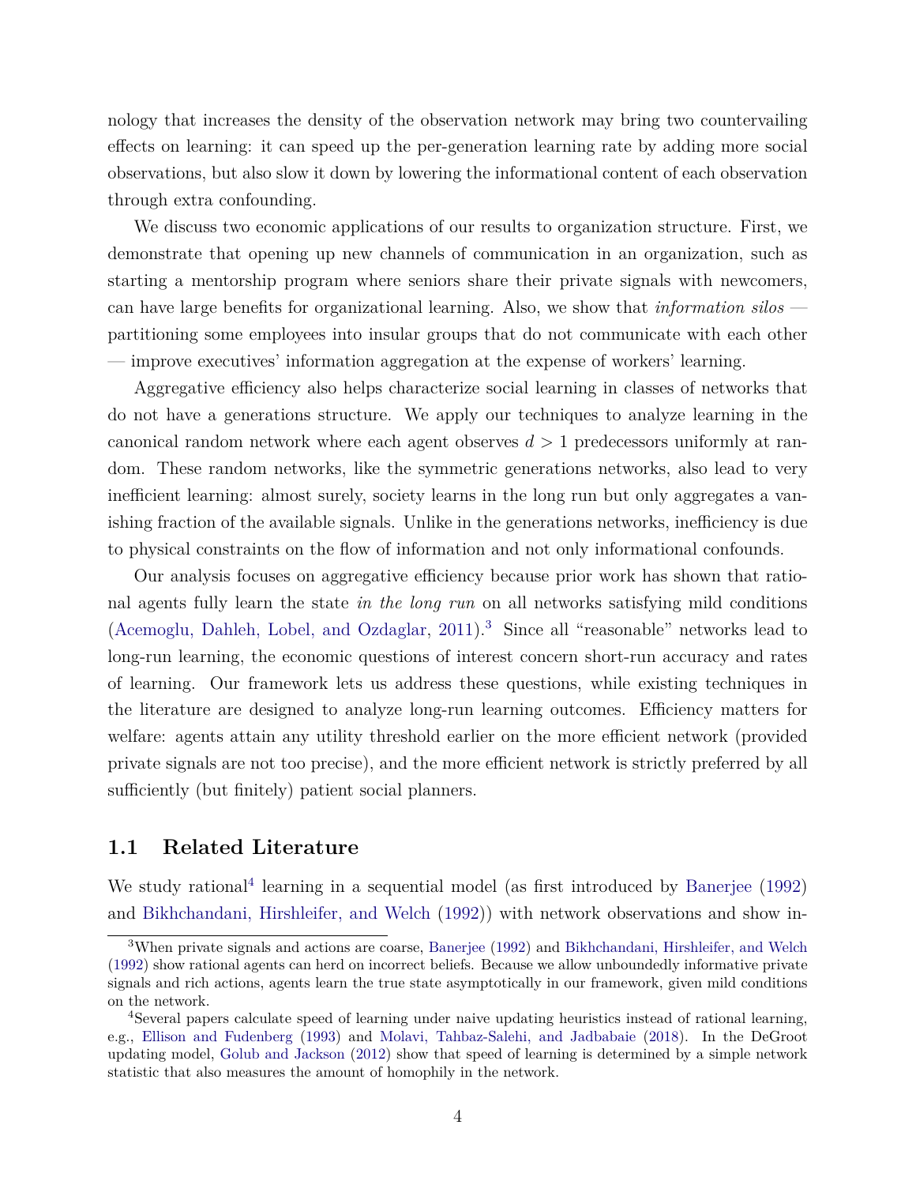nology that increases the density of the observation network may bring two countervailing effects on learning: it can speed up the per-generation learning rate by adding more social observations, but also slow it down by lowering the informational content of each observation through extra confounding.

We discuss two economic applications of our results to organization structure. First, we demonstrate that opening up new channels of communication in an organization, such as starting a mentorship program where seniors share their private signals with newcomers, can have large benefits for organizational learning. Also, we show that *information silos* — partitioning some employees into insular groups that do not communicate with each other — improve executives' information aggregation at the expense of workers' learning.

Aggregative efficiency also helps characterize social learning in classes of networks that do not have a generations structure. We apply our techniques to analyze learning in the canonical random network where each agent observes $d > 1$ predecessors uniformly at random. These random networks, like the symmetric generations networks, also lead to very inefficient learning: almost surely, society learns in the long run but only aggregates a vanishing fraction of the available signals. Unlike in the generations networks, inefficiency is due to physical constraints on the flow of information and not only informational confounds.

Our analysis focuses on aggregative efficiency because prior work has shown that rational agents fully learn the state *in the long run* on all networks satisfying mild conditions (Acemoglu, Dahleh, Lobel, and Ozdaglar, 2011).[3] Since all "reasonable" networks lead to long-run learning, the economic questions of interest concern short-run accuracy and rates of learning. Our framework lets us address these questions, while existing techniques in the literature are designed to analyze long-run learning outcomes. Efficiency matters for welfare: agents attain any utility threshold earlier on the more efficient network (provided private signals are not too precise), and the more efficient network is strictly preferred by all sufficiently (but finitely) patient social planners.

## 1.1 Related Literature

We study rational[4] learning in a sequential model (as first introduced by Banerjee (1992) and Bikhchandani, Hirshleifer, and Welch (1992)) with network observations and show in-

[3] When private signals and actions are coarse, Banerjee (1992) and Bikhchandani, Hirshleifer, and Welch (1992) show rational agents can herd on incorrect beliefs. Because we allow unboundedly informative private signals and rich actions, agents learn the true state asymptotically in our framework, given mild conditions on the network.

[4] Several papers calculate speed of learning under naive updating heuristics instead of rational learning, e.g., Ellison and Fudenberg (1993) and Molavi, Tahbaz-Salehi, and Jadbabaie (2018). In the DeGroot updating model, Golub and Jackson (2012) show that speed of learning is determined by a simple network statistic that also measures the amount of homophily in the network.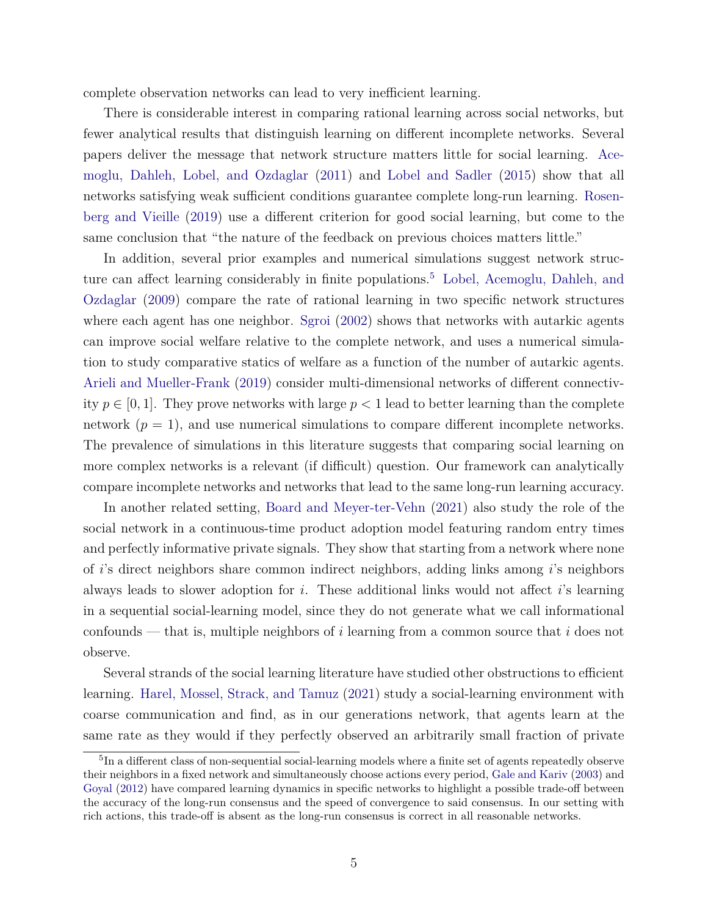complete observation networks can lead to very inefficient learning.

There is considerable interest in comparing rational learning across social networks, but fewer analytical results that distinguish learning on different incomplete networks. Several papers deliver the message that network structure matters little for social learning. Acemoglu, Dahleh, Lobel, and Ozdaglar (2011) and Lobel and Sadler (2015) show that all networks satisfying weak sufficient conditions guarantee complete long-run learning. Rosenberg and Vieille (2019) use a different criterion for good social learning, but come to the same conclusion that "the nature of the feedback on previous choices matters little."

In addition, several prior examples and numerical simulations suggest network structure can affect learning considerably in finite populations.[5] Lobel, Acemoglu, Dahleh, and Ozdaglar (2009) compare the rate of rational learning in two specific network structures where each agent has one neighbor. Sgroi (2002) shows that networks with autarkic agents can improve social welfare relative to the complete network, and uses a numerical simulation to study comparative statics of welfare as a function of the number of autarkic agents. Arieli and Mueller-Frank (2019) consider multi-dimensional networks of different connectivity $p \in [0, 1]$. They prove networks with large $p < 1$ lead to better learning than the complete network ($p = 1$), and use numerical simulations to compare different incomplete networks. The prevalence of simulations in this literature suggests that comparing social learning on more complex networks is a relevant (if difficult) question. Our framework can analytically compare incomplete networks and networks that lead to the same long-run learning accuracy.

In another related setting, Board and Meyer-ter-Vehn (2021) also study the role of the social network in a continuous-time product adoption model featuring random entry times and perfectly informative private signals. They show that starting from a network where none of $i$'s direct neighbors share common indirect neighbors, adding links among $i$'s neighbors always leads to slower adoption for $i$. These additional links would not affect $i$'s learning in a sequential social-learning model, since they do not generate what we call informational confounds — that is, multiple neighbors of $i$ learning from a common source that $i$ does not observe.

Several strands of the social learning literature have studied other obstructions to efficient learning. Harel, Mossel, Strack, and Tamuz (2021) study a social-learning environment with coarse communication and find, as in our generations network, that agents learn at the same rate as they would if they perfectly observed an arbitrarily small fraction of private

[5] In a different class of non-sequential social-learning models where a finite set of agents repeatedly observe their neighbors in a fixed network and simultaneously choose actions every period, Gale and Kariv (2003) and Goyal (2012) have compared learning dynamics in specific networks to highlight a possible trade-off between the accuracy of the long-run consensus and the speed of convergence to said consensus. In our setting with rich actions, this trade-off is absent as the long-run consensus is correct in all reasonable networks.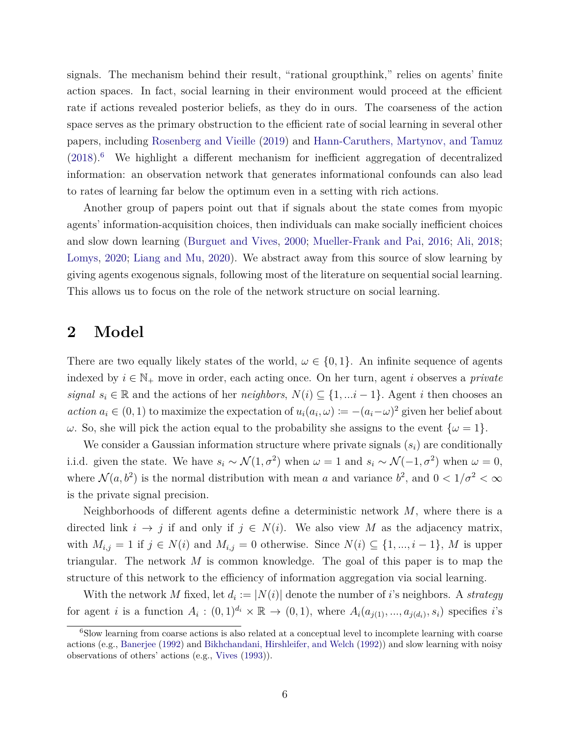signals. The mechanism behind their result, "rational groupthink," relies on agents' finite action spaces. In fact, social learning in their environment would proceed at the efficient rate if actions revealed posterior beliefs, as they do in ours. The coarseness of the action space serves as the primary obstruction to the efficient rate of social learning in several other papers, including Rosenberg and Vieille (2019) and Hann-Caruthers, Martynov, and Tamuz (2018).[6] We highlight a different mechanism for inefficient aggregation of decentralized information: an observation network that generates informational confounds can also lead to rates of learning far below the optimum even in a setting with rich actions.

Another group of papers point out that if signals about the state comes from myopic agents' information-acquisition choices, then individuals can make socially inefficient choices and slow down learning (Burguet and Vives, 2000; Mueller-Frank and Pai, 2016; Ali, 2018; Lomys, 2020; Liang and Mu, 2020). We abstract away from this source of slow learning by giving agents exogenous signals, following most of the literature on sequential social learning. This allows us to focus on the role of the network structure on social learning.

# 2 Model

There are two equally likely states of the world, $\omega \in \{0, 1\}$. An infinite sequence of agents indexed by $i \in \mathbb{N}_+$ move in order, each acting once. On her turn, agent $i$ observes a *private signal* $s_i \in \mathbb{R}$ and the actions of her *neighbors*, $N(i) \subseteq \{1, ...i-1\}$. Agent $i$ then chooses an *action* $a_i \in (0, 1)$ to maximize the expectation of $u_i(a_i, \omega) := -(a_i - \omega)^2$ given her belief about $\omega$. So, she will pick the action equal to the probability she assigns to the event $\{\omega = 1\}$.

We consider a Gaussian information structure where private signals $(s_i)$ are conditionally i.i.d. given the state. We have $s_i \sim \mathcal{N}(1, \sigma^2)$ when $\omega = 1$ and $s_i \sim \mathcal{N}(-1, \sigma^2)$ when $\omega = 0$, where $\mathcal{N}(a, b^2)$ is the normal distribution with mean $a$ and variance $b^2$, and $0 < 1/\sigma^2 < \infty$ is the private signal precision.

Neighborhoods of different agents define a deterministic network $M$, where there is a directed link $i \to j$ if and only if $j \in N(i)$. We also view $M$ as the adjacency matrix, with $M_{i,j} = 1$ if $j \in N(i)$ and $M_{i,j} = 0$ otherwise. Since $N(i) \subseteq \{1, ..., i-1\}$, $M$ is upper triangular. The network $M$ is common knowledge. The goal of this paper is to map the structure of this network to the efficiency of information aggregation via social learning.

With the network $M$ fixed, let $d_i := |N(i)|$ denote the number of $i$'s neighbors. A *strategy* for agent $i$ is a function $A_i : (0, 1)^{d_i} \times \mathbb{R} \to (0, 1)$, where $A_i(a_{j(1)}, ..., a_{j(d_i)}, s_i)$ specifies $i$'s

[6] Slow learning from coarse actions is also related at a conceptual level to incomplete learning with coarse actions (e.g., Banerjee (1992) and Bikhchandani, Hirshleifer, and Welch (1992)) and slow learning with noisy observations of others' actions (e.g., Vives (1993)).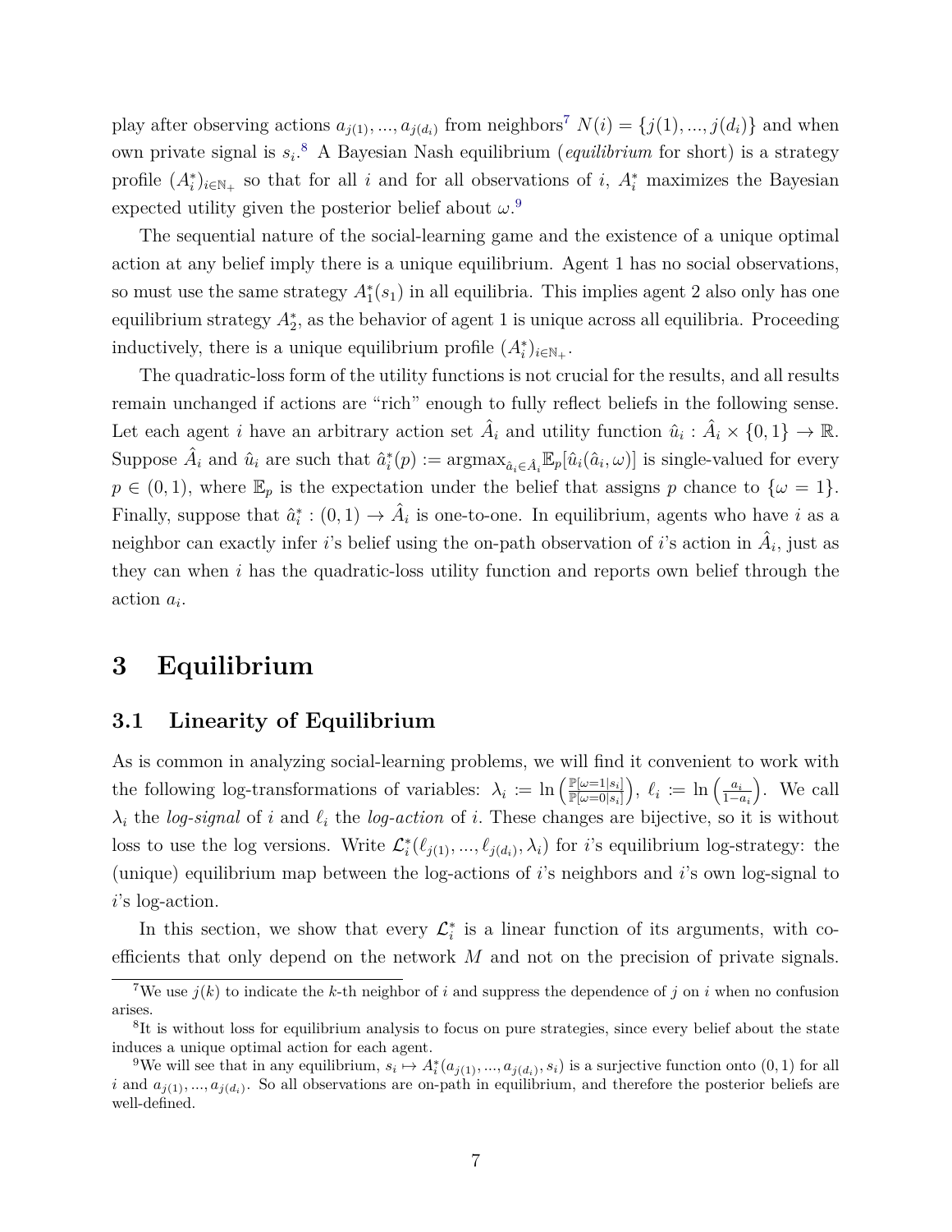play after observing actions $a_{j(1)}, ..., a_{j(d_i)}$ from neighbors[7] $N(i) = \{j(1), ..., j(d_i)\}$ and when own private signal is $s_i$.[8] A Bayesian Nash equilibrium (*equilibrium* for short) is a strategy profile $(A_i^*)_{i \in \mathbb{N}_+}$ so that for all $i$ and for all observations of $i$, $A_i^*$ maximizes the Bayesian expected utility given the posterior belief about $\omega$.[9]

The sequential nature of the social-learning game and the existence of a unique optimal action at any belief imply there is a unique equilibrium. Agent 1 has no social observations, so must use the same strategy $A_1^*(s_1)$ in all equilibria. This implies agent 2 also only has one equilibrium strategy $A_2^*$, as the behavior of agent 1 is unique across all equilibria. Proceeding inductively, there is a unique equilibrium profile $(A_i^*)_{i \in \mathbb{N}_+}$.

The quadratic-loss form of the utility functions is not crucial for the results, and all results remain unchanged if actions are "rich" enough to fully reflect beliefs in the following sense. Let each agent $i$ have an arbitrary action set $\hat{A}_i$ and utility function $\hat{u}_i : \hat{A}_i \times \{0, 1\} \to \mathbb{R}$. Suppose $\hat{A}_i$ and $\hat{u}_i$ are such that $\hat{a}_i^*(p) := \text{argmax}_{\hat{a}_i \in \hat{A}_i} \mathbb{E}_p[\hat{u}_i(\hat{a}_i, \omega)]$ is single-valued for every $p \in (0, 1)$, where $\mathbb{E}_p$ is the expectation under the belief that assigns $p$ chance to $\{\omega = 1\}$. Finally, suppose that $\hat{a}_i^* : (0, 1) \to \hat{A}_i$ is one-to-one. In equilibrium, agents who have $i$ as a neighbor can exactly infer $i$'s belief using the on-path observation of $i$'s action in $\hat{A}_i$, just as they can when $i$ has the quadratic-loss utility function and reports own belief through the action $a_i$.

# 3 Equilibrium

## 3.1 Linearity of Equilibrium

As is common in analyzing social-learning problems, we will find it convenient to work with the following log-transformations of variables: $\lambda_i := \ln\left(\frac{\mathbb{P}[\omega=1|s_i]}{\mathbb{P}[\omega=0|s_i]}\right)$, $\ell_i := \ln\left(\frac{a_i}{1-a_i}\right)$. We call $\lambda_i$ the *log-signal* of $i$ and $\ell_i$ the *log-action* of $i$. These changes are bijective, so it is without loss to use the log versions. Write $\mathcal{L}_i^*(\ell_{j(1)}, ..., \ell_{j(d_i)}, \lambda_i)$ for $i$'s equilibrium log-strategy: the (unique) equilibrium map between the log-actions of $i$'s neighbors and $i$'s own log-signal to $i$'s log-action.

In this section, we show that every $\mathcal{L}_i^*$ is a linear function of its arguments, with coefficients that only depend on the network $M$ and not on the precision of private signals.

[7] We use $j(k)$ to indicate the $k$-th neighbor of $i$ and suppress the dependence of $j$ on $i$ when no confusion arises.

[8] It is without loss for equilibrium analysis to focus on pure strategies, since every belief about the state induces a unique optimal action for each agent.

[9] We will see that in any equilibrium, $s_i \mapsto A_i^*(a_{j(1)}, ..., a_{j(d_i)}, s_i)$ is a surjective function onto $(0, 1)$ for all $i$ and $a_{j(1)}, ..., a_{j(d_i)}$. So all observations are on-path in equilibrium, and therefore the posterior beliefs are well-defined.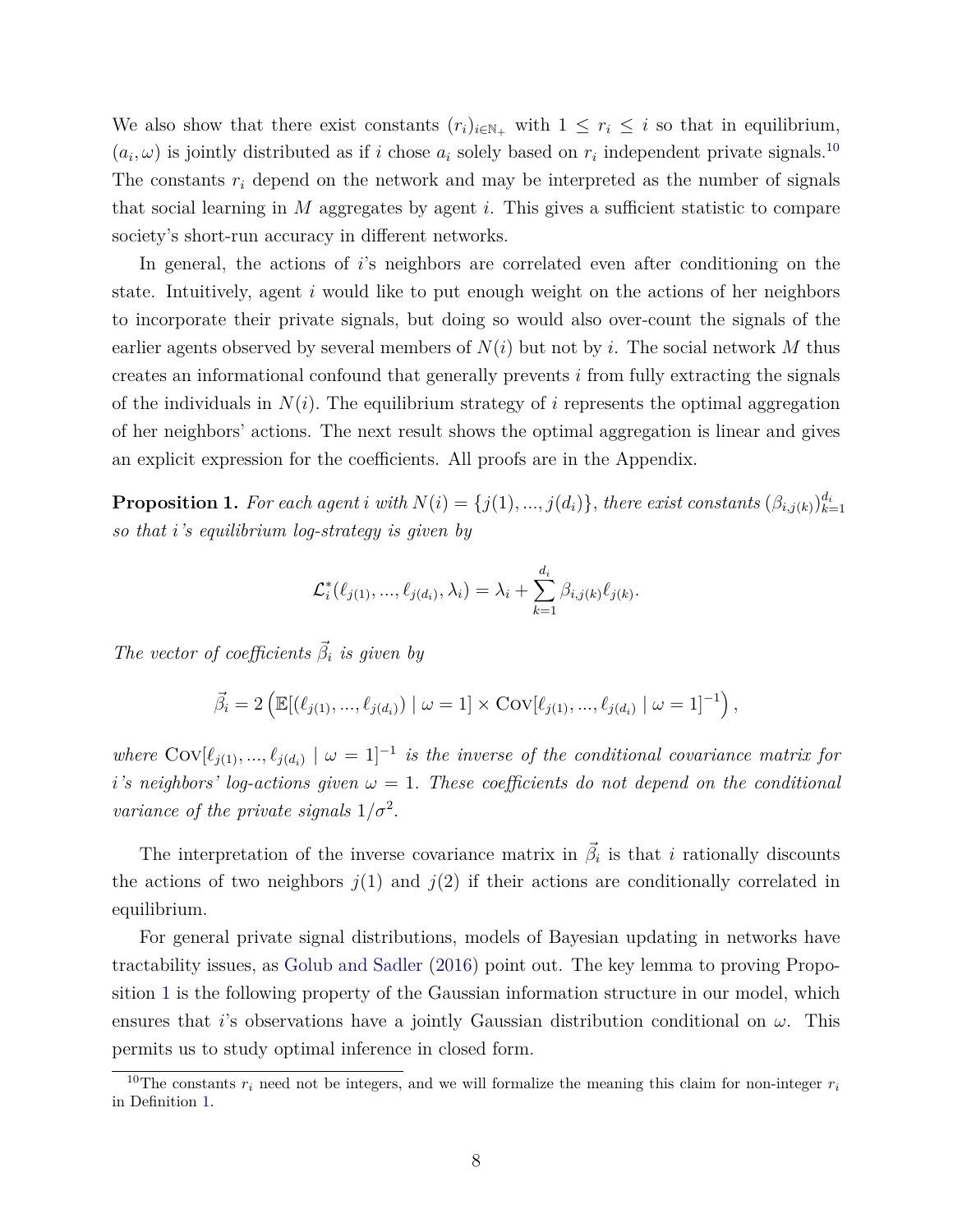We also show that there exist constants $(r_i)_{i \in \mathbb{N}_+}$ with $1 \leq r_i \leq i$ so that in equilibrium, $(a_i, \omega)$ is jointly distributed as if $i$ chose $a_i$ solely based on $r_i$ independent private signals.[10] The constants $r_i$ depend on the network and may be interpreted as the number of signals that social learning in $M$ aggregates by agent $i$. This gives a sufficient statistic to compare society's short-run accuracy in different networks.

In general, the actions of $i$'s neighbors are correlated even after conditioning on the state. Intuitively, agent $i$ would like to put enough weight on the actions of her neighbors to incorporate their private signals, but doing so would also over-count the signals of the earlier agents observed by several members of $N(i)$ but not by $i$. The social network $M$ thus creates an informational confound that generally prevents $i$ from fully extracting the signals of the individuals in $N(i)$. The equilibrium strategy of $i$ represents the optimal aggregation of her neighbors' actions. The next result shows the optimal aggregation is linear and gives an explicit expression for the coefficients. All proofs are in the Appendix.

**Proposition 1.** *For each agent $i$ with $N(i) = \{j(1), ..., j(d_i)\}$, there exist constants $(\beta_{i,j(k)})_{k=1}^{d_i}$ so that $i$'s equilibrium log-strategy is given by*

$$\mathcal{L}_i^*(\ell_{j(1)}, ..., \ell_{j(d_i)}, \lambda_i) = \lambda_i + \sum_{k=1}^{d_i} \beta_{i,j(k)} \ell_{j(k)}.$$

*The vector of coefficients $\vec{\beta}_i$ is given by*

$$\vec{\beta}_i = 2 \left( \mathbb{E}[(\ell_{j(1)}, ..., \ell_{j(d_i)}) \mid \omega = 1] \times \text{Cov}[\ell_{j(1)}, ..., \ell_{j(d_i)} \mid \omega = 1]^{-1} \right),$$

*where $\text{Cov}[\ell_{j(1)}, ..., \ell_{j(d_i)} \mid \omega = 1]^{-1}$ is the inverse of the conditional covariance matrix for $i$'s neighbors' log-actions given $\omega = 1$. These coefficients do not depend on the conditional variance of the private signals $1/\sigma^2$.*

The interpretation of the inverse covariance matrix in $\vec{\beta}_i$ is that $i$ rationally discounts the actions of two neighbors $j(1)$ and $j(2)$ if their actions are conditionally correlated in equilibrium.

For general private signal distributions, models of Bayesian updating in networks have tractability issues, as Golub and Sadler (2016) point out. The key lemma to proving Proposition 1 is the following property of the Gaussian information structure in our model, which ensures that $i$'s observations have a jointly Gaussian distribution conditional on $\omega$. This permits us to study optimal inference in closed form.

[10] The constants $r_i$ need not be integers, and we will formalize the meaning this claim for non-integer $r_i$ in Definition 1.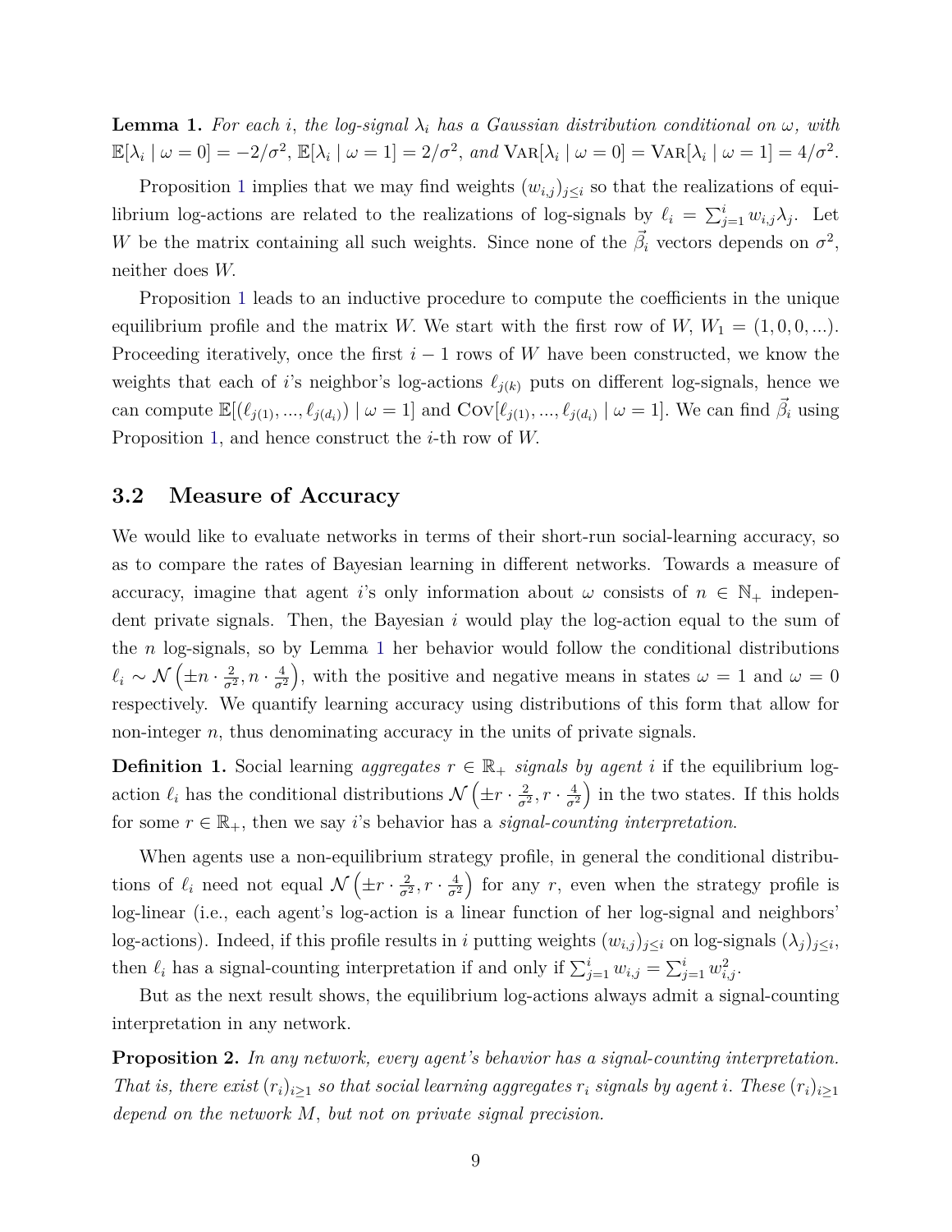**Lemma 1.** *For each $i$, the log-signal $\lambda_i$ has a Gaussian distribution conditional on $\omega$, with $\mathbb{E}[\lambda_i \mid \omega = 0] = -2/\sigma^2$, $\mathbb{E}[\lambda_i \mid \omega = 1] = 2/\sigma^2$, and $\text{Var}[\lambda_i \mid \omega = 0] = \text{Var}[\lambda_i \mid \omega = 1] = 4/\sigma^2$.*

Proposition 1 implies that we may find weights $(w_{i,j})_{j \le i}$ so that the realizations of equilibrium log-actions are related to the realizations of log-signals by $\ell_i = \sum_{j=1}^{i} w_{i,j} \lambda_j$. Let $W$ be the matrix containing all such weights. Since none of the $\vec{\beta}_i$ vectors depends on $\sigma^2$, neither does $W$.

Proposition 1 leads to an inductive procedure to compute the coefficients in the unique equilibrium profile and the matrix $W$. We start with the first row of $W$, $W_1 = (1, 0, 0, ...)$. Proceeding iteratively, once the first $i-1$ rows of $W$ have been constructed, we know the weights that each of $i$'s neighbor's log-actions $\ell_{j(k)}$ puts on different log-signals, hence we can compute $\mathbb{E}[(\ell_{j(1)}, ..., \ell_{j(d_i)}) \mid \omega = 1]$ and $\text{Cov}[\ell_{j(1)}, ..., \ell_{j(d_i)} \mid \omega = 1]$. We can find $\vec{\beta}_i$ using Proposition 1, and hence construct the $i$-th row of $W$.

## 3.2 Measure of Accuracy

We would like to evaluate networks in terms of their short-run social-learning accuracy, so as to compare the rates of Bayesian learning in different networks. Towards a measure of accuracy, imagine that agent $i$'s only information about $\omega$ consists of $n \in \mathbb{N}_+$ independent private signals. Then, the Bayesian $i$ would play the log-action equal to the sum of the $n$ log-signals, so by Lemma 1 her behavior would follow the conditional distributions $\ell_i \sim \mathcal{N}\left(\pm n \cdot \frac{2}{\sigma^2}, n \cdot \frac{4}{\sigma^2}\right)$, with the positive and negative means in states $\omega = 1$ and $\omega = 0$ respectively. We quantify learning accuracy using distributions of this form that allow for non-integer $n$, thus denominating accuracy in the units of private signals.

**Definition 1.** Social learning *aggregates $r \in \mathbb{R}_+$ signals by agent $i$* if the equilibrium log-action $\ell_i$ has the conditional distributions $\mathcal{N}\left(\pm r \cdot \frac{2}{\sigma^2}, r \cdot \frac{4}{\sigma^2}\right)$ in the two states. If this holds for some $r \in \mathbb{R}_+$, then we say $i$'s behavior has a *signal-counting interpretation*.

When agents use a non-equilibrium strategy profile, in general the conditional distributions of $\ell_i$ need not equal $\mathcal{N}\left(\pm r \cdot \frac{2}{\sigma^2}, r \cdot \frac{4}{\sigma^2}\right)$ for any $r$, even when the strategy profile is log-linear (i.e., each agent's log-action is a linear function of her log-signal and neighbors' log-actions). Indeed, if this profile results in $i$ putting weights $(w_{i,j})_{j \le i}$ on log-signals $(\lambda_j)_{j \le i}$, then $\ell_i$ has a signal-counting interpretation if and only if $\sum_{j=1}^{i} w_{i,j} = \sum_{j=1}^{i} w_{i,j}^2$.

But as the next result shows, the equilibrium log-actions always admit a signal-counting interpretation in any network.

**Proposition 2.** *In any network, every agent's behavior has a signal-counting interpretation. That is, there exist $(r_i)_{i \ge 1}$ so that social learning aggregates $r_i$ signals by agent $i$. These $(r_i)_{i \ge 1}$ depend on the network $M$, but not on private signal precision.*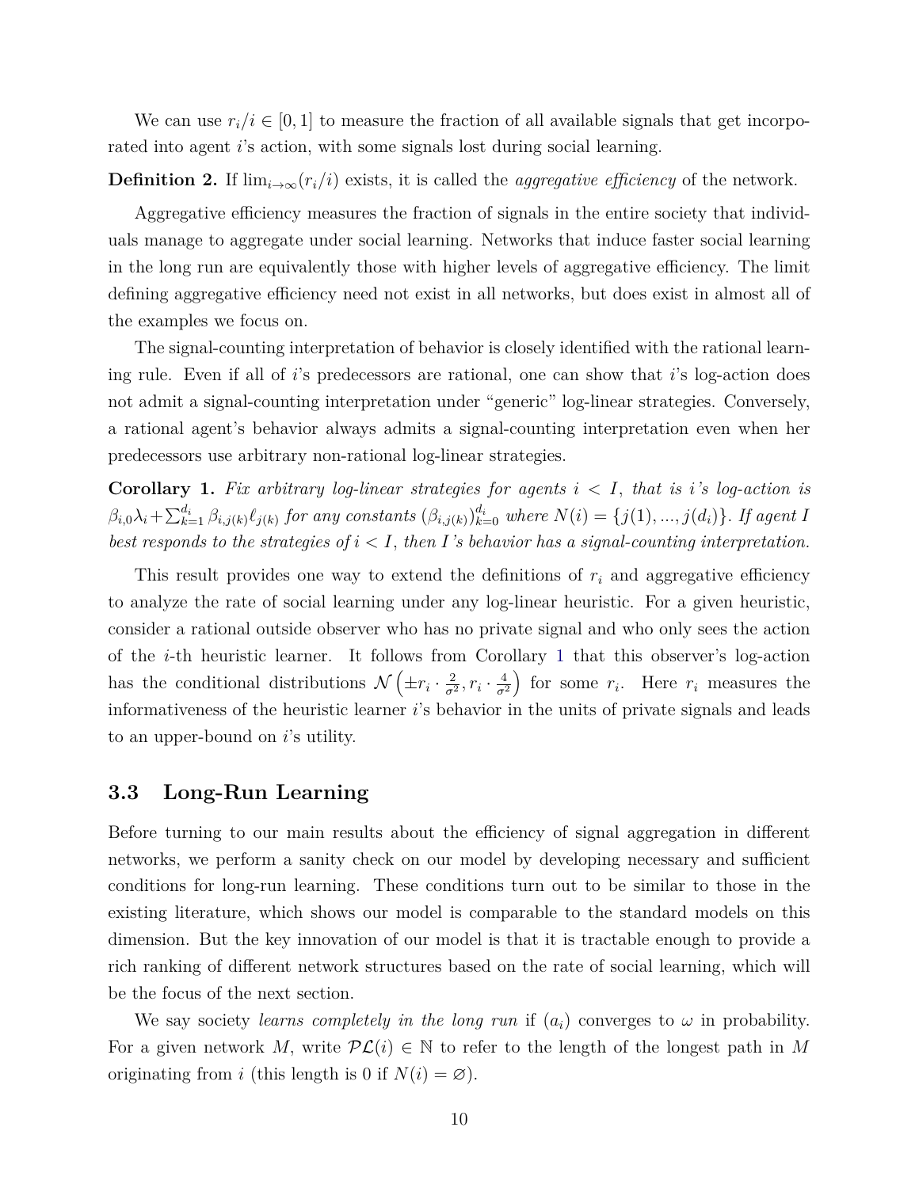We can use $r_i/i \in [0,1]$ to measure the fraction of all available signals that get incorporated into agent $i$'s action, with some signals lost during social learning.

**Definition 2.** If $\lim_{i\to\infty}(r_i/i)$ exists, it is called the *aggregative efficiency* of the network.

Aggregative efficiency measures the fraction of signals in the entire society that individuals manage to aggregate under social learning. Networks that induce faster social learning in the long run are equivalently those with higher levels of aggregative efficiency. The limit defining aggregative efficiency need not exist in all networks, but does exist in almost all of the examples we focus on.

The signal-counting interpretation of behavior is closely identified with the rational learning rule. Even if all of $i$'s predecessors are rational, one can show that $i$'s log-action does not admit a signal-counting interpretation under "generic" log-linear strategies. Conversely, a rational agent's behavior always admits a signal-counting interpretation even when her predecessors use arbitrary non-rational log-linear strategies.

**Corollary 1.** *Fix arbitrary log-linear strategies for agents $i < I$, that is $i$'s log-action is $\beta_{i,0}\lambda_i + \sum_{k=1}^{d_i} \beta_{i,j(k)}\ell_{j(k)}$ for any constants $(\beta_{i,j(k)})_{k=0}^{d_i}$ where $N(i) = \{j(1), ..., j(d_i)\}$. If agent $I$ best responds to the strategies of $i < I$, then $I$'s behavior has a signal-counting interpretation.*

This result provides one way to extend the definitions of $r_i$ and aggregative efficiency to analyze the rate of social learning under any log-linear heuristic. For a given heuristic, consider a rational outside observer who has no private signal and who only sees the action of the $i$-th heuristic learner. It follows from Corollary 1 that this observer's log-action has the conditional distributions $\mathcal{N}\left(\pm r_i \cdot \frac{2}{\sigma^2}, r_i \cdot \frac{4}{\sigma^2}\right)$ for some $r_i$. Here $r_i$ measures the informativeness of the heuristic learner $i$'s behavior in the units of private signals and leads to an upper-bound on $i$'s utility.

## 3.3 Long-Run Learning

Before turning to our main results about the efficiency of signal aggregation in different networks, we perform a sanity check on our model by developing necessary and sufficient conditions for long-run learning. These conditions turn out to be similar to those in the existing literature, which shows our model is comparable to the standard models on this dimension. But the key innovation of our model is that it is tractable enough to provide a rich ranking of different network structures based on the rate of social learning, which will be the focus of the next section.

We say society *learns completely in the long run* if $(a_i)$ converges to $\omega$ in probability. For a given network $M$, write $\mathcal{PL}(i) \in \mathbb{N}$ to refer to the length of the longest path in $M$ originating from $i$ (this length is 0 if $N(i) = \varnothing$).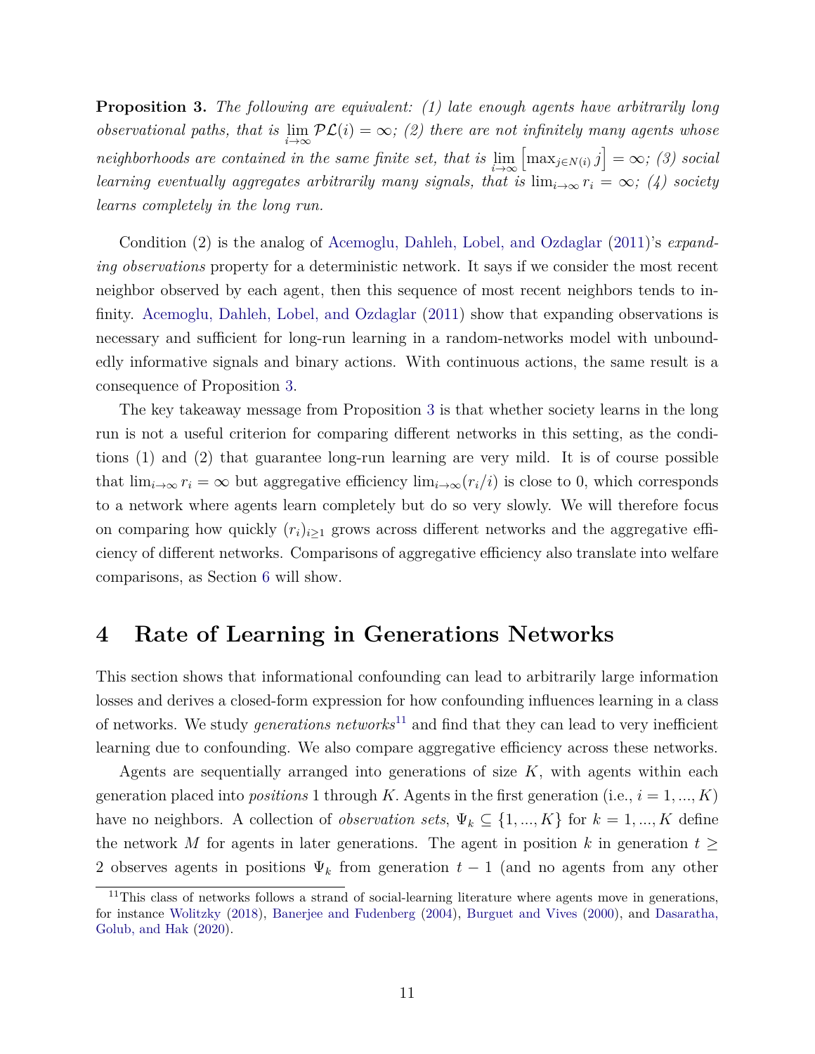**Proposition 3.** *The following are equivalent: (1) late enough agents have arbitrarily long observational paths, that is $\lim_{i\to\infty} \mathcal{PL}(i) = \infty$; (2) there are not infinitely many agents whose neighborhoods are contained in the same finite set, that is $\lim_{i\to\infty} \left[\max_{j\in N(i)} j\right] = \infty$; (3) social learning eventually aggregates arbitrarily many signals, that is $\lim_{i\to\infty} r_i = \infty$; (4) society learns completely in the long run.*

Condition (2) is the analog of Acemoglu, Dahleh, Lobel, and Ozdaglar (2011)'s *expanding observations* property for a deterministic network. It says if we consider the most recent neighbor observed by each agent, then this sequence of most recent neighbors tends to infinity. Acemoglu, Dahleh, Lobel, and Ozdaglar (2011) show that expanding observations is necessary and sufficient for long-run learning in a random-networks model with unboundedly informative signals and binary actions. With continuous actions, the same result is a consequence of Proposition 3.

The key takeaway message from Proposition 3 is that whether society learns in the long run is not a useful criterion for comparing different networks in this setting, as the conditions (1) and (2) that guarantee long-run learning are very mild. It is of course possible that $\lim_{i\to\infty} r_i = \infty$ but aggregative efficiency $\lim_{i\to\infty}(r_i/i)$ is close to 0, which corresponds to a network where agents learn completely but do so very slowly. We will therefore focus on comparing how quickly $(r_i)_{i\geq 1}$ grows across different networks and the aggregative efficiency of different networks. Comparisons of aggregative efficiency also translate into welfare comparisons, as Section 6 will show.

# 4 Rate of Learning in Generations Networks

This section shows that informational confounding can lead to arbitrarily large information losses and derives a closed-form expression for how confounding influences learning in a class of networks. We study *generations networks*[11] and find that they can lead to very inefficient learning due to confounding. We also compare aggregative efficiency across these networks.

Agents are sequentially arranged into generations of size $K$, with agents within each generation placed into *positions* 1 through $K$. Agents in the first generation (i.e., $i = 1, ..., K$) have no neighbors. A collection of *observation sets*, $\Psi_k \subseteq \{1, ..., K\}$ for $k = 1, ..., K$ define the network $M$ for agents in later generations. The agent in position $k$ in generation $t \geq 2$ observes agents in positions $\Psi_k$ from generation $t - 1$ (and no agents from any other

[11] This class of networks follows a strand of social-learning literature where agents move in generations, for instance Wolitzky (2018), Banerjee and Fudenberg (2004), Burguet and Vives (2000), and Dasaratha, Golub, and Hak (2020).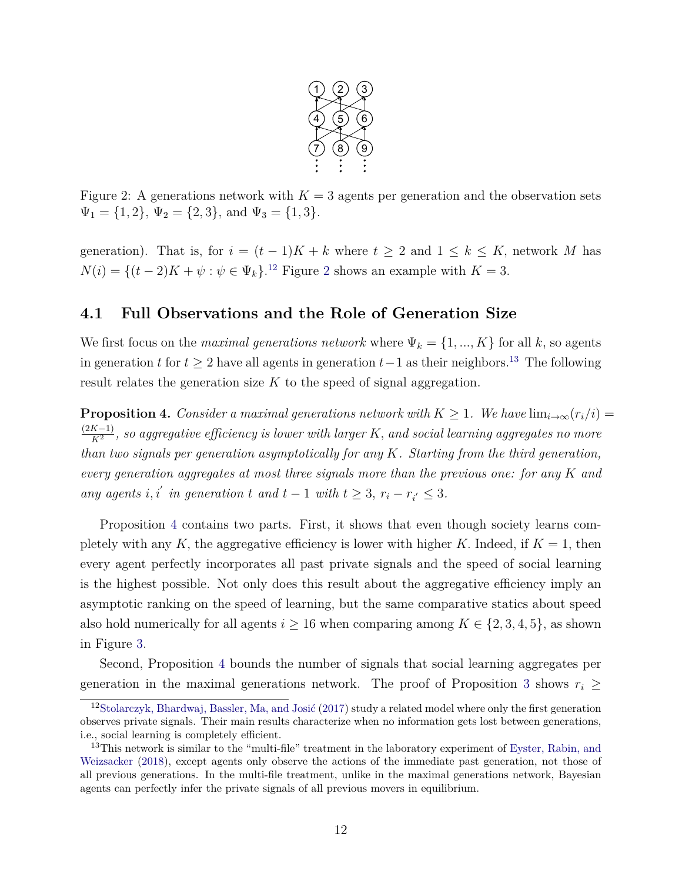Figure 2: A generations network with $K = 3$ agents per generation and the observation sets $\Psi_1 = \{1, 2\}$, $\Psi_2 = \{2, 3\}$, and $\Psi_3 = \{1, 3\}$.

generation). That is, for $i = (t-1)K + k$ where $t \geq 2$ and $1 \leq k \leq K$, network $M$ has $N(i) = \{(t-2)K + \psi : \psi \in \Psi_k\}$.[12] Figure 2 shows an example with $K = 3$.

## 4.1 Full Observations and the Role of Generation Size

We first focus on the *maximal generations network* where $\Psi_k = \{1, ..., K\}$ for all $k$, so agents in generation $t$ for $t \geq 2$ have all agents in generation $t-1$ as their neighbors.[13] The following result relates the generation size $K$ to the speed of signal aggregation.

**Proposition 4.** *Consider a maximal generations network with $K \geq 1$. We have $\lim_{i \to \infty}(r_i/i) = \frac{(2K-1)}{K^2}$, so aggregative efficiency is lower with larger $K$, and social learning aggregates no more than two signals per generation asymptotically for any $K$. Starting from the third generation, every generation aggregates at most three signals more than the previous one: for any $K$ and any agents $i, i'$ in generation $t$ and $t-1$ with $t \geq 3$, $r_i - r_{i'} \leq 3$.*

Proposition 4 contains two parts. First, it shows that even though society learns completely with any $K$, the aggregative efficiency is lower with higher $K$. Indeed, if $K = 1$, then every agent perfectly incorporates all past private signals and the speed of social learning is the highest possible. Not only does this result about the aggregative efficiency imply an asymptotic ranking on the speed of learning, but the same comparative statics about speed also hold numerically for all agents $i \geq 16$ when comparing among $K \in \{2, 3, 4, 5\}$, as shown in Figure 3.

Second, Proposition 4 bounds the number of signals that social learning aggregates per generation in the maximal generations network. The proof of Proposition 3 shows $r_i \geq$

[12] Stolarczyk, Bhardwaj, Bassler, Ma, and Josić (2017) study a related model where only the first generation observes private signals. Their main results characterize when no information gets lost between generations, i.e., social learning is completely efficient.

[13] This network is similar to the "multi-file" treatment in the laboratory experiment of Eyster, Rabin, and Weizsacker (2018), except agents only observe the actions of the immediate past generation, not those of all previous generations. In the multi-file treatment, unlike in the maximal generations network, Bayesian agents can perfectly infer the private signals of all previous movers in equilibrium.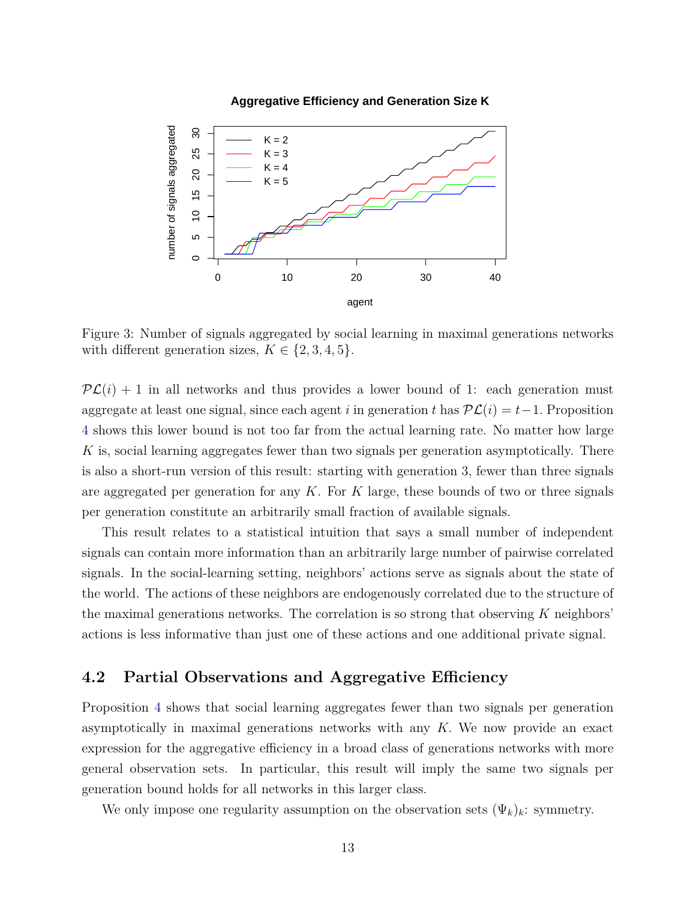Figure 3: Number of signals aggregated by social learning in maximal generations networks with different generation sizes, $K \in \{2, 3, 4, 5\}$.

$\mathcal{PL}(i) + 1$ in all networks and thus provides a lower bound of 1: each generation must aggregate at least one signal, since each agent $i$ in generation $t$ has $\mathcal{PL}(i) = t-1$. Proposition 4 shows this lower bound is not too far from the actual learning rate. No matter how large $K$ is, social learning aggregates fewer than two signals per generation asymptotically. There is also a short-run version of this result: starting with generation 3, fewer than three signals are aggregated per generation for any $K$. For $K$ large, these bounds of two or three signals per generation constitute an arbitrarily small fraction of available signals.

This result relates to a statistical intuition that says a small number of independent signals can contain more information than an arbitrarily large number of pairwise correlated signals. In the social-learning setting, neighbors' actions serve as signals about the state of the world. The actions of these neighbors are endogenously correlated due to the structure of the maximal generations networks. The correlation is so strong that observing $K$ neighbors' actions is less informative than just one of these actions and one additional private signal.

## 4.2 Partial Observations and Aggregative Efficiency

Proposition 4 shows that social learning aggregates fewer than two signals per generation asymptotically in maximal generations networks with any $K$. We now provide an exact expression for the aggregative efficiency in a broad class of generations networks with more general observation sets. In particular, this result will imply the same two signals per generation bound holds for all networks in this larger class.

We only impose one regularity assumption on the observation sets $(\Psi_k)_k$: symmetry.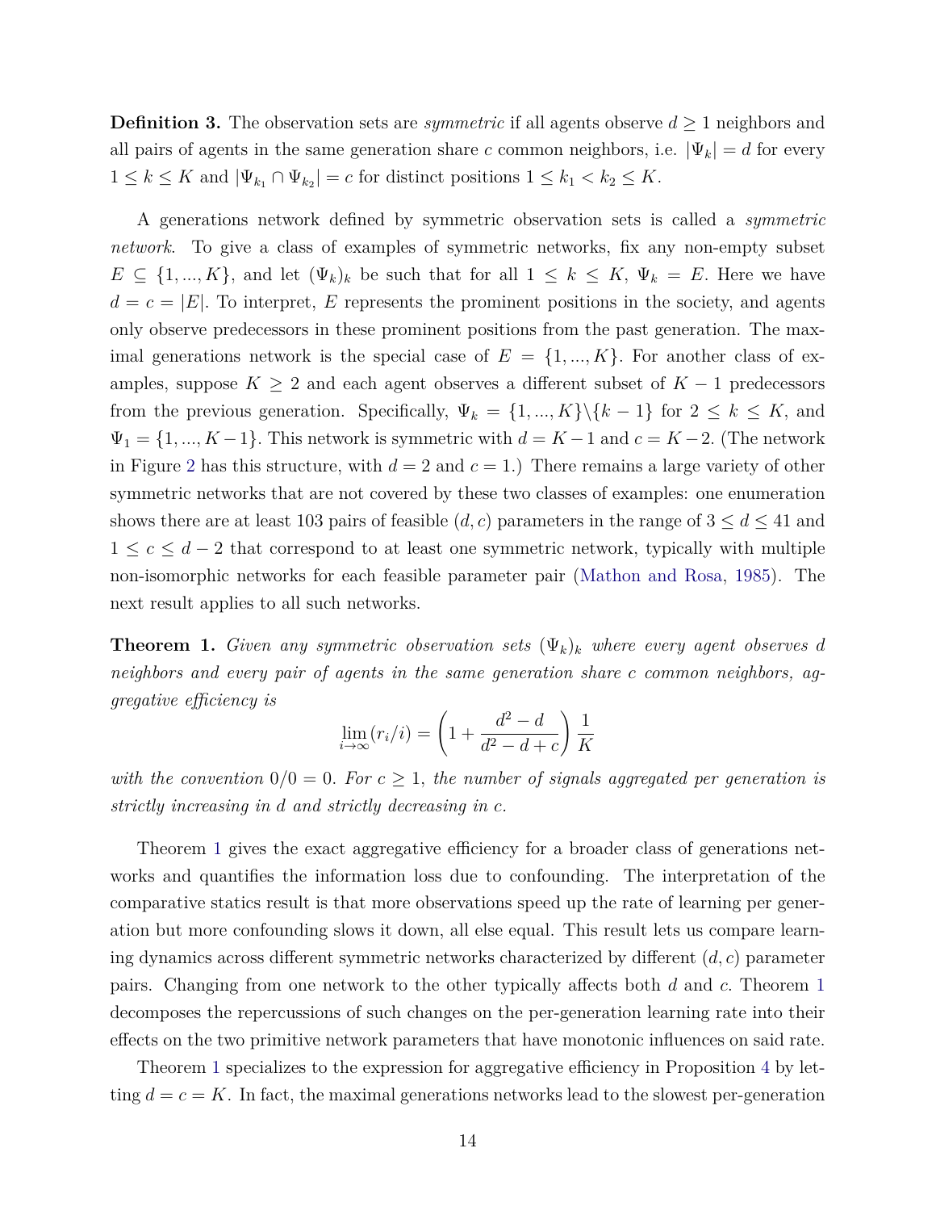**Definition 3.** The observation sets are *symmetric* if all agents observe $d \geq 1$ neighbors and all pairs of agents in the same generation share $c$ common neighbors, i.e. $|\Psi_k| = d$ for every $1 \leq k \leq K$ and $|\Psi_{k_1} \cap \Psi_{k_2}| = c$ for distinct positions $1 \leq k_1 < k_2 \leq K$.

A generations network defined by symmetric observation sets is called a *symmetric network*. To give a class of examples of symmetric networks, fix any non-empty subset $E \subseteq \{1, ..., K\}$, and let $(\Psi_k)_k$ be such that for all $1 \leq k \leq K$, $\Psi_k = E$. Here we have $d = c = |E|$. To interpret, $E$ represents the prominent positions in the society, and agents only observe predecessors in these prominent positions from the past generation. The maximal generations network is the special case of $E = \{1, ..., K\}$. For another class of examples, suppose $K \geq 2$ and each agent observes a different subset of $K - 1$ predecessors from the previous generation. Specifically, $\Psi_k = \{1, ..., K\} \backslash \{k - 1\}$ for $2 \leq k \leq K$, and $\Psi_1 = \{1, ..., K - 1\}$. This network is symmetric with $d = K - 1$ and $c = K - 2$. (The network in Figure 2 has this structure, with $d = 2$ and $c = 1$.) There remains a large variety of other symmetric networks that are not covered by these two classes of examples: one enumeration shows there are at least 103 pairs of feasible $(d, c)$ parameters in the range of $3 \leq d \leq 41$ and $1 \leq c \leq d - 2$ that correspond to at least one symmetric network, typically with multiple non-isomorphic networks for each feasible parameter pair (Mathon and Rosa, 1985). The next result applies to all such networks.

**Theorem 1.** *Given any symmetric observation sets $(\Psi_k)_k$ where every agent observes $d$ neighbors and every pair of agents in the same generation share $c$ common neighbors, aggregative efficiency is*

$$\lim_{i \to \infty} (r_i / i) = \left(1 + \frac{d^2 - d}{d^2 - d + c}\right) \frac{1}{K}$$

*with the convention $0/0 = 0$. For $c \geq 1$, the number of signals aggregated per generation is strictly increasing in $d$ and strictly decreasing in $c$.*

Theorem 1 gives the exact aggregative efficiency for a broader class of generations networks and quantifies the information loss due to confounding. The interpretation of the comparative statics result is that more observations speed up the rate of learning per generation but more confounding slows it down, all else equal. This result lets us compare learning dynamics across different symmetric networks characterized by different $(d, c)$ parameter pairs. Changing from one network to the other typically affects both $d$ and $c$. Theorem 1 decomposes the repercussions of such changes on the per-generation learning rate into their effects on the two primitive network parameters that have monotonic influences on said rate.

Theorem 1 specializes to the expression for aggregative efficiency in Proposition 4 by letting $d = c = K$. In fact, the maximal generations networks lead to the slowest per-generation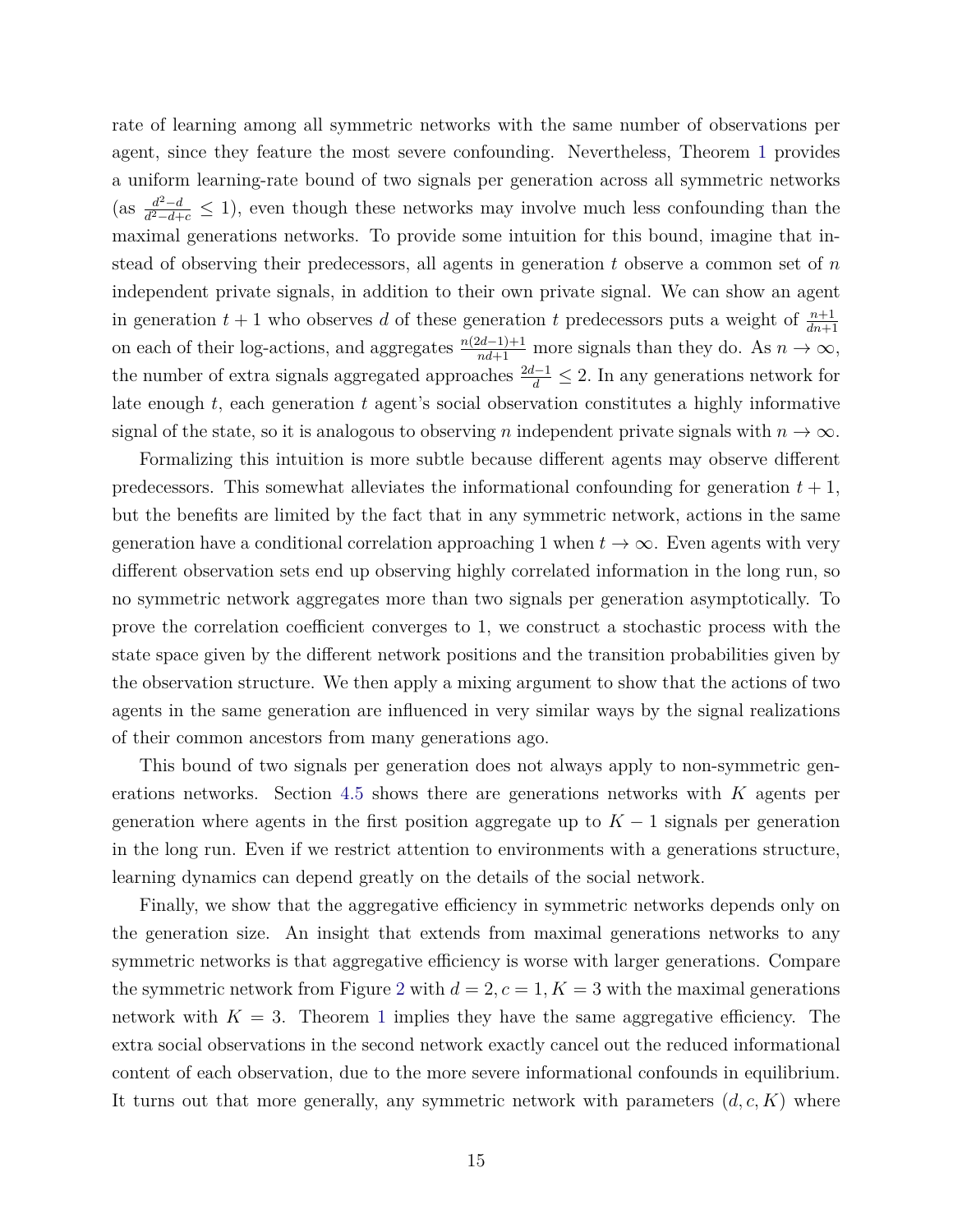rate of learning among all symmetric networks with the same number of observations per agent, since they feature the most severe confounding. Nevertheless, Theorem 1 provides a uniform learning-rate bound of two signals per generation across all symmetric networks (as $\frac{d^2-d}{d^2-d+c} \leq 1$), even though these networks may involve much less confounding than the maximal generations networks. To provide some intuition for this bound, imagine that instead of observing their predecessors, all agents in generation $t$ observe a common set of $n$ independent private signals, in addition to their own private signal. We can show an agent in generation $t+1$ who observes $d$ of these generation $t$ predecessors puts a weight of $\frac{n+1}{dn+1}$ on each of their log-actions, and aggregates $\frac{n(2d-1)+1}{nd+1}$ more signals than they do. As $n \to \infty$, the number of extra signals aggregated approaches $\frac{2d-1}{d} \leq 2$. In any generations network for late enough $t$, each generation $t$ agent's social observation constitutes a highly informative signal of the state, so it is analogous to observing $n$ independent private signals with $n \to \infty$.

Formalizing this intuition is more subtle because different agents may observe different predecessors. This somewhat alleviates the informational confounding for generation $t+1$, but the benefits are limited by the fact that in any symmetric network, actions in the same generation have a conditional correlation approaching 1 when $t \to \infty$. Even agents with very different observation sets end up observing highly correlated information in the long run, so no symmetric network aggregates more than two signals per generation asymptotically. To prove the correlation coefficient converges to 1, we construct a stochastic process with the state space given by the different network positions and the transition probabilities given by the observation structure. We then apply a mixing argument to show that the actions of two agents in the same generation are influenced in very similar ways by the signal realizations of their common ancestors from many generations ago.

This bound of two signals per generation does not always apply to non-symmetric generations networks. Section 4.5 shows there are generations networks with $K$ agents per generation where agents in the first position aggregate up to $K-1$ signals per generation in the long run. Even if we restrict attention to environments with a generations structure, learning dynamics can depend greatly on the details of the social network.

Finally, we show that the aggregative efficiency in symmetric networks depends only on the generation size. An insight that extends from maximal generations networks to any symmetric networks is that aggregative efficiency is worse with larger generations. Compare the symmetric network from Figure 2 with $d=2, c=1, K=3$ with the maximal generations network with $K=3$. Theorem 1 implies they have the same aggregative efficiency. The extra social observations in the second network exactly cancel out the reduced informational content of each observation, due to the more severe informational confounds in equilibrium. It turns out that more generally, any symmetric network with parameters $(d, c, K)$ where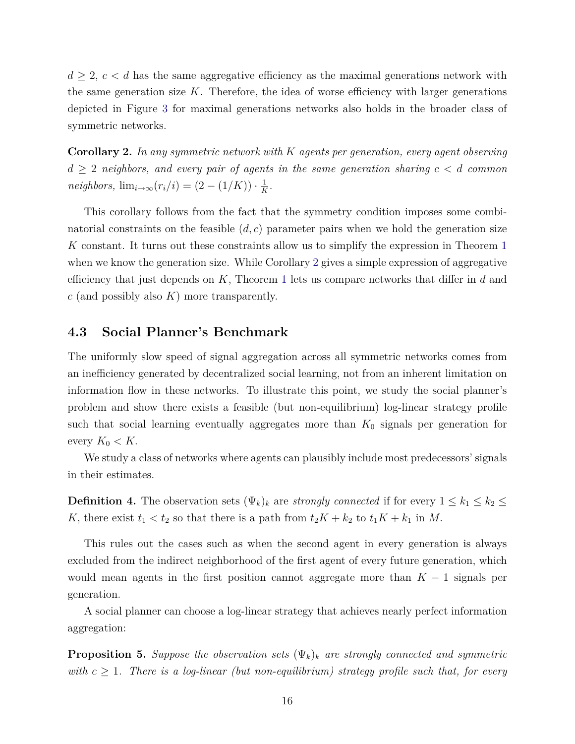$d \geq 2$, $c < d$ has the same aggregative efficiency as the maximal generations network with the same generation size $K$. Therefore, the idea of worse efficiency with larger generations depicted in Figure 3 for maximal generations networks also holds in the broader class of symmetric networks.

**Corollary 2.** *In any symmetric network with $K$ agents per generation, every agent observing $d \geq 2$ neighbors, and every pair of agents in the same generation sharing $c < d$ common neighbors,* $\lim_{i \to \infty}(r_i/i) = (2 - (1/K)) \cdot \frac{1}{K}$.

This corollary follows from the fact that the symmetry condition imposes some combinatorial constraints on the feasible $(d, c)$ parameter pairs when we hold the generation size $K$ constant. It turns out these constraints allow us to simplify the expression in Theorem 1 when we know the generation size. While Corollary 2 gives a simple expression of aggregative efficiency that just depends on $K$, Theorem 1 lets us compare networks that differ in $d$ and $c$ (and possibly also $K$) more transparently.

## 4.3 Social Planner's Benchmark

The uniformly slow speed of signal aggregation across all symmetric networks comes from an inefficiency generated by decentralized social learning, not from an inherent limitation on information flow in these networks. To illustrate this point, we study the social planner's problem and show there exists a feasible (but non-equilibrium) log-linear strategy profile such that social learning eventually aggregates more than $K_0$ signals per generation for every $K_0 < K$.

We study a class of networks where agents can plausibly include most predecessors' signals in their estimates.

**Definition 4.** The observation sets $(\Psi_k)_k$ are *strongly connected* if for every $1 \leq k_1 \leq k_2 \leq K$, there exist $t_1 < t_2$ so that there is a path from $t_2K + k_2$ to $t_1K + k_1$ in $M$.

This rules out the cases such as when the second agent in every generation is always excluded from the indirect neighborhood of the first agent of every future generation, which would mean agents in the first position cannot aggregate more than $K - 1$ signals per generation.

A social planner can choose a log-linear strategy that achieves nearly perfect information aggregation:

**Proposition 5.** *Suppose the observation sets $(\Psi_k)_k$ are strongly connected and symmetric with $c \geq 1$. There is a log-linear (but non-equilibrium) strategy profile such that, for every*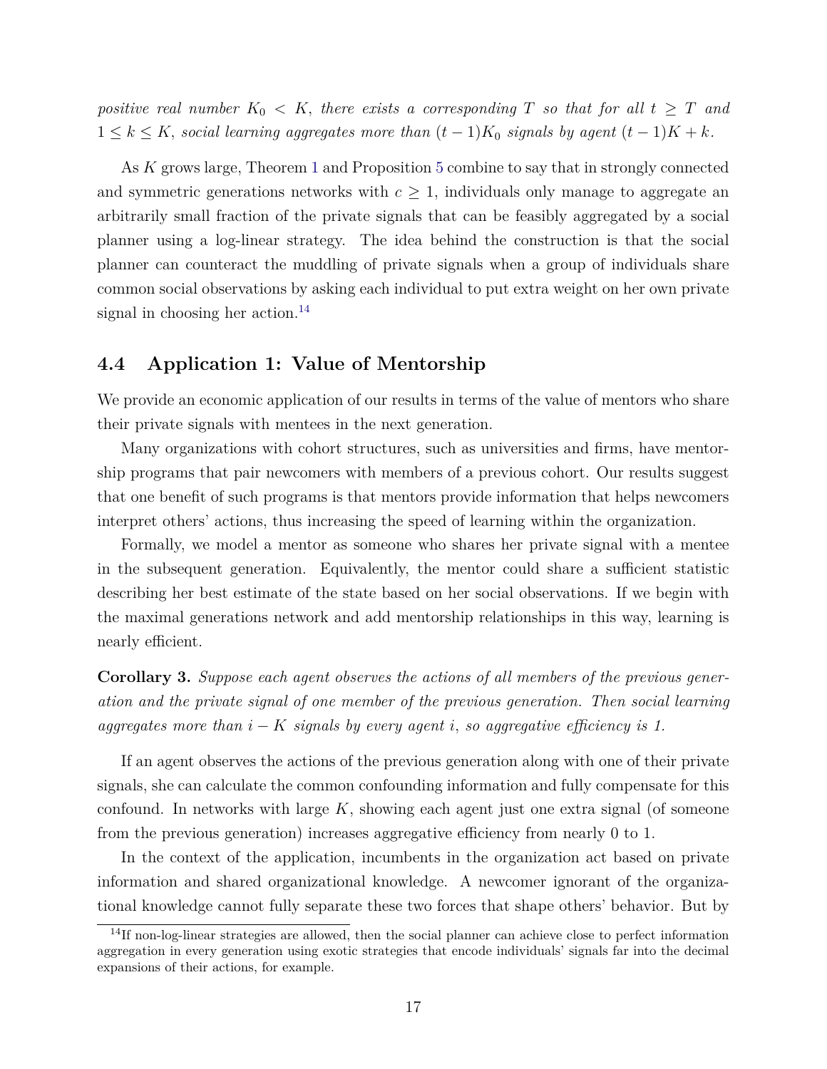*positive real number $K_0 < K$, there exists a corresponding $T$ so that for all $t \geq T$ and $1 \leq k \leq K$, social learning aggregates more than $(t-1)K_0$ signals by agent $(t-1)K + k$.*

As $K$ grows large, Theorem 1 and Proposition 5 combine to say that in strongly connected and symmetric generations networks with $c \geq 1$, individuals only manage to aggregate an arbitrarily small fraction of the private signals that can be feasibly aggregated by a social planner using a log-linear strategy. The idea behind the construction is that the social planner can counteract the muddling of private signals when a group of individuals share common social observations by asking each individual to put extra weight on her own private signal in choosing her action.[14]

## 4.4 Application 1: Value of Mentorship

We provide an economic application of our results in terms of the value of mentors who share their private signals with mentees in the next generation.

Many organizations with cohort structures, such as universities and firms, have mentorship programs that pair newcomers with members of a previous cohort. Our results suggest that one benefit of such programs is that mentors provide information that helps newcomers interpret others' actions, thus increasing the speed of learning within the organization.

Formally, we model a mentor as someone who shares her private signal with a mentee in the subsequent generation. Equivalently, the mentor could share a sufficient statistic describing her best estimate of the state based on her social observations. If we begin with the maximal generations network and add mentorship relationships in this way, learning is nearly efficient.

**Corollary 3.** *Suppose each agent observes the actions of all members of the previous generation and the private signal of one member of the previous generation. Then social learning aggregates more than $i - K$ signals by every agent $i$, so aggregative efficiency is 1.*

If an agent observes the actions of the previous generation along with one of their private signals, she can calculate the common confounding information and fully compensate for this confound. In networks with large $K$, showing each agent just one extra signal (of someone from the previous generation) increases aggregative efficiency from nearly 0 to 1.

In the context of the application, incumbents in the organization act based on private information and shared organizational knowledge. A newcomer ignorant of the organizational knowledge cannot fully separate these two forces that shape others' behavior. But by

[14] If non-log-linear strategies are allowed, then the social planner can achieve close to perfect information aggregation in every generation using exotic strategies that encode individuals' signals far into the decimal expansions of their actions, for example.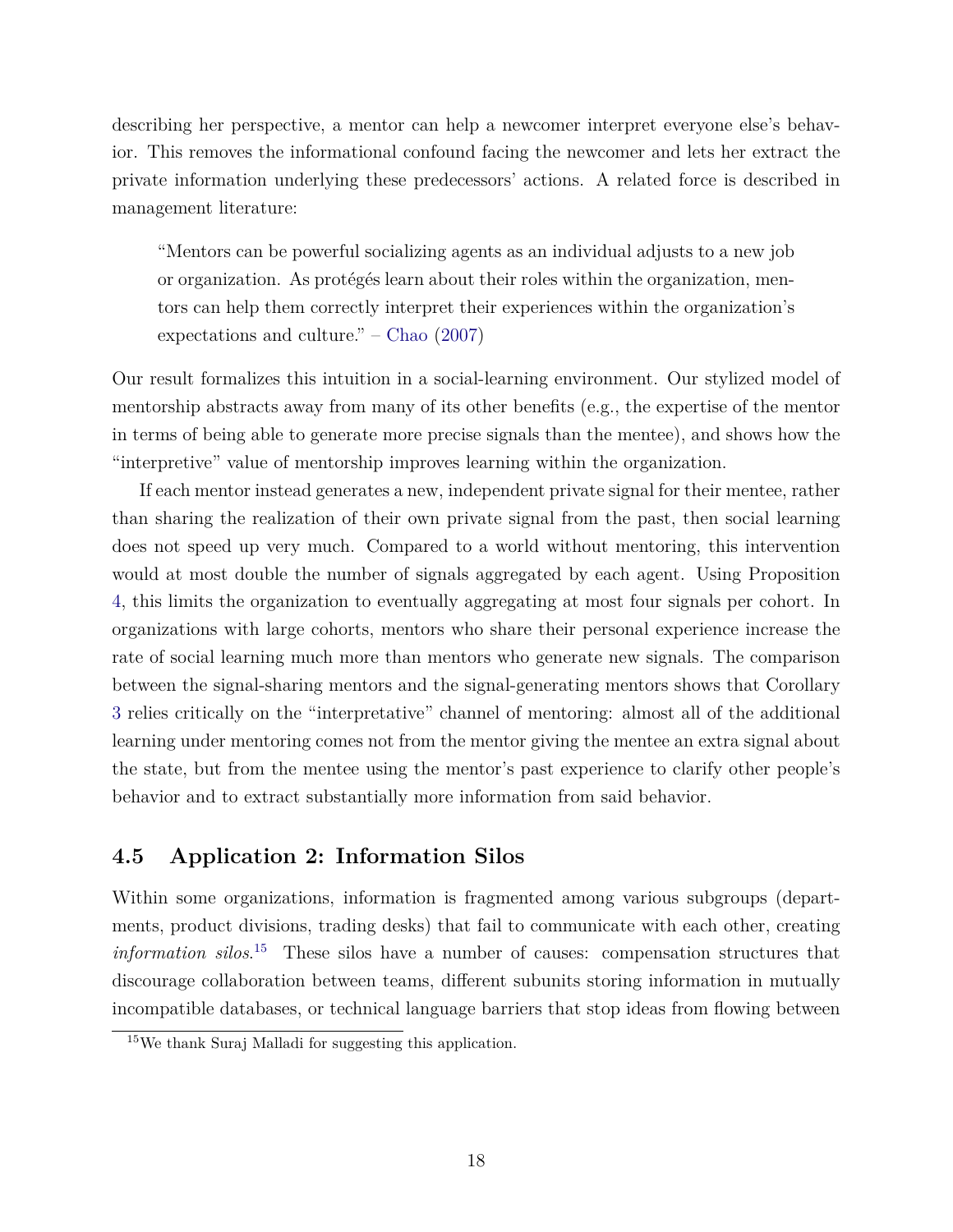describing her perspective, a mentor can help a newcomer interpret everyone else's behavior. This removes the informational confound facing the newcomer and lets her extract the private information underlying these predecessors' actions. A related force is described in management literature:

> "Mentors can be powerful socializing agents as an individual adjusts to a new job or organization. As protégés learn about their roles within the organization, mentors can help them correctly interpret their experiences within the organization's expectations and culture." – Chao (2007)

Our result formalizes this intuition in a social-learning environment. Our stylized model of mentorship abstracts away from many of its other benefits (e.g., the expertise of the mentor in terms of being able to generate more precise signals than the mentee), and shows how the "interpretive" value of mentorship improves learning within the organization.

If each mentor instead generates a new, independent private signal for their mentee, rather than sharing the realization of their own private signal from the past, then social learning does not speed up very much. Compared to a world without mentoring, this intervention would at most double the number of signals aggregated by each agent. Using Proposition 4, this limits the organization to eventually aggregating at most four signals per cohort. In organizations with large cohorts, mentors who share their personal experience increase the rate of social learning much more than mentors who generate new signals. The comparison between the signal-sharing mentors and the signal-generating mentors shows that Corollary 3 relies critically on the "interpretative" channel of mentoring: almost all of the additional learning under mentoring comes not from the mentor giving the mentee an extra signal about the state, but from the mentee using the mentor's past experience to clarify other people's behavior and to extract substantially more information from said behavior.

### 4.5 Application 2: Information Silos

Within some organizations, information is fragmented among various subgroups (departments, product divisions, trading desks) that fail to communicate with each other, creating *information silos*.[15] These silos have a number of causes: compensation structures that discourage collaboration between teams, different subunits storing information in mutually incompatible databases, or technical language barriers that stop ideas from flowing between

[15] We thank Suraj Malladi for suggesting this application.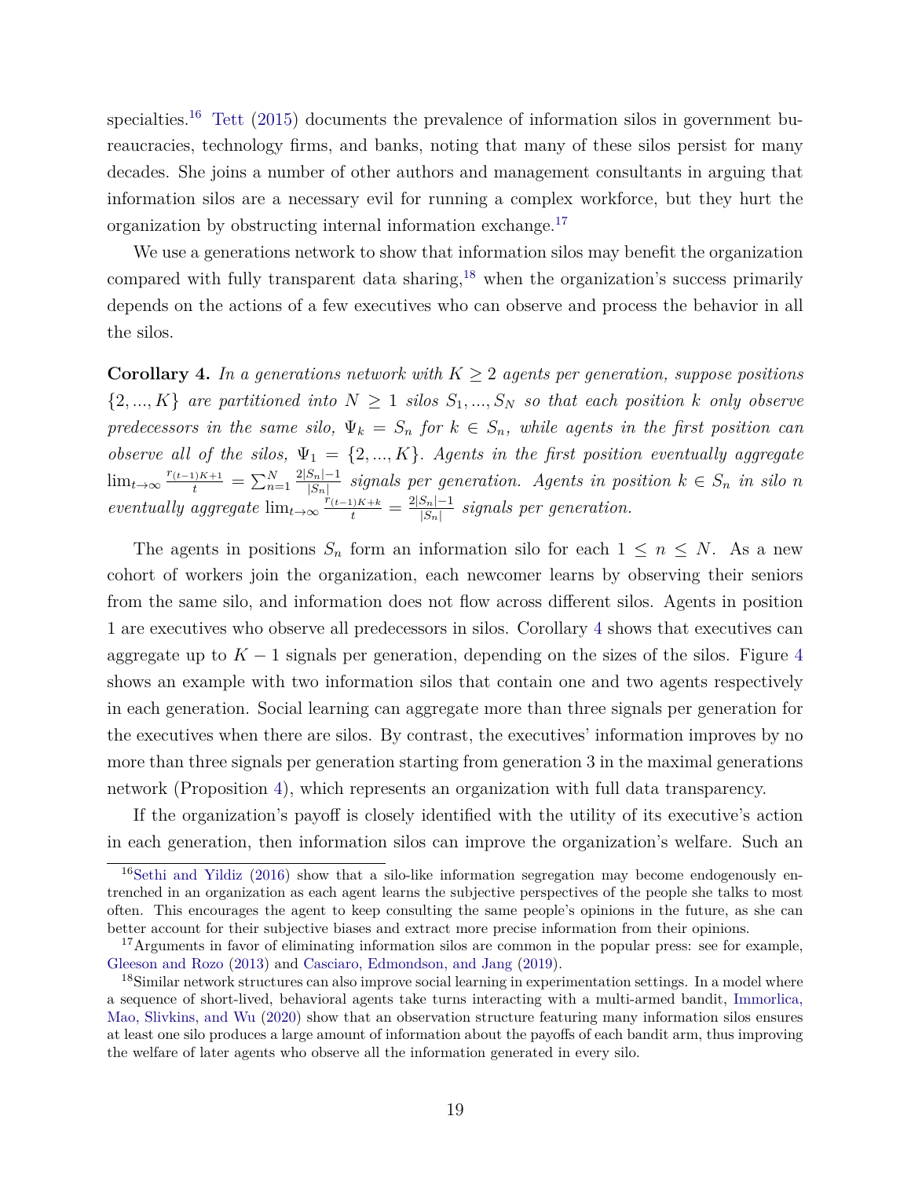specialties.[16] Tett (2015) documents the prevalence of information silos in government bureaucracies, technology firms, and banks, noting that many of these silos persist for many decades. She joins a number of other authors and management consultants in arguing that information silos are a necessary evil for running a complex workforce, but they hurt the organization by obstructing internal information exchange.[17]

We use a generations network to show that information silos may benefit the organization compared with fully transparent data sharing,[18] when the organization's success primarily depends on the actions of a few executives who can observe and process the behavior in all the silos.

**Corollary 4.** *In a generations network with $K \geq 2$ agents per generation, suppose positions $\{2, ..., K\}$ are partitioned into $N \geq 1$ silos $S_1, ..., S_N$ so that each position $k$ only observe predecessors in the same silo, $\Psi_k = S_n$ for $k \in S_n$, while agents in the first position can observe all of the silos, $\Psi_1 = \{2, ..., K\}$. Agents in the first position eventually aggregate $\lim_{t\to\infty} \frac{r_{(t-1)K+1}}{t} = \sum_{n=1}^{N} \frac{2|S_n|-1}{|S_n|}$ signals per generation. Agents in position $k \in S_n$ in silo $n$ eventually aggregate $\lim_{t\to\infty} \frac{r_{(t-1)K+k}}{t} = \frac{2|S_n|-1}{|S_n|}$ signals per generation.*

The agents in positions $S_n$ form an information silo for each $1 \leq n \leq N$. As a new cohort of workers join the organization, each newcomer learns by observing their seniors from the same silo, and information does not flow across different silos. Agents in position 1 are executives who observe all predecessors in silos. Corollary 4 shows that executives can aggregate up to $K - 1$ signals per generation, depending on the sizes of the silos. Figure 4 shows an example with two information silos that contain one and two agents respectively in each generation. Social learning can aggregate more than three signals per generation for the executives when there are silos. By contrast, the executives' information improves by no more than three signals per generation starting from generation 3 in the maximal generations network (Proposition 4), which represents an organization with full data transparency.

If the organization's payoff is closely identified with the utility of its executive's action in each generation, then information silos can improve the organization's welfare. Such an

[16] Sethi and Yildiz (2016) show that a silo-like information segregation may become endogenously entrenched in an organization as each agent learns the subjective perspectives of the people she talks to most often. This encourages the agent to keep consulting the same people's opinions in the future, as she can better account for their subjective biases and extract more precise information from their opinions.

[17] Arguments in favor of eliminating information silos are common in the popular press: see for example, Gleeson and Rozo (2013) and Casciaro, Edmondson, and Jang (2019).

[18] Similar network structures can also improve social learning in experimentation settings. In a model where a sequence of short-lived, behavioral agents take turns interacting with a multi-armed bandit, Immorlica, Mao, Slivkins, and Wu (2020) show that an observation structure featuring many information silos ensures at least one silo produces a large amount of information about the payoffs of each bandit arm, thus improving the welfare of later agents who observe all the information generated in every silo.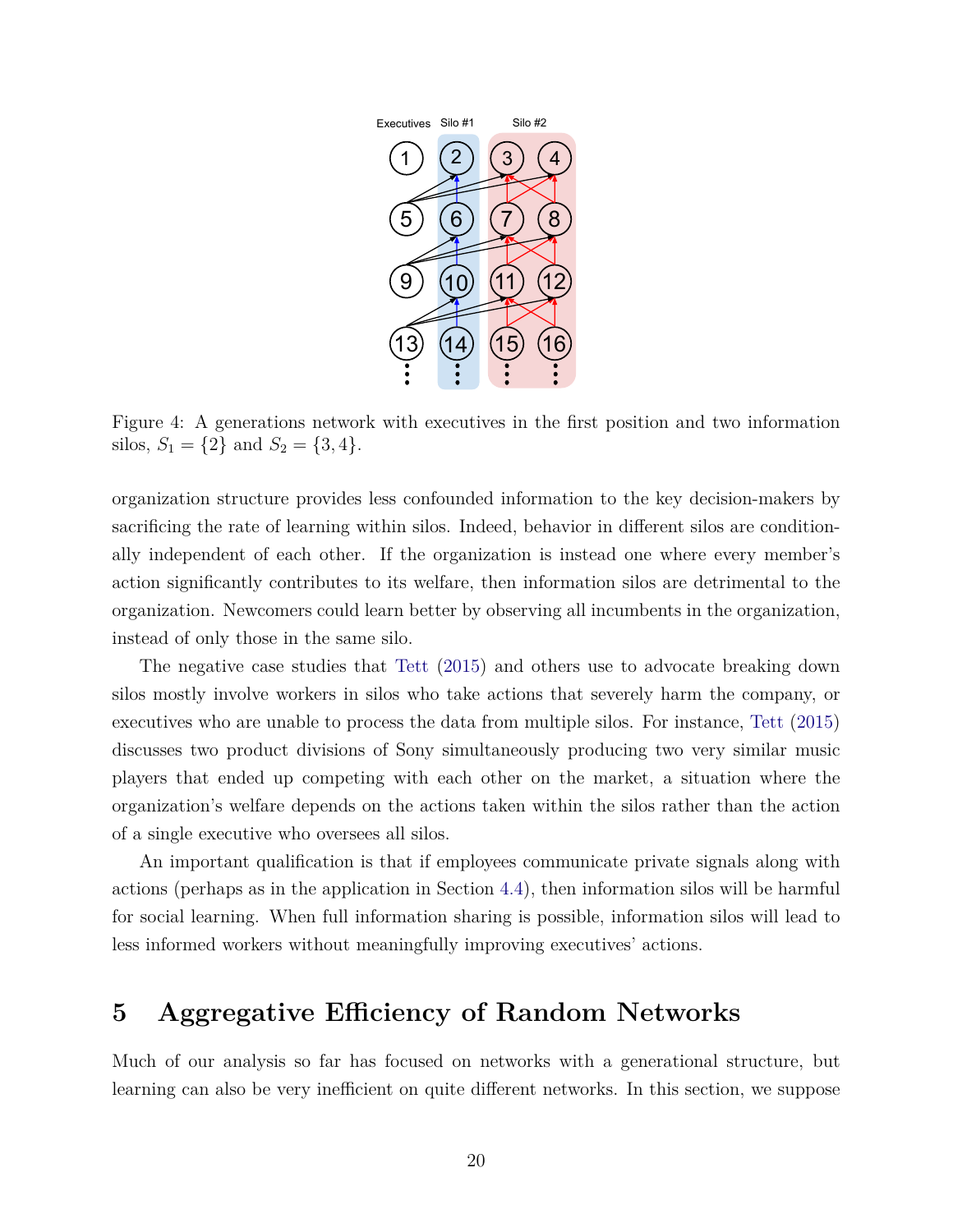Figure 4: A generations network with executives in the first position and two information silos, $S_1 = \{2\}$ and $S_2 = \{3, 4\}$.

organization structure provides less confounded information to the key decision-makers by sacrificing the rate of learning within silos. Indeed, behavior in different silos are conditionally independent of each other. If the organization is instead one where every member's action significantly contributes to its welfare, then information silos are detrimental to the organization. Newcomers could learn better by observing all incumbents in the organization, instead of only those in the same silo.

The negative case studies that Tett (2015) and others use to advocate breaking down silos mostly involve workers in silos who take actions that severely harm the company, or executives who are unable to process the data from multiple silos. For instance, Tett (2015) discusses two product divisions of Sony simultaneously producing two very similar music players that ended up competing with each other on the market, a situation where the organization's welfare depends on the actions taken within the silos rather than the action of a single executive who oversees all silos.

An important qualification is that if employees communicate private signals along with actions (perhaps as in the application in Section 4.4), then information silos will be harmful for social learning. When full information sharing is possible, information silos will lead to less informed workers without meaningfully improving executives' actions.

# 5 Aggregative Efficiency of Random Networks

Much of our analysis so far has focused on networks with a generational structure, but learning can also be very inefficient on quite different networks. In this section, we suppose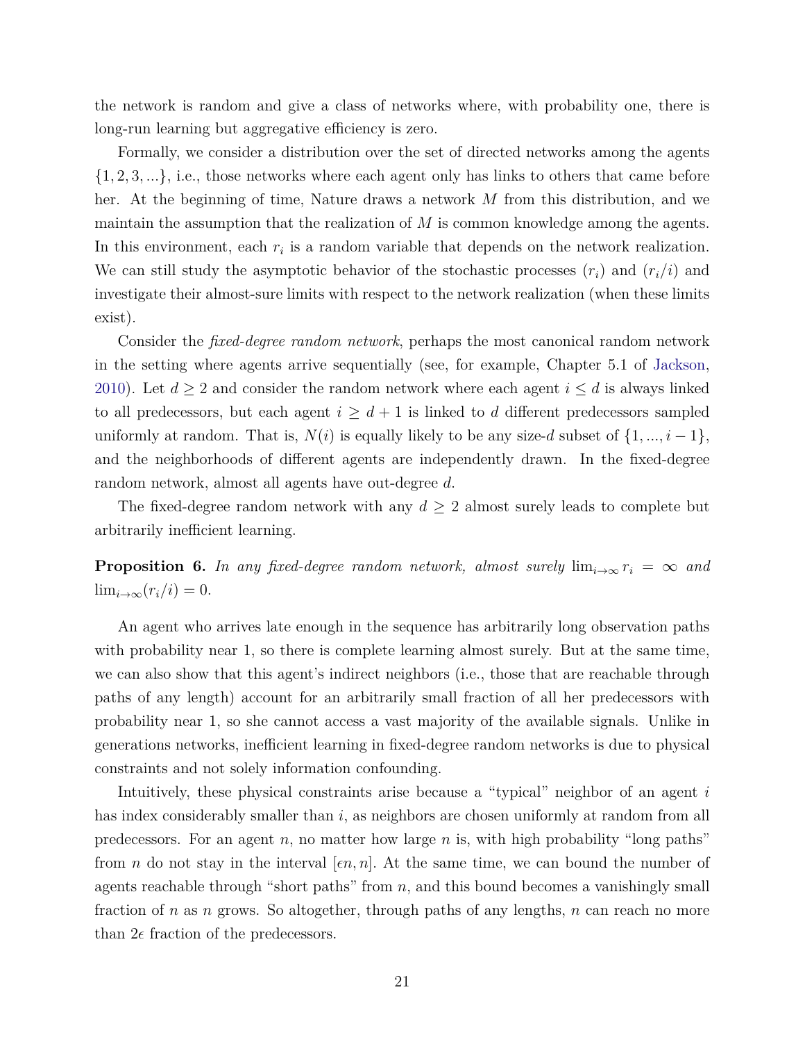the network is random and give a class of networks where, with probability one, there is long-run learning but aggregative efficiency is zero.

Formally, we consider a distribution over the set of directed networks among the agents $\{1, 2, 3, ...\}$, i.e., those networks where each agent only has links to others that came before her. At the beginning of time, Nature draws a network $M$ from this distribution, and we maintain the assumption that the realization of $M$ is common knowledge among the agents. In this environment, each $r_i$ is a random variable that depends on the network realization. We can still study the asymptotic behavior of the stochastic processes $(r_i)$ and $(r_i/i)$ and investigate their almost-sure limits with respect to the network realization (when these limits exist).

Consider the *fixed-degree random network*, perhaps the most canonical random network in the setting where agents arrive sequentially (see, for example, Chapter 5.1 of Jackson, 2010). Let $d \geq 2$ and consider the random network where each agent $i \leq d$ is always linked to all predecessors, but each agent $i \geq d + 1$ is linked to $d$ different predecessors sampled uniformly at random. That is, $N(i)$ is equally likely to be any size-$d$ subset of $\{1, ..., i - 1\}$, and the neighborhoods of different agents are independently drawn. In the fixed-degree random network, almost all agents have out-degree $d$.

The fixed-degree random network with any $d \geq 2$ almost surely leads to complete but arbitrarily inefficient learning.

**Proposition 6.** *In any fixed-degree random network, almost surely* $\lim_{i \to \infty} r_i = \infty$ *and* $\lim_{i \to \infty}(r_i/i) = 0$.

An agent who arrives late enough in the sequence has arbitrarily long observation paths with probability near 1, so there is complete learning almost surely. But at the same time, we can also show that this agent's indirect neighbors (i.e., those that are reachable through paths of any length) account for an arbitrarily small fraction of all her predecessors with probability near 1, so she cannot access a vast majority of the available signals. Unlike in generations networks, inefficient learning in fixed-degree random networks is due to physical constraints and not solely information confounding.

Intuitively, these physical constraints arise because a "typical" neighbor of an agent $i$ has index considerably smaller than $i$, as neighbors are chosen uniformly at random from all predecessors. For an agent $n$, no matter how large $n$ is, with high probability "long paths" from $n$ do not stay in the interval $[\epsilon n, n]$. At the same time, we can bound the number of agents reachable through "short paths" from $n$, and this bound becomes a vanishingly small fraction of $n$ as $n$ grows. So altogether, through paths of any lengths, $n$ can reach no more than $2\epsilon$ fraction of the predecessors.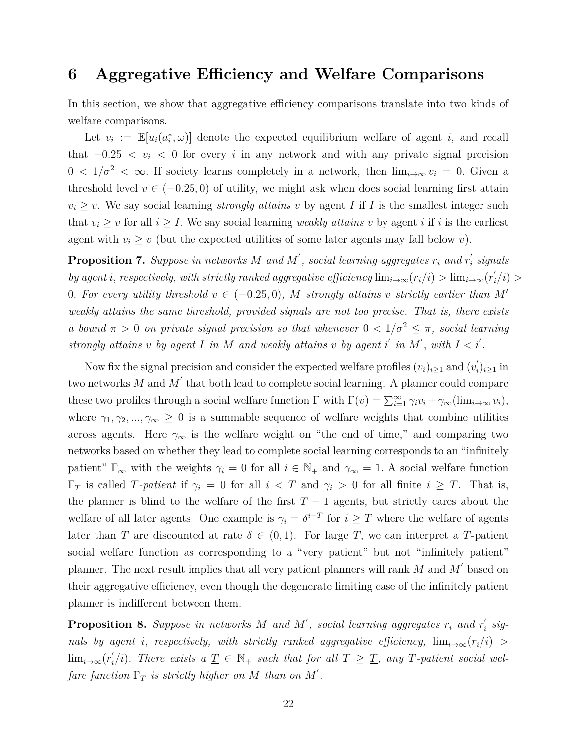# 6 Aggregative Efficiency and Welfare Comparisons

In this section, we show that aggregative efficiency comparisons translate into two kinds of welfare comparisons.

Let $v_i := \mathbb{E}[u_i(a_i^*, \omega)]$ denote the expected equilibrium welfare of agent $i$, and recall that $-0.25 < v_i < 0$ for every $i$ in any network and with any private signal precision $0 < 1/\sigma^2 < \infty$. If society learns completely in a network, then $\lim_{i\to\infty} v_i = 0$. Given a threshold level $\underline{v} \in (-0.25, 0)$ of utility, we might ask when does social learning first attain $v_i \geq \underline{v}$. We say social learning *strongly attains* $\underline{v}$ by agent $I$ if $I$ is the smallest integer such that $v_i \geq \underline{v}$ for all $i \geq I$. We say social learning *weakly attains* $\underline{v}$ by agent $i$ if $i$ is the earliest agent with $v_i \geq \underline{v}$ (but the expected utilities of some later agents may fall below $\underline{v}$).

**Proposition 7.** *Suppose in networks $M$ and $M'$, social learning aggregates $r_i$ and $r_i'$ signals by agent $i$, respectively, with strictly ranked aggregative efficiency $\lim_{i\to\infty}(r_i/i) > \lim_{i\to\infty}(r_i'/i) > 0$. For every utility threshold $\underline{v} \in (-0.25, 0)$, $M$ strongly attains $\underline{v}$ strictly earlier than $M'$ weakly attains the same threshold, provided signals are not too precise. That is, there exists a bound $\pi > 0$ on private signal precision so that whenever $0 < 1/\sigma^2 \leq \pi$, social learning strongly attains $\underline{v}$ by agent $I$ in $M$ and weakly attains $\underline{v}$ by agent $i'$ in $M'$, with $I < i'$.*

Now fix the signal precision and consider the expected welfare profiles $(v_i)_{i\geq 1}$ and $(v_i')_{i\geq 1}$ in two networks $M$ and $M'$ that both lead to complete social learning. A planner could compare these two profiles through a social welfare function $\Gamma$ with $\Gamma(v) = \sum_{i=1}^{\infty} \gamma_i v_i + \gamma_\infty(\lim_{i\to\infty} v_i)$, where $\gamma_1, \gamma_2, ..., \gamma_\infty \geq 0$ is a summable sequence of welfare weights that combine utilities across agents. Here $\gamma_\infty$ is the welfare weight on "the end of time," and comparing two networks based on whether they lead to complete social learning corresponds to an "infinitely patient" $\Gamma_\infty$ with the weights $\gamma_i = 0$ for all $i \in \mathbb{N}_+$ and $\gamma_\infty = 1$. A social welfare function $\Gamma_T$ is called *$T$-patient* if $\gamma_i = 0$ for all $i < T$ and $\gamma_i > 0$ for all finite $i \geq T$. That is, the planner is blind to the welfare of the first $T-1$ agents, but strictly cares about the welfare of all later agents. One example is $\gamma_i = \delta^{i-T}$ for $i \geq T$ where the welfare of agents later than $T$ are discounted at rate $\delta \in (0, 1)$. For large $T$, we can interpret a $T$-patient social welfare function as corresponding to a "very patient" but not "infinitely patient" planner. The next result implies that all very patient planners will rank $M$ and $M'$ based on their aggregative efficiency, even though the degenerate limiting case of the infinitely patient planner is indifferent between them.

**Proposition 8.** *Suppose in networks $M$ and $M'$, social learning aggregates $r_i$ and $r_i'$ signals by agent $i$, respectively, with strictly ranked aggregative efficiency, $\lim_{i\to\infty}(r_i/i) > \lim_{i\to\infty}(r_i'/i)$. There exists a $\underline{T} \in \mathbb{N}_+$ such that for all $T \geq \underline{T}$, any $T$-patient social welfare function $\Gamma_T$ is strictly higher on $M$ than on $M'$.*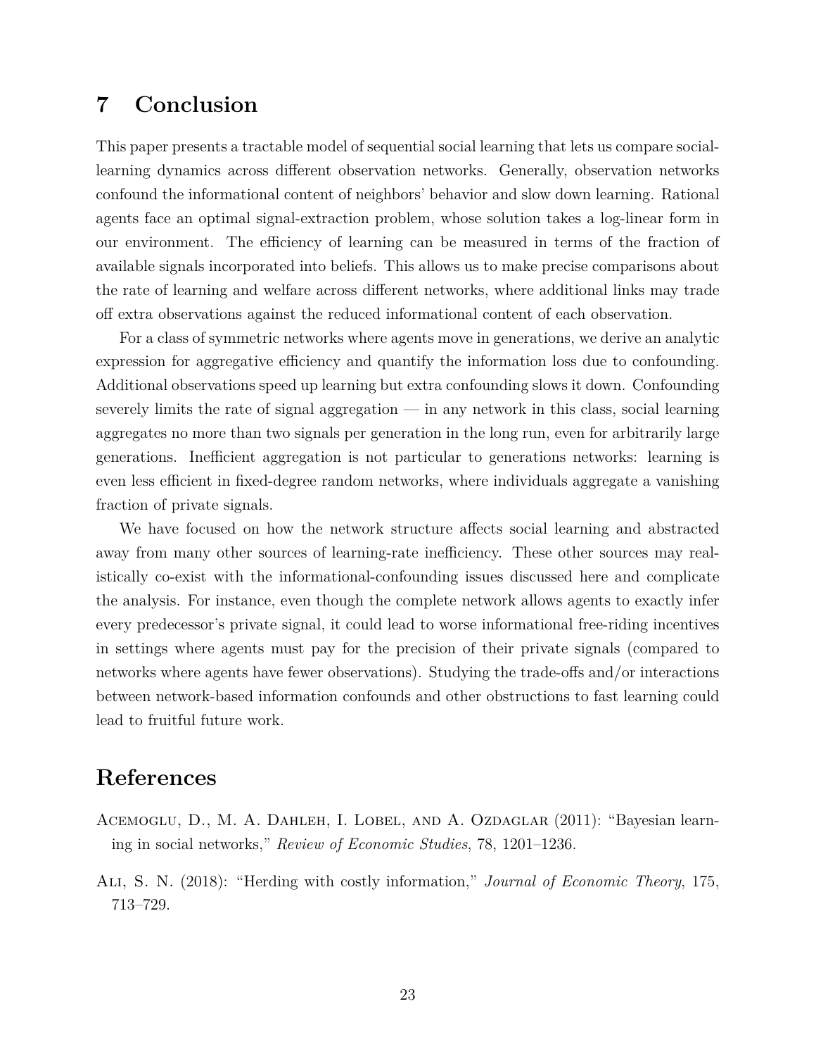# 7 Conclusion

This paper presents a tractable model of sequential social learning that lets us compare social-learning dynamics across different observation networks. Generally, observation networks confound the informational content of neighbors' behavior and slow down learning. Rational agents face an optimal signal-extraction problem, whose solution takes a log-linear form in our environment. The efficiency of learning can be measured in terms of the fraction of available signals incorporated into beliefs. This allows us to make precise comparisons about the rate of learning and welfare across different networks, where additional links may trade off extra observations against the reduced informational content of each observation.

For a class of symmetric networks where agents move in generations, we derive an analytic expression for aggregative efficiency and quantify the information loss due to confounding. Additional observations speed up learning but extra confounding slows it down. Confounding severely limits the rate of signal aggregation — in any network in this class, social learning aggregates no more than two signals per generation in the long run, even for arbitrarily large generations. Inefficient aggregation is not particular to generations networks: learning is even less efficient in fixed-degree random networks, where individuals aggregate a vanishing fraction of private signals.

We have focused on how the network structure affects social learning and abstracted away from many other sources of learning-rate inefficiency. These other sources may realistically co-exist with the informational-confounding issues discussed here and complicate the analysis. For instance, even though the complete network allows agents to exactly infer every predecessor's private signal, it could lead to worse informational free-riding incentives in settings where agents must pay for the precision of their private signals (compared to networks where agents have fewer observations). Studying the trade-offs and/or interactions between network-based information confounds and other obstructions to fast learning could lead to fruitful future work.

# References

Acemoglu, D., M. A. Dahleh, I. Lobel, and A. Ozdaglar (2011): "Bayesian learning in social networks," *Review of Economic Studies*, 78, 1201–1236.

Ali, S. N. (2018): "Herding with costly information," *Journal of Economic Theory*, 175, 713–729.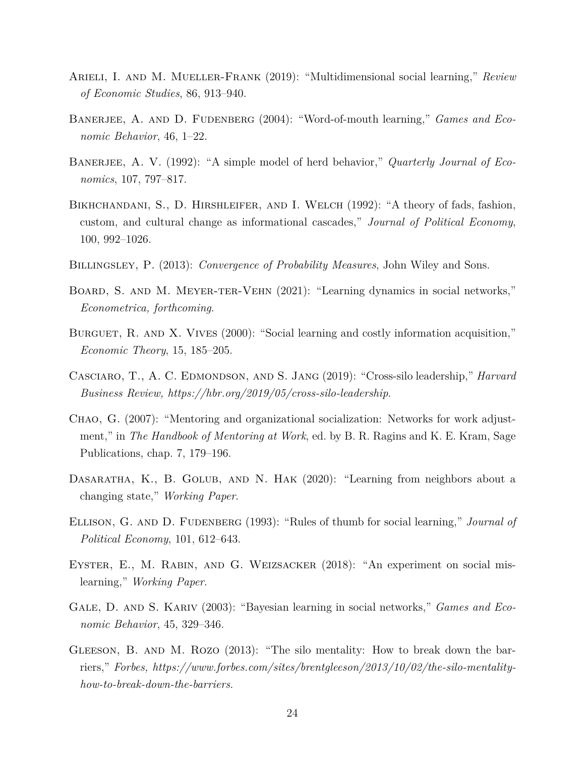Arieli, I. and M. Mueller-Frank (2019): "Multidimensional social learning," *Review of Economic Studies*, 86, 913–940.

Banerjee, A. and D. Fudenberg (2004): "Word-of-mouth learning," *Games and Economic Behavior*, 46, 1–22.

Banerjee, A. V. (1992): "A simple model of herd behavior," *Quarterly Journal of Economics*, 107, 797–817.

Bikhchandani, S., D. Hirshleifer, and I. Welch (1992): "A theory of fads, fashion, custom, and cultural change as informational cascades," *Journal of Political Economy*, 100, 992–1026.

Billingsley, P. (2013): *Convergence of Probability Measures*, John Wiley and Sons.

Board, S. and M. Meyer-ter-Vehn (2021): "Learning dynamics in social networks," *Econometrica, forthcoming*.

Burguet, R. and X. Vives (2000): "Social learning and costly information acquisition," *Economic Theory*, 15, 185–205.

Casciaro, T., A. C. Edmondson, and S. Jang (2019): "Cross-silo leadership," *Harvard Business Review, https://hbr.org/2019/05/cross-silo-leadership*.

Chao, G. (2007): "Mentoring and organizational socialization: Networks for work adjustment," in *The Handbook of Mentoring at Work*, ed. by B. R. Ragins and K. E. Kram, Sage Publications, chap. 7, 179–196.

Dasaratha, K., B. Golub, and N. Hak (2020): "Learning from neighbors about a changing state," *Working Paper*.

Ellison, G. and D. Fudenberg (1993): "Rules of thumb for social learning," *Journal of Political Economy*, 101, 612–643.

Eyster, E., M. Rabin, and G. Weizsacker (2018): "An experiment on social mislearning," *Working Paper*.

Gale, D. and S. Kariv (2003): "Bayesian learning in social networks," *Games and Economic Behavior*, 45, 329–346.

Gleeson, B. and M. Rozo (2013): "The silo mentality: How to break down the barriers," *Forbes, https://www.forbes.com/sites/brentgleeson/2013/10/02/the-silo-mentality-how-to-break-down-the-barriers*.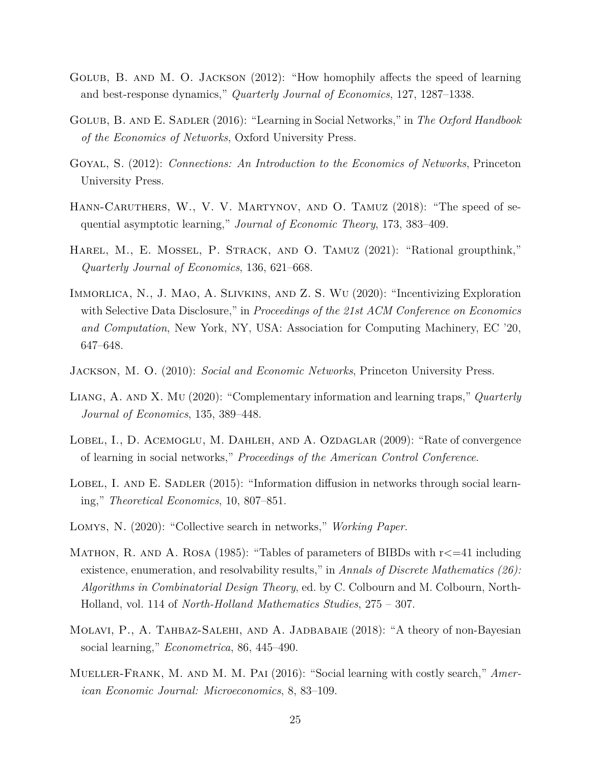Golub, B. and M. O. Jackson (2012): "How homophily affects the speed of learning and best-response dynamics," *Quarterly Journal of Economics*, 127, 1287–1338.

Golub, B. and E. Sadler (2016): "Learning in Social Networks," in *The Oxford Handbook of the Economics of Networks*, Oxford University Press.

Goyal, S. (2012): *Connections: An Introduction to the Economics of Networks*, Princeton University Press.

Hann-Caruthers, W., V. V. Martynov, and O. Tamuz (2018): "The speed of sequential asymptotic learning," *Journal of Economic Theory*, 173, 383–409.

Harel, M., E. Mossel, P. Strack, and O. Tamuz (2021): "Rational groupthink," *Quarterly Journal of Economics*, 136, 621–668.

Immorlica, N., J. Mao, A. Slivkins, and Z. S. Wu (2020): "Incentivizing Exploration with Selective Data Disclosure," in *Proceedings of the 21st ACM Conference on Economics and Computation*, New York, NY, USA: Association for Computing Machinery, EC '20, 647–648.

Jackson, M. O. (2010): *Social and Economic Networks*, Princeton University Press.

Liang, A. and X. Mu (2020): "Complementary information and learning traps," *Quarterly Journal of Economics*, 135, 389–448.

Lobel, I., D. Acemoglu, M. Dahleh, and A. Ozdaglar (2009): "Rate of convergence of learning in social networks," *Proceedings of the American Control Conference*.

Lobel, I. and E. Sadler (2015): "Information diffusion in networks through social learning," *Theoretical Economics*, 10, 807–851.

Lomys, N. (2020): "Collective search in networks," *Working Paper*.

Mathon, R. and A. Rosa (1985): "Tables of parameters of BIBDs with r<=41 including existence, enumeration, and resolvability results," in *Annals of Discrete Mathematics (26): Algorithms in Combinatorial Design Theory*, ed. by C. Colbourn and M. Colbourn, North-Holland, vol. 114 of *North-Holland Mathematics Studies*, 275 – 307.

Molavi, P., A. Tahbaz-Salehi, and A. Jadbabaie (2018): "A theory of non-Bayesian social learning," *Econometrica*, 86, 445–490.

Mueller-Frank, M. and M. M. Pai (2016): "Social learning with costly search," *American Economic Journal: Microeconomics*, 8, 83–109.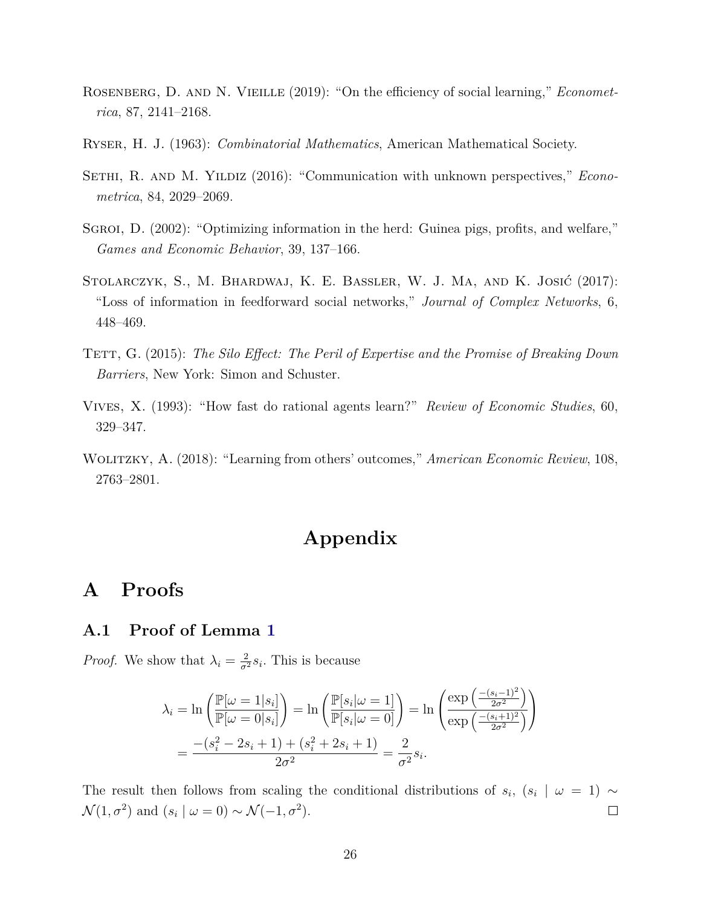Rosenberg, D. and N. Vieille (2019): "On the efficiency of social learning," *Econometrica*, 87, 2141–2168.

Ryser, H. J. (1963): *Combinatorial Mathematics*, American Mathematical Society.

Sethi, R. and M. Yildiz (2016): "Communication with unknown perspectives," *Econometrica*, 84, 2029–2069.

Sgroi, D. (2002): "Optimizing information in the herd: Guinea pigs, profits, and welfare," *Games and Economic Behavior*, 39, 137–166.

Stolarczyk, S., M. Bhardwaj, K. E. Bassler, W. J. Ma, and K. Josić (2017): "Loss of information in feedforward social networks," *Journal of Complex Networks*, 6, 448–469.

Tett, G. (2015): *The Silo Effect: The Peril of Expertise and the Promise of Breaking Down Barriers*, New York: Simon and Schuster.

Vives, X. (1993): "How fast do rational agents learn?" *Review of Economic Studies*, 60, 329–347.

Wolitzky, A. (2018): "Learning from others' outcomes," *American Economic Review*, 108, 2763–2801.

# Appendix

## A Proofs

### A.1 Proof of Lemma 1

*Proof.* We show that $\lambda_i = \frac{2}{\sigma^2} s_i$. This is because

$$\lambda_i = \ln\left(\frac{\mathbb{P}[\omega = 1|s_i]}{\mathbb{P}[\omega = 0|s_i]}\right) = \ln\left(\frac{\mathbb{P}[s_i|\omega = 1]}{\mathbb{P}[s_i|\omega = 0]}\right) = \ln\left(\frac{\exp\left(\frac{-(s_i-1)^2}{2\sigma^2}\right)}{\exp\left(\frac{-(s_i+1)^2}{2\sigma^2}\right)}\right)$$
$$= \frac{-(s_i^2 - 2s_i + 1) + (s_i^2 + 2s_i + 1)}{2\sigma^2} = \frac{2}{\sigma^2} s_i.$$

The result then follows from scaling the conditional distributions of $s_i$, $(s_i \mid \omega = 1) \sim \mathcal{N}(1, \sigma^2)$ and $(s_i \mid \omega = 0) \sim \mathcal{N}(-1, \sigma^2)$. $\square$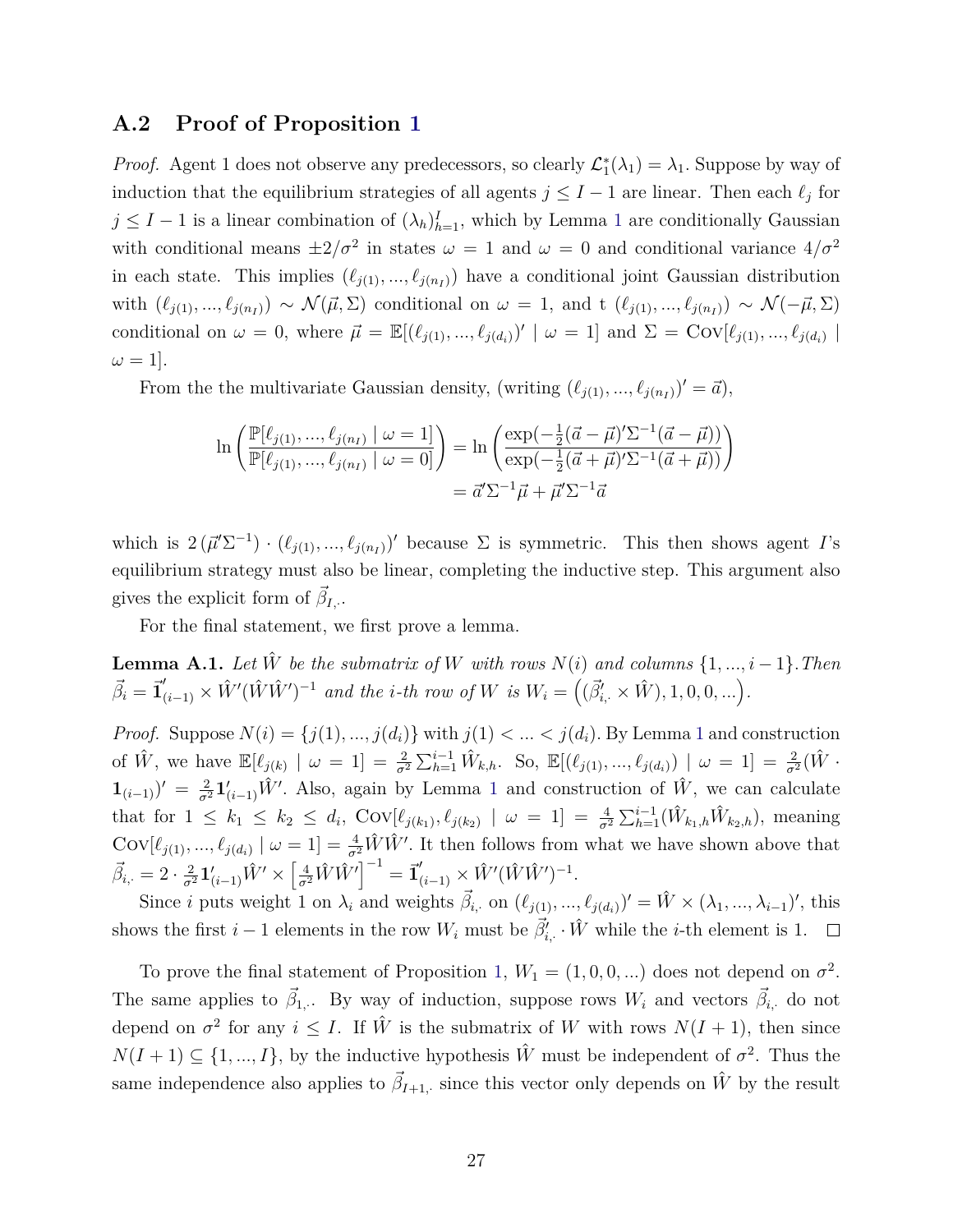### A.2 Proof of Proposition 1

*Proof.* Agent 1 does not observe any predecessors, so clearly $\mathcal{L}_1^*(\lambda_1) = \lambda_1$. Suppose by way of induction that the equilibrium strategies of all agents $j \leq I-1$ are linear. Then each $\ell_j$ for $j \leq I-1$ is a linear combination of $(\lambda_h)_{h=1}^I$, which by Lemma 1 are conditionally Gaussian with conditional means $\pm 2/\sigma^2$ in states $\omega = 1$ and $\omega = 0$ and conditional variance $4/\sigma^2$ in each state. This implies $(\ell_{j(1)}, ..., \ell_{j(n_I)})$ have a conditional joint Gaussian distribution with $(\ell_{j(1)}, ..., \ell_{j(n_I)}) \sim \mathcal{N}(\vec{\mu}, \Sigma)$ conditional on $\omega = 1$, and t $(\ell_{j(1)}, ..., \ell_{j(n_I)}) \sim \mathcal{N}(-\vec{\mu}, \Sigma)$ conditional on $\omega = 0$, where $\vec{\mu} = \mathbb{E}[(\ell_{j(1)}, ..., \ell_{j(d_i)})' \mid \omega = 1]$ and $\Sigma = \text{Cov}[\ell_{j(1)}, ..., \ell_{j(d_i)} \mid \omega = 1]$.

From the the multivariate Gaussian density, (writing $(\ell_{j(1)}, ..., \ell_{j(n_I)})' = \vec{a}$),

$$\ln\left(\frac{\mathbb{P}[\ell_{j(1)}, ..., \ell_{j(n_I)} \mid \omega = 1]}{\mathbb{P}[\ell_{j(1)}, ..., \ell_{j(n_I)} \mid \omega = 0]}\right) = \ln\left(\frac{\exp(-\frac{1}{2}(\vec{a} - \vec{\mu})'\Sigma^{-1}(\vec{a} - \vec{\mu}))}{\exp(-\frac{1}{2}(\vec{a} + \vec{\mu})'\Sigma^{-1}(\vec{a} + \vec{\mu}))}\right)$$
$$= \vec{a}'\Sigma^{-1}\vec{\mu} + \vec{\mu}'\Sigma^{-1}\vec{a}$$

which is $2(\vec{\mu}'\Sigma^{-1}) \cdot (\ell_{j(1)}, ..., \ell_{j(n_I)})'$ because $\Sigma$ is symmetric. This then shows agent $I$'s equilibrium strategy must also be linear, completing the inductive step. This argument also gives the explicit form of $\vec{\beta}_{I,\cdot}$.

For the final statement, we first prove a lemma.

**Lemma A.1.** *Let $\hat{W}$ be the submatrix of $W$ with rows $N(i)$ and columns $\{1, ..., i-1\}$. Then $\vec{\beta}_i = \vec{\mathbf{1}}'_{(i-1)} \times \hat{W}'(\hat{W}\hat{W}')^{-1}$ and the $i$-th row of $W$ is $W_i = \left((\vec{\beta}'_{i,\cdot} \times \hat{W}), 1, 0, 0, ...\right)$.*

*Proof.* Suppose $N(i) = \{j(1), ..., j(d_i)\}$ with $j(1) < ... < j(d_i)$. By Lemma 1 and construction of $\hat{W}$, we have $\mathbb{E}[\ell_{j(k)} \mid \omega = 1] = \frac{2}{\sigma^2}\sum_{h=1}^{i-1} \hat{W}_{k,h}$. So, $\mathbb{E}[(\ell_{j(1)}, ..., \ell_{j(d_i)}) \mid \omega = 1] = \frac{2}{\sigma^2}(\hat{W} \cdot \mathbf{1}_{(i-1)})' = \frac{2}{\sigma^2}\mathbf{1}'_{(i-1)}\hat{W}'$. Also, again by Lemma 1 and construction of $\hat{W}$, we can calculate that for $1 \leq k_1 \leq k_2 \leq d_i$, $\text{Cov}[\ell_{j(k_1)}, \ell_{j(k_2)} \mid \omega = 1] = \frac{4}{\sigma^2}\sum_{h=1}^{i-1}(\hat{W}_{k_1,h}\hat{W}_{k_2,h})$, meaning $\text{Cov}[\ell_{j(1)}, ..., \ell_{j(d_i)} \mid \omega = 1] = \frac{4}{\sigma^2}\hat{W}\hat{W}'$. It then follows from what we have shown above that $\vec{\beta}_{i,\cdot} = 2 \cdot \frac{2}{\sigma^2}\mathbf{1}'_{(i-1)}\hat{W}' \times \left[\frac{4}{\sigma^2}\hat{W}\hat{W}'\right]^{-1} = \vec{\mathbf{1}}'_{(i-1)} \times \hat{W}'(\hat{W}\hat{W}')^{-1}$.

Since $i$ puts weight 1 on $\lambda_i$ and weights $\vec{\beta}_{i,\cdot}$ on $(\ell_{j(1)}, ..., \ell_{j(d_i)})' = \hat{W} \times (\lambda_1, ..., \lambda_{i-1})'$, this shows the first $i-1$ elements in the row $W_i$ must be $\vec{\beta}'_{i,\cdot} \cdot \hat{W}$ while the $i$-th element is 1. $\square$

To prove the final statement of Proposition 1, $W_1 = (1, 0, 0, ...)$ does not depend on $\sigma^2$. The same applies to $\vec{\beta}_{1,\cdot}$. By way of induction, suppose rows $W_i$ and vectors $\vec{\beta}_{i,\cdot}$ do not depend on $\sigma^2$ for any $i \leq I$. If $\hat{W}$ is the submatrix of $W$ with rows $N(I+1)$, then since $N(I+1) \subseteq \{1, ..., I\}$, by the inductive hypothesis $\hat{W}$ must be independent of $\sigma^2$. Thus the same independence also applies to $\vec{\beta}_{I+1,\cdot}$ since this vector only depends on $\hat{W}$ by the result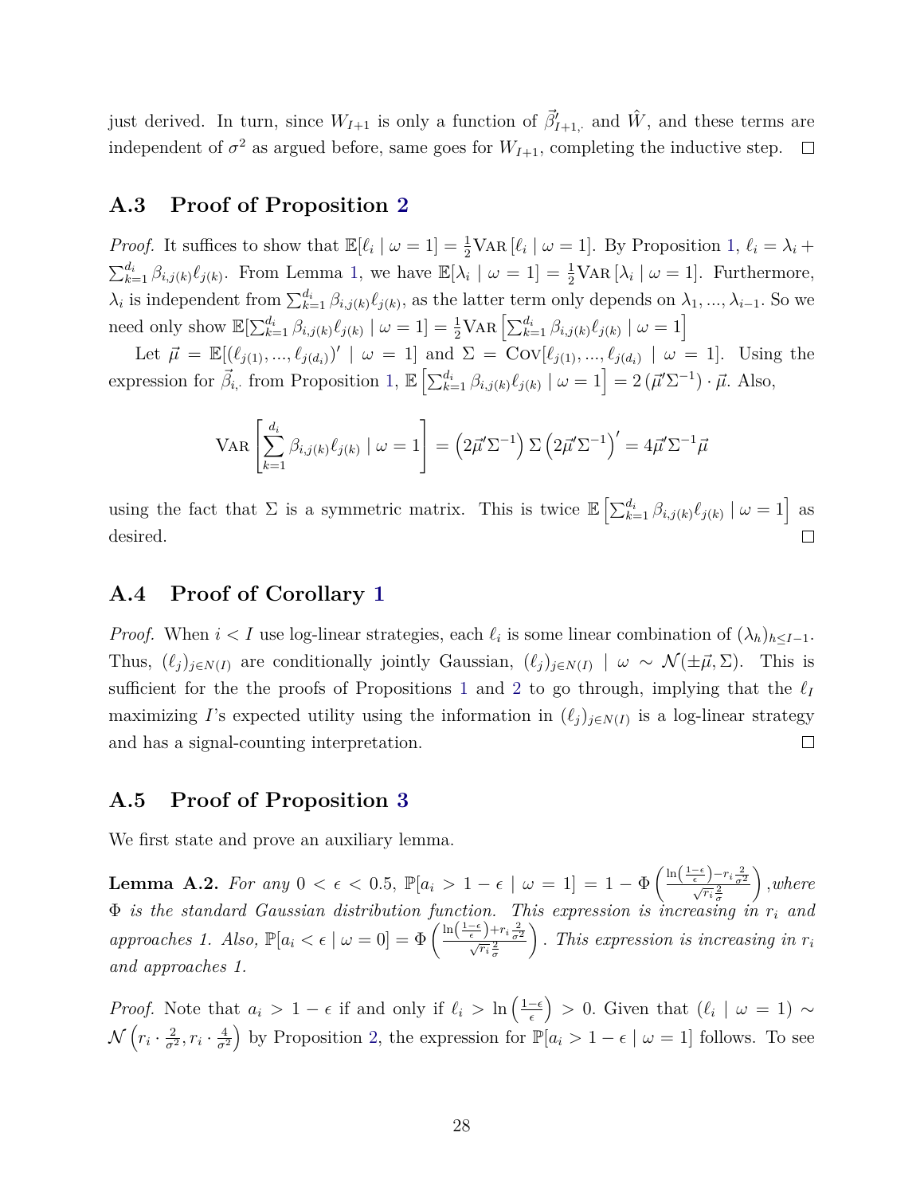just derived. In turn, since $W_{I+1}$ is only a function of $\vec{\beta}'_{I+1,\cdot}$ and $\hat{W}$, and these terms are independent of $\sigma^2$ as argued before, same goes for $W_{I+1}$, completing the inductive step. $\square$

### A.3 Proof of Proposition 2

*Proof.* It suffices to show that $\mathbb{E}[\ell_i \mid \omega = 1] = \frac{1}{2}\text{Var}[\ell_i \mid \omega = 1]$. By Proposition 1, $\ell_i = \lambda_i + \sum_{k=1}^{d_i} \beta_{i,j(k)}\ell_{j(k)}$. From Lemma 1, we have $\mathbb{E}[\lambda_i \mid \omega = 1] = \frac{1}{2}\text{Var}[\lambda_i \mid \omega = 1]$. Furthermore, $\lambda_i$ is independent from $\sum_{k=1}^{d_i} \beta_{i,j(k)}\ell_{j(k)}$, as the latter term only depends on $\lambda_1, ..., \lambda_{i-1}$. So we need only show $\mathbb{E}[\sum_{k=1}^{d_i} \beta_{i,j(k)}\ell_{j(k)} \mid \omega = 1] = \frac{1}{2}\text{Var}\left[\sum_{k=1}^{d_i} \beta_{i,j(k)}\ell_{j(k)} \mid \omega = 1\right]$

Let $\vec{\mu} = \mathbb{E}[(\ell_{j(1)}, ..., \ell_{j(d_i)})' \mid \omega = 1]$ and $\Sigma = \text{Cov}[\ell_{j(1)}, ..., \ell_{j(d_i)} \mid \omega = 1]$. Using the expression for $\vec{\beta}_{i,\cdot}$ from Proposition 1, $\mathbb{E}\left[\sum_{k=1}^{d_i} \beta_{i,j(k)}\ell_{j(k)} \mid \omega = 1\right] = 2\left(\vec{\mu}'\Sigma^{-1}\right) \cdot \vec{\mu}$. Also,

$$\text{Var}\left[\sum_{k=1}^{d_i} \beta_{i,j(k)}\ell_{j(k)} \mid \omega = 1\right] = \left(2\vec{\mu}'\Sigma^{-1}\right)\Sigma\left(2\vec{\mu}'\Sigma^{-1}\right)' = 4\vec{\mu}'\Sigma^{-1}\vec{\mu}$$

using the fact that $\Sigma$ is a symmetric matrix. This is twice $\mathbb{E}\left[\sum_{k=1}^{d_i} \beta_{i,j(k)}\ell_{j(k)} \mid \omega = 1\right]$ as desired. $\square$

### A.4 Proof of Corollary 1

*Proof.* When $i < I$ use log-linear strategies, each $\ell_i$ is some linear combination of $(\lambda_h)_{h \leq I-1}$. Thus, $(\ell_j)_{j \in N(I)}$ are conditionally jointly Gaussian, $(\ell_j)_{j \in N(I)} \mid \omega \sim \mathcal{N}(\pm\vec{\mu}, \Sigma)$. This is sufficient for the the proofs of Propositions 1 and 2 to go through, implying that the $\ell_I$ maximizing $I$'s expected utility using the information in $(\ell_j)_{j \in N(I)}$ is a log-linear strategy and has a signal-counting interpretation. $\square$

### A.5 Proof of Proposition 3

We first state and prove an auxiliary lemma.

**Lemma A.2.** *For any $0 < \epsilon < 0.5$, $\mathbb{P}[a_i > 1 - \epsilon \mid \omega = 1] = 1 - \Phi\left(\frac{\ln\left(\frac{1-\epsilon}{\epsilon}\right) - r_i\frac{2}{\sigma^2}}{\sqrt{r_i}\frac{2}{\sigma}}\right)$, where $\Phi$ is the standard Gaussian distribution function. This expression is increasing in $r_i$ and approaches 1. Also, $\mathbb{P}[a_i < \epsilon \mid \omega = 0] = \Phi\left(\frac{\ln\left(\frac{1-\epsilon}{\epsilon}\right) + r_i\frac{2}{\sigma^2}}{\sqrt{r_i}\frac{2}{\sigma}}\right)$. This expression is increasing in $r_i$ and approaches 1.*

*Proof.* Note that $a_i > 1 - \epsilon$ if and only if $\ell_i > \ln\left(\frac{1-\epsilon}{\epsilon}\right) > 0$. Given that $(\ell_i \mid \omega = 1) \sim \mathcal{N}\left(r_i \cdot \frac{2}{\sigma^2}, r_i \cdot \frac{4}{\sigma^2}\right)$ by Proposition 2, the expression for $\mathbb{P}[a_i > 1 - \epsilon \mid \omega = 1]$ follows. To see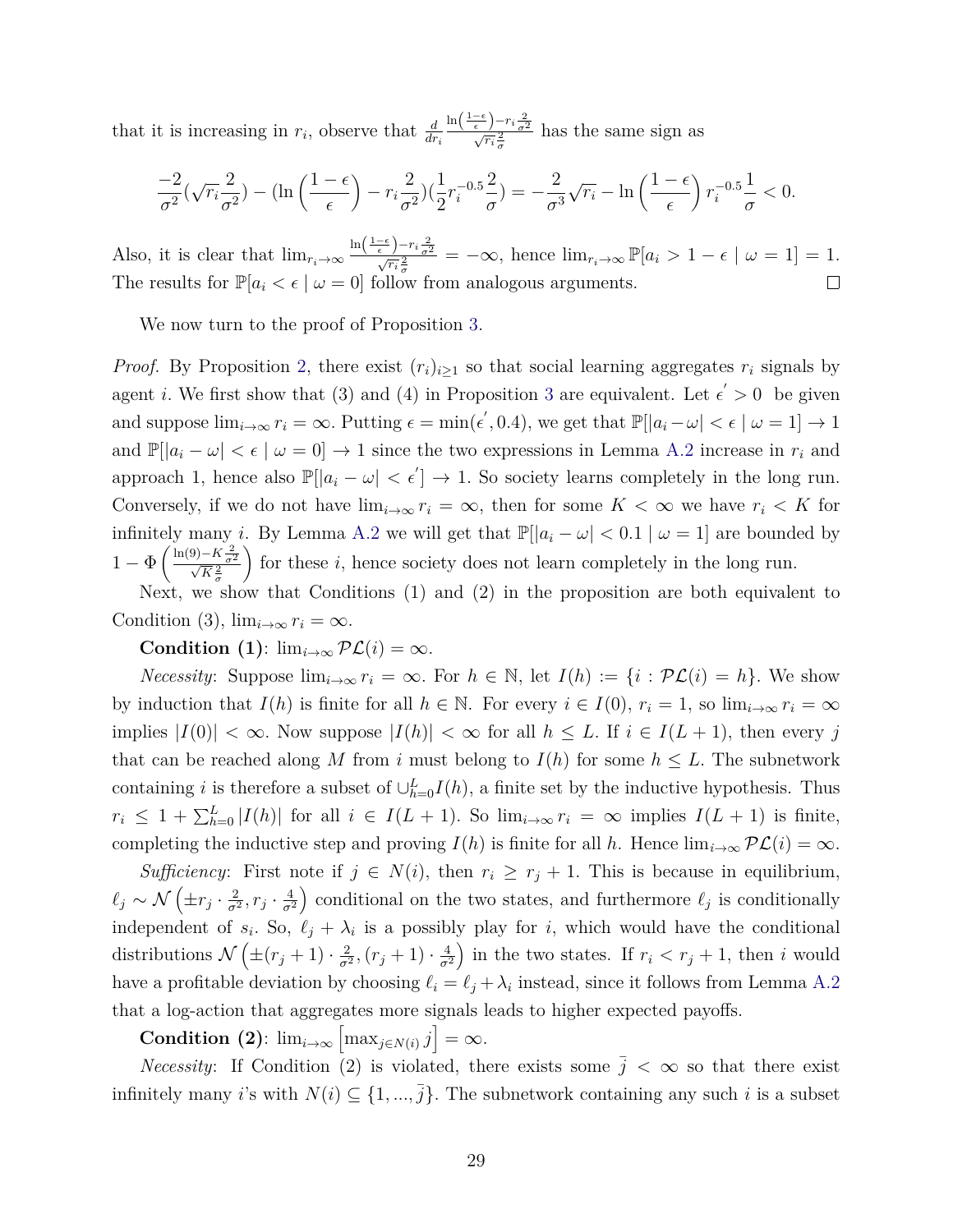that it is increasing in $r_i$, observe that $\frac{d}{dr_i}\frac{\ln\left(\frac{1-\epsilon}{\epsilon}\right)-r_i\frac{2}{\sigma^2}}{\sqrt{r_i}\frac{2}{\sigma}}$ has the same sign as

$$\frac{-2}{\sigma^2}(\sqrt{r_i}\frac{2}{\sigma^2}) - (\ln\left(\frac{1-\epsilon}{\epsilon}\right) - r_i\frac{2}{\sigma^2})(\frac{1}{2}r_i^{-0.5}\frac{2}{\sigma}) = -\frac{2}{\sigma^3}\sqrt{r_i} - \ln\left(\frac{1-\epsilon}{\epsilon}\right)r_i^{-0.5}\frac{1}{\sigma} < 0.$$

Also, it is clear that $\lim_{r_i\to\infty}\frac{\ln\left(\frac{1-\epsilon}{\epsilon}\right)-r_i\frac{2}{\sigma^2}}{\sqrt{r_i}\frac{2}{\sigma}} = -\infty$, hence $\lim_{r_i\to\infty}\mathbb{P}[a_i > 1-\epsilon \mid \omega = 1] = 1$. The results for $\mathbb{P}[a_i < \epsilon \mid \omega = 0]$ follow from analogous arguments. □

We now turn to the proof of Proposition 3.

*Proof.* By Proposition 2, there exist $(r_i)_{i\geq 1}$ so that social learning aggregates $r_i$ signals by agent $i$. We first show that (3) and (4) in Proposition 3 are equivalent. Let $\epsilon^{'} > 0$ be given and suppose $\lim_{i\to\infty} r_i = \infty$. Putting $\epsilon = \min(\epsilon^{'}, 0.4)$, we get that $\mathbb{P}[|a_i - \omega| < \epsilon \mid \omega = 1] \to 1$ and $\mathbb{P}[|a_i - \omega| < \epsilon \mid \omega = 0] \to 1$ since the two expressions in Lemma A.2 increase in $r_i$ and approach 1, hence also $\mathbb{P}[|a_i - \omega| < \epsilon^{'}] \to 1$. So society learns completely in the long run. Conversely, if we do not have $\lim_{i\to\infty} r_i = \infty$, then for some $K < \infty$ we have $r_i < K$ for infinitely many $i$. By Lemma A.2 we will get that $\mathbb{P}[|a_i - \omega| < 0.1 \mid \omega = 1]$ are bounded by $1 - \Phi\left(\frac{\ln(9)-K\frac{2}{\sigma^2}}{\sqrt{K}\frac{2}{\sigma}}\right)$ for these $i$, hence society does not learn completely in the long run.

Next, we show that Conditions (1) and (2) in the proposition are both equivalent to Condition (3), $\lim_{i\to\infty} r_i = \infty$.

**Condition (1)**: $\lim_{i\to\infty} \mathcal{PL}(i) = \infty$.

*Necessity*: Suppose $\lim_{i\to\infty} r_i = \infty$. For $h \in \mathbb{N}$, let $I(h) := \{i : \mathcal{PL}(i) = h\}$. We show by induction that $I(h)$ is finite for all $h \in \mathbb{N}$. For every $i \in I(0)$, $r_i = 1$, so $\lim_{i\to\infty} r_i = \infty$ implies $|I(0)| < \infty$. Now suppose $|I(h)| < \infty$ for all $h \leq L$. If $i \in I(L+1)$, then every $j$ that can be reached along $M$ from $i$ must belong to $I(h)$ for some $h \leq L$. The subnetwork containing $i$ is therefore a subset of $\cup_{h=0}^{L} I(h)$, a finite set by the inductive hypothesis. Thus $r_i \leq 1 + \sum_{h=0}^{L} |I(h)|$ for all $i \in I(L+1)$. So $\lim_{i\to\infty} r_i = \infty$ implies $I(L+1)$ is finite, completing the inductive step and proving $I(h)$ is finite for all $h$. Hence $\lim_{i\to\infty} \mathcal{PL}(i) = \infty$.

*Sufficiency*: First note if $j \in N(i)$, then $r_i \geq r_j + 1$. This is because in equilibrium, $\ell_j \sim \mathcal{N}\left(\pm r_j \cdot \frac{2}{\sigma^2}, r_j \cdot \frac{4}{\sigma^2}\right)$ conditional on the two states, and furthermore $\ell_j$ is conditionally independent of $s_i$. So, $\ell_j + \lambda_i$ is a possibly play for $i$, which would have the conditional distributions $\mathcal{N}\left(\pm(r_j+1) \cdot \frac{2}{\sigma^2}, (r_j+1) \cdot \frac{4}{\sigma^2}\right)$ in the two states. If $r_i < r_j + 1$, then $i$ would have a profitable deviation by choosing $\ell_i = \ell_j + \lambda_i$ instead, since it follows from Lemma A.2 that a log-action that aggregates more signals leads to higher expected payoffs.

**Condition (2)**: $\lim_{i\to\infty}\left[\max_{j\in N(i)} j\right] = \infty$.

*Necessity*: If Condition (2) is violated, there exists some $\bar{j} < \infty$ so that there exist infinitely many $i$'s with $N(i) \subseteq \{1, ..., \bar{j}\}$. The subnetwork containing any such $i$ is a subset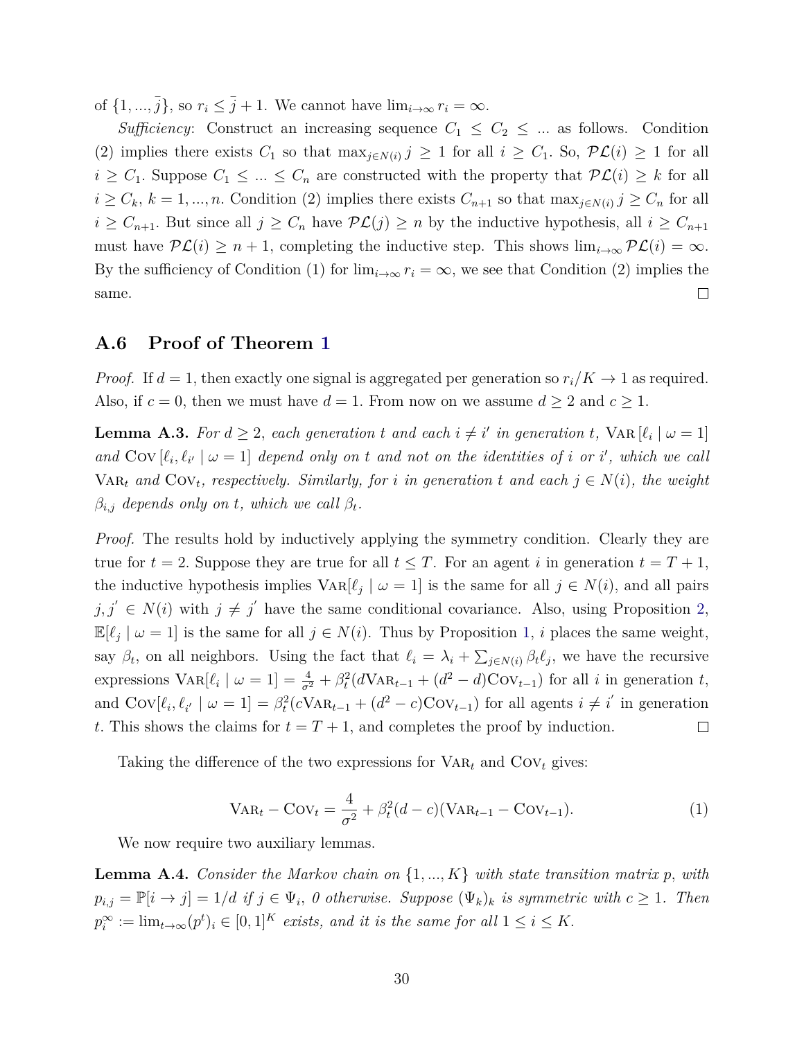of $\{1, ..., \bar{j}\}$, so $r_i \leq \bar{j} + 1$. We cannot have $\lim_{i\to\infty} r_i = \infty$.

*Sufficiency*: Construct an increasing sequence $C_1 \leq C_2 \leq ...$ as follows. Condition (2) implies there exists $C_1$ so that $\max_{j \in N(i)} j \geq 1$ for all $i \geq C_1$. So, $\mathcal{PL}(i) \geq 1$ for all $i \geq C_1$. Suppose $C_1 \leq ... \leq C_n$ are constructed with the property that $\mathcal{PL}(i) \geq k$ for all $i \geq C_k$, $k = 1, ..., n$. Condition (2) implies there exists $C_{n+1}$ so that $\max_{j \in N(i)} j \geq C_n$ for all $i \geq C_{n+1}$. But since all $j \geq C_n$ have $\mathcal{PL}(j) \geq n$ by the inductive hypothesis, all $i \geq C_{n+1}$ must have $\mathcal{PL}(i) \geq n + 1$, completing the inductive step. This shows $\lim_{i\to\infty} \mathcal{PL}(i) = \infty$. By the sufficiency of Condition (1) for $\lim_{i\to\infty} r_i = \infty$, we see that Condition (2) implies the same. □

## A.6 Proof of Theorem 1

*Proof.* If $d = 1$, then exactly one signal is aggregated per generation so $r_i/K \to 1$ as required. Also, if $c = 0$, then we must have $d = 1$. From now on we assume $d \geq 2$ and $c \geq 1$.

**Lemma A.3.** *For $d \geq 2$, each generation $t$ and each $i \neq i'$ in generation $t$, $\text{VAR}[\ell_i \mid \omega = 1]$ and $\text{COV}[\ell_i, \ell_{i'} \mid \omega = 1]$ depend only on $t$ and not on the identities of $i$ or $i'$, which we call $\text{VAR}_t$ and $\text{COV}_t$, respectively. Similarly, for $i$ in generation $t$ and each $j \in N(i)$, the weight $\beta_{i,j}$ depends only on $t$, which we call $\beta_t$.*

*Proof.* The results hold by inductively applying the symmetry condition. Clearly they are true for $t = 2$. Suppose they are true for all $t \leq T$. For an agent $i$ in generation $t = T + 1$, the inductive hypothesis implies $\text{VAR}[\ell_j \mid \omega = 1]$ is the same for all $j \in N(i)$, and all pairs $j, j' \in N(i)$ with $j \neq j'$ have the same conditional covariance. Also, using Proposition 2, $\mathbb{E}[\ell_j \mid \omega = 1]$ is the same for all $j \in N(i)$. Thus by Proposition 1, $i$ places the same weight, say $\beta_t$, on all neighbors. Using the fact that $\ell_i = \lambda_i + \sum_{j \in N(i)} \beta_t \ell_j$, we have the recursive expressions $\text{VAR}[\ell_i \mid \omega = 1] = \frac{4}{\sigma^2} + \beta_t^2 (d\text{VAR}_{t-1} + (d^2 - d)\text{COV}_{t-1})$ for all $i$ in generation $t$, and $\text{COV}[\ell_i, \ell_{i'} \mid \omega = 1] = \beta_t^2 (c\text{VAR}_{t-1} + (d^2 - c)\text{COV}_{t-1})$ for all agents $i \neq i'$ in generation $t$. This shows the claims for $t = T + 1$, and completes the proof by induction. □

Taking the difference of the two expressions for $\text{VAR}_t$ and $\text{COV}_t$ gives:

$$\text{VAR}_t - \text{COV}_t = \frac{4}{\sigma^2} + \beta_t^2 (d - c)(\text{VAR}_{t-1} - \text{COV}_{t-1}). \tag{1}$$

We now require two auxiliary lemmas.

**Lemma A.4.** *Consider the Markov chain on $\{1, ..., K\}$ with state transition matrix $p$, with $p_{i,j} = \mathbb{P}[i \to j] = 1/d$ if $j \in \Psi_i$, 0 otherwise. Suppose $(\Psi_k)_k$ is symmetric with $c \geq 1$. Then $p_i^\infty := \lim_{t\to\infty} (p^t)_i \in [0, 1]^K$ exists, and it is the same for all $1 \leq i \leq K$.*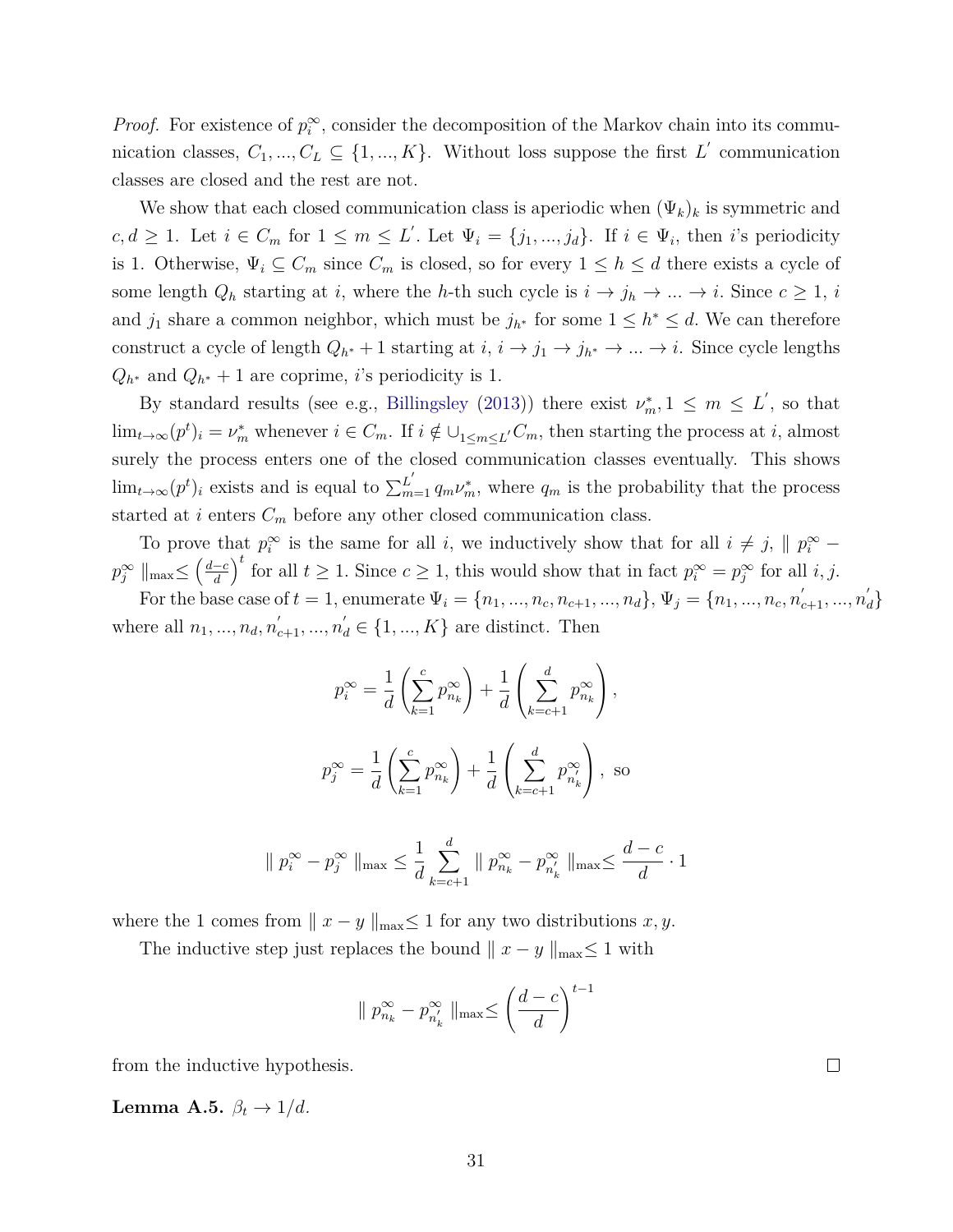*Proof.* For existence of $p_i^\infty$, consider the decomposition of the Markov chain into its communication classes, $C_1, ..., C_L \subseteq \{1, ..., K\}$. Without loss suppose the first $L^{'}$ communication classes are closed and the rest are not.

We show that each closed communication class is aperiodic when $(\Psi_k)_k$ is symmetric and $c, d \geq 1$. Let $i \in C_m$ for $1 \leq m \leq L^{'}$. Let $\Psi_i = \{j_1, ..., j_d\}$. If $i \in \Psi_i$, then $i$'s periodicity is 1. Otherwise, $\Psi_i \subseteq C_m$ since $C_m$ is closed, so for every $1 \leq h \leq d$ there exists a cycle of some length $Q_h$ starting at $i$, where the $h$-th such cycle is $i \to j_h \to ... \to i$. Since $c \geq 1$, $i$ and $j_1$ share a common neighbor, which must be $j_{h^*}$ for some $1 \leq h^* \leq d$. We can therefore construct a cycle of length $Q_{h^*} + 1$ starting at $i$, $i \to j_1 \to j_{h^*} \to ... \to i$. Since cycle lengths $Q_{h^*}$ and $Q_{h^*} + 1$ are coprime, $i$'s periodicity is 1.

By standard results (see e.g., Billingsley (2013)) there exist $\nu_m^*, 1 \leq m \leq L^{'}$, so that $\lim_{t\to\infty}(p^t)_i = \nu_m^*$ whenever $i \in C_m$. If $i \notin \cup_{1\leq m \leq L^{'}} C_m$, then starting the process at $i$, almost surely the process enters one of the closed communication classes eventually. This shows $\lim_{t\to\infty}(p^t)_i$ exists and is equal to $\sum_{m=1}^{L^{'}} q_m \nu_m^*$, where $q_m$ is the probability that the process started at $i$ enters $C_m$ before any other closed communication class.

To prove that $p_i^\infty$ is the same for all $i$, we inductively show that for all $i \neq j$, $\parallel p_i^\infty - p_j^\infty \parallel_{\max} \leq \left(\frac{d-c}{d}\right)^t$ for all $t \geq 1$. Since $c \geq 1$, this would show that in fact $p_i^\infty = p_j^\infty$ for all $i, j$.

For the base case of $t = 1$, enumerate $\Psi_i = \{n_1, ..., n_c, n_{c+1}, ..., n_d\}$, $\Psi_j = \{n_1, ..., n_c, n_{c+1}^{'}, ..., n_d^{'}\}$ where all $n_1, ..., n_d, n_{c+1}^{'}, ..., n_d^{'} \in \{1, ..., K\}$ are distinct. Then

$$p_i^\infty = \frac{1}{d}\left(\sum_{k=1}^{c} p_{n_k}^\infty\right) + \frac{1}{d}\left(\sum_{k=c+1}^{d} p_{n_k}^\infty\right),$$

$$p_j^\infty = \frac{1}{d}\left(\sum_{k=1}^{c} p_{n_k}^\infty\right) + \frac{1}{d}\left(\sum_{k=c+1}^{d} p_{n_k^{'}}^\infty\right), \text{ so}$$

$$\parallel p_i^\infty - p_j^\infty \parallel_{\max} \leq \frac{1}{d}\sum_{k=c+1}^{d} \parallel p_{n_k}^\infty - p_{n_k^{'}}^\infty \parallel_{\max} \leq \frac{d-c}{d} \cdot 1$$

where the 1 comes from $\parallel x - y \parallel_{\max} \leq 1$ for any two distributions $x, y$.

The inductive step just replaces the bound $\parallel x - y \parallel_{\max} \leq 1$ with

$$\parallel p_{n_k}^\infty - p_{n_k^{'}}^\infty \parallel_{\max} \leq \left(\frac{d-c}{d}\right)^{t-1}$$

from the inductive hypothesis. ∎

**Lemma A.5.** *$\beta_t \to 1/d$.*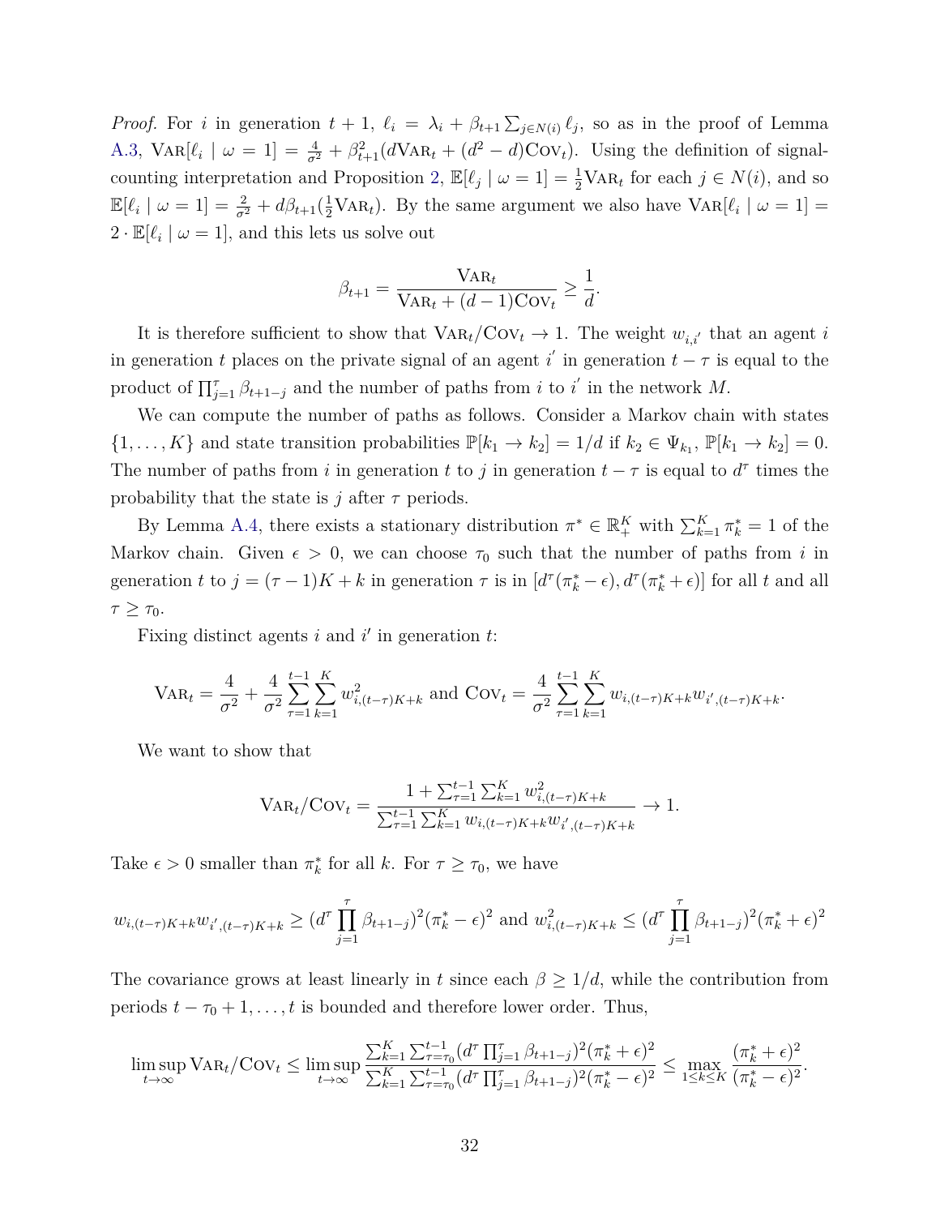*Proof.* For $i$ in generation $t+1$, $\ell_i = \lambda_i + \beta_{t+1}\sum_{j\in N(i)} \ell_j$, so as in the proof of Lemma A.3, $\text{Var}[\ell_i \mid \omega = 1] = \frac{4}{\sigma^2} + \beta_{t+1}^2(d\text{Var}_t + (d^2-d)\text{Cov}_t)$. Using the definition of signal-counting interpretation and Proposition 2, $\mathbb{E}[\ell_j \mid \omega = 1] = \frac{1}{2}\text{Var}_t$ for each $j \in N(i)$, and so $\mathbb{E}[\ell_i \mid \omega = 1] = \frac{2}{\sigma^2} + d\beta_{t+1}(\frac{1}{2}\text{Var}_t)$. By the same argument we also have $\text{Var}[\ell_i \mid \omega = 1] = 2 \cdot \mathbb{E}[\ell_i \mid \omega = 1]$, and this lets us solve out

$$\beta_{t+1} = \frac{\text{Var}_t}{\text{Var}_t + (d-1)\text{Cov}_t} \geq \frac{1}{d}.$$

It is therefore sufficient to show that $\text{Var}_t/\text{Cov}_t \to 1$. The weight $w_{i,i'}$ that an agent $i$ in generation $t$ places on the private signal of an agent $i'$ in generation $t-\tau$ is equal to the product of $\prod_{j=1}^{\tau}\beta_{t+1-j}$ and the number of paths from $i$ to $i'$ in the network $M$.

We can compute the number of paths as follows. Consider a Markov chain with states $\{1,\ldots,K\}$ and state transition probabilities $\mathbb{P}[k_1 \to k_2] = 1/d$ if $k_2 \in \Psi_{k_1}$, $\mathbb{P}[k_1 \to k_2] = 0$. The number of paths from $i$ in generation $t$ to $j$ in generation $t-\tau$ is equal to $d^\tau$ times the probability that the state is $j$ after $\tau$ periods.

By Lemma A.4, there exists a stationary distribution $\pi^* \in \mathbb{R}_+^K$ with $\sum_{k=1}^K \pi_k^* = 1$ of the Markov chain. Given $\epsilon > 0$, we can choose $\tau_0$ such that the number of paths from $i$ in generation $t$ to $j = (\tau-1)K + k$ in generation $\tau$ is in $[d^\tau(\pi_k^* - \epsilon), d^\tau(\pi_k^* + \epsilon)]$ for all $t$ and all $\tau \geq \tau_0$.

Fixing distinct agents $i$ and $i'$ in generation $t$:

$$\text{Var}_t = \frac{4}{\sigma^2} + \frac{4}{\sigma^2}\sum_{\tau=1}^{t-1}\sum_{k=1}^{K} w_{i,(t-\tau)K+k}^2 \text{ and } \text{Cov}_t = \frac{4}{\sigma^2}\sum_{\tau=1}^{t-1}\sum_{k=1}^{K} w_{i,(t-\tau)K+k}w_{i',(t-\tau)K+k}.$$

We want to show that

$$\text{Var}_t/\text{Cov}_t = \frac{1 + \sum_{\tau=1}^{t-1}\sum_{k=1}^{K} w_{i,(t-\tau)K+k}^2}{\sum_{\tau=1}^{t-1}\sum_{k=1}^{K} w_{i,(t-\tau)K+k}w_{i',(t-\tau)K+k}} \to 1.$$

Take $\epsilon > 0$ smaller than $\pi_k^*$ for all $k$. For $\tau \geq \tau_0$, we have

$$w_{i,(t-\tau)K+k}w_{i',(t-\tau)K+k} \geq (d^\tau \prod_{j=1}^{\tau}\beta_{t+1-j})^2(\pi_k^* - \epsilon)^2 \text{ and } w_{i,(t-\tau)K+k}^2 \leq (d^\tau \prod_{j=1}^{\tau}\beta_{t+1-j})^2(\pi_k^* + \epsilon)^2$$

The covariance grows at least linearly in $t$ since each $\beta \geq 1/d$, while the contribution from periods $t-\tau_0+1,\ldots,t$ is bounded and therefore lower order. Thus,

$$\limsup_{t\to\infty} \text{Var}_t/\text{Cov}_t \leq \limsup_{t\to\infty} \frac{\sum_{k=1}^{K}\sum_{\tau=\tau_0}^{t-1}(d^\tau\prod_{j=1}^{\tau}\beta_{t+1-j})^2(\pi_k^*+\epsilon)^2}{\sum_{k=1}^{K}\sum_{\tau=\tau_0}^{t-1}(d^\tau\prod_{j=1}^{\tau}\beta_{t+1-j})^2(\pi_k^*-\epsilon)^2} \leq \max_{1\leq k\leq K}\frac{(\pi_k^*+\epsilon)^2}{(\pi_k^*-\epsilon)^2}.$$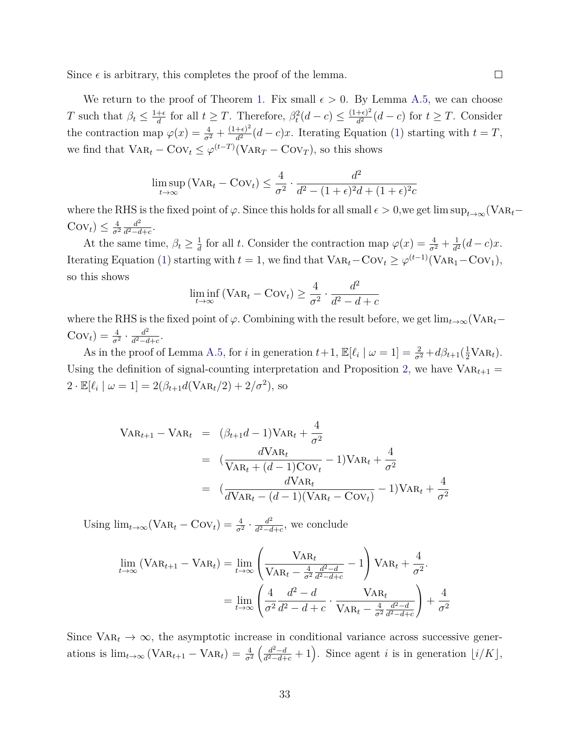Since $\epsilon$ is arbitrary, this completes the proof of the lemma. ☐

We return to the proof of Theorem 1. Fix small $\epsilon > 0$. By Lemma A.5, we can choose $T$ such that $\beta_t \leq \frac{1+\epsilon}{d}$ for all $t \geq T$. Therefore, $\beta_t^2(d-c) \leq \frac{(1+\epsilon)^2}{d^2}(d-c)$ for $t \geq T$. Consider the contraction map $\varphi(x) = \frac{4}{\sigma^2} + \frac{(1+\epsilon)^2}{d^2}(d-c)x$. Iterating Equation (1) starting with $t = T$, we find that $\text{Var}_t - \text{Cov}_t \leq \varphi^{(t-T)}(\text{Var}_T - \text{Cov}_T)$, so this shows

$$\limsup_{t\to\infty}(\text{Var}_t - \text{Cov}_t) \leq \frac{4}{\sigma^2} \cdot \frac{d^2}{d^2 - (1+\epsilon)^2 d + (1+\epsilon)^2 c}$$

where the RHS is the fixed point of $\varphi$. Since this holds for all small $\epsilon > 0$,we get $\limsup_{t\to\infty}(\text{Var}_t - \text{Cov}_t) \leq \frac{4}{\sigma^2}\frac{d^2}{d^2-d+c}$.

At the same time, $\beta_t \geq \frac{1}{d}$ for all $t$. Consider the contraction map $\varphi(x) = \frac{4}{\sigma^2} + \frac{1}{d^2}(d-c)x$. Iterating Equation (1) starting with $t = 1$, we find that $\text{Var}_t - \text{Cov}_t \geq \varphi^{(t-1)}(\text{Var}_1 - \text{Cov}_1)$, so this shows

$$\liminf_{t\to\infty}(\text{Var}_t - \text{Cov}_t) \geq \frac{4}{\sigma^2} \cdot \frac{d^2}{d^2 - d + c}$$

where the RHS is the fixed point of $\varphi$. Combining with the result before, we get $\lim_{t\to\infty}(\text{Var}_t - \text{Cov}_t) = \frac{4}{\sigma^2} \cdot \frac{d^2}{d^2-d+c}$.

As in the proof of Lemma A.5, for $i$ in generation $t+1$, $\mathbb{E}[\ell_i \mid \omega = 1] = \frac{2}{\sigma^2} + d\beta_{t+1}(\frac{1}{2}\text{Var}_t)$. Using the definition of signal-counting interpretation and Proposition 2, we have $\text{Var}_{t+1} = 2 \cdot \mathbb{E}[\ell_i \mid \omega = 1] = 2(\beta_{t+1}d(\text{Var}_t/2) + 2/\sigma^2)$, so

$$\begin{aligned}
\text{Var}_{t+1} - \text{Var}_t &= (\beta_{t+1}d - 1)\text{Var}_t + \frac{4}{\sigma^2} \\
&= \left(\frac{d\text{Var}_t}{\text{Var}_t + (d-1)\text{Cov}_t} - 1\right)\text{Var}_t + \frac{4}{\sigma^2} \\
&= \left(\frac{d\text{Var}_t}{d\text{Var}_t - (d-1)(\text{Var}_t - \text{Cov}_t)} - 1\right)\text{Var}_t + \frac{4}{\sigma^2}
\end{aligned}$$

Using $\lim_{t\to\infty}(\text{Var}_t - \text{Cov}_t) = \frac{4}{\sigma^2} \cdot \frac{d^2}{d^2-d+c}$, we conclude

$$\begin{aligned}
\lim_{t\to\infty}(\text{Var}_{t+1} - \text{Var}_t) &= \lim_{t\to\infty}\left(\frac{\text{Var}_t}{\text{Var}_t - \frac{4}{\sigma^2}\frac{d^2-d}{d^2-d+c}} - 1\right)\text{Var}_t + \frac{4}{\sigma^2}. \\
&= \lim_{t\to\infty}\left(\frac{4}{\sigma^2}\frac{d^2-d}{d^2-d+c} \cdot \frac{\text{Var}_t}{\text{Var}_t - \frac{4}{\sigma^2}\frac{d^2-d}{d^2-d+c}}\right) + \frac{4}{\sigma^2}
\end{aligned}$$

Since $\text{Var}_t \to \infty$, the asymptotic increase in conditional variance across successive generations is $\lim_{t\to\infty}(\text{Var}_{t+1} - \text{Var}_t) = \frac{4}{\sigma^2}\left(\frac{d^2-d}{d^2-d+c} + 1\right)$. Since agent $i$ is in generation $\lfloor i/K \rfloor$,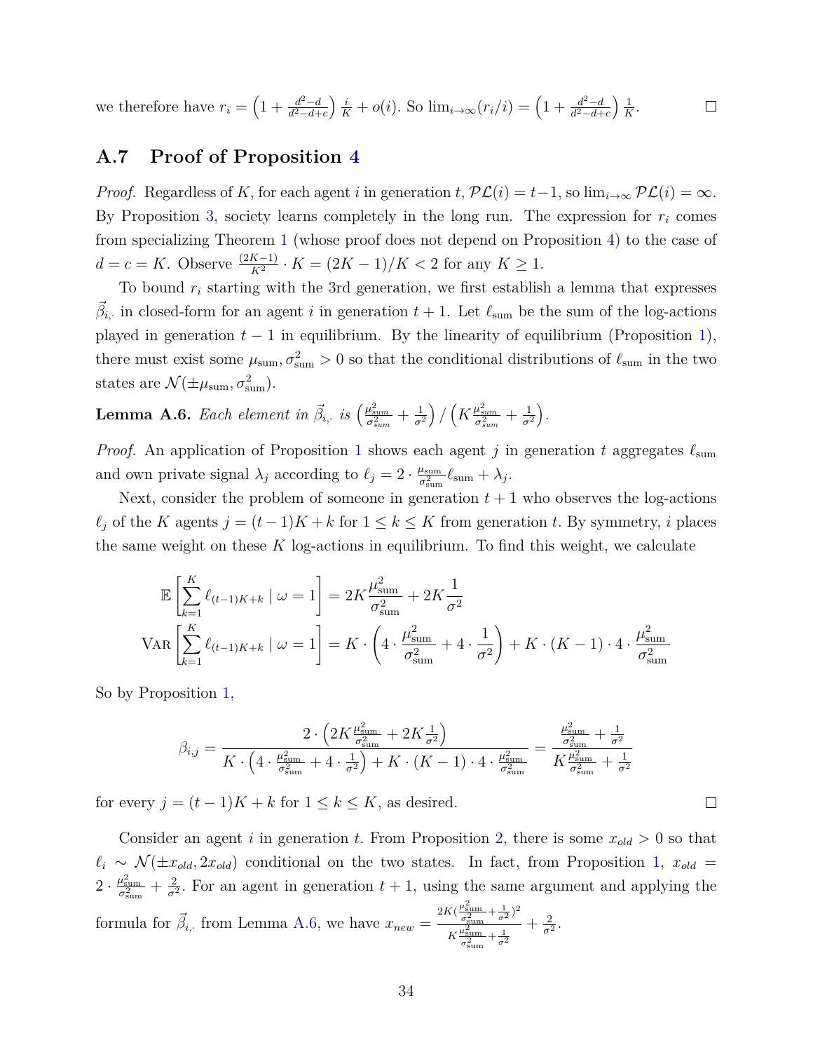we therefore have $r_i = \left(1 + \frac{d^2-d}{d^2-d+c}\right) \frac{i}{K} + o(i)$. So $\lim_{i\to\infty}(r_i/i) = \left(1 + \frac{d^2-d}{d^2-d+c}\right) \frac{1}{K}$. ☐

## A.7 Proof of Proposition 4

*Proof.* Regardless of $K$, for each agent $i$ in generation $t$, $\mathcal{PL}(i) = t-1$, so $\lim_{i\to\infty} \mathcal{PL}(i) = \infty$. By Proposition 3, society learns completely in the long run. The expression for $r_i$ comes from specializing Theorem 1 (whose proof does not depend on Proposition 4) to the case of $d = c = K$. Observe $\frac{(2K-1)}{K^2} \cdot K = (2K-1)/K < 2$ for any $K \geq 1$.

To bound $r_i$ starting with the 3rd generation, we first establish a lemma that expresses $\vec{\beta}_{i,\cdot}$ in closed-form for an agent $i$ in generation $t+1$. Let $\ell_{\text{sum}}$ be the sum of the log-actions played in generation $t-1$ in equilibrium. By the linearity of equilibrium (Proposition 1), there must exist some $\mu_{\text{sum}}, \sigma^2_{\text{sum}} > 0$ so that the conditional distributions of $\ell_{\text{sum}}$ in the two states are $\mathcal{N}(\pm\mu_{\text{sum}}, \sigma^2_{\text{sum}})$.

**Lemma A.6.** *Each element in $\vec{\beta}_{i,\cdot}$ is $\left(\frac{\mu^2_{sum}}{\sigma^2_{sum}} + \frac{1}{\sigma^2}\right) / \left(K\frac{\mu^2_{sum}}{\sigma^2_{sum}} + \frac{1}{\sigma^2}\right)$.*

*Proof.* An application of Proposition 1 shows each agent $j$ in generation $t$ aggregates $\ell_{\text{sum}}$ and own private signal $\lambda_j$ according to $\ell_j = 2 \cdot \frac{\mu_{\text{sum}}}{\sigma^2_{\text{sum}}} \ell_{\text{sum}} + \lambda_j$.

Next, consider the problem of someone in generation $t+1$ who observes the log-actions $\ell_j$ of the $K$ agents $j = (t-1)K + k$ for $1 \leq k \leq K$ from generation $t$. By symmetry, $i$ places the same weight on these $K$ log-actions in equilibrium. To find this weight, we calculate

$$\mathbb{E}\left[\sum_{k=1}^{K} \ell_{(t-1)K+k} \mid \omega = 1\right] = 2K\frac{\mu^2_{\text{sum}}}{\sigma^2_{\text{sum}}} + 2K\frac{1}{\sigma^2}$$

$$\text{Var}\left[\sum_{k=1}^{K} \ell_{(t-1)K+k} \mid \omega = 1\right] = K \cdot \left(4 \cdot \frac{\mu^2_{\text{sum}}}{\sigma^2_{\text{sum}}} + 4 \cdot \frac{1}{\sigma^2}\right) + K \cdot (K-1) \cdot 4 \cdot \frac{\mu^2_{\text{sum}}}{\sigma^2_{\text{sum}}}$$

So by Proposition 1,

$$\beta_{i,j} = \frac{2 \cdot \left(2K\frac{\mu^2_{\text{sum}}}{\sigma^2_{\text{sum}}} + 2K\frac{1}{\sigma^2}\right)}{K \cdot \left(4 \cdot \frac{\mu^2_{\text{sum}}}{\sigma^2_{\text{sum}}} + 4 \cdot \frac{1}{\sigma^2}\right) + K \cdot (K-1) \cdot 4 \cdot \frac{\mu^2_{\text{sum}}}{\sigma^2_{\text{sum}}}} = \frac{\frac{\mu^2_{\text{sum}}}{\sigma^2_{\text{sum}}} + \frac{1}{\sigma^2}}{K\frac{\mu^2_{\text{sum}}}{\sigma^2_{\text{sum}}} + \frac{1}{\sigma^2}}$$

for every $j = (t-1)K + k$ for $1 \leq k \leq K$, as desired. ☐

Consider an agent $i$ in generation $t$. From Proposition 2, there is some $x_{old} > 0$ so that $\ell_i \sim \mathcal{N}(\pm x_{old}, 2x_{old})$ conditional on the two states. In fact, from Proposition 1, $x_{old} = 2 \cdot \frac{\mu^2_{\text{sum}}}{\sigma^2_{\text{sum}}} + \frac{2}{\sigma^2}$. For an agent in generation $t+1$, using the same argument and applying the formula for $\vec{\beta}_{i,\cdot}$ from Lemma A.6, we have $x_{new} = \frac{2K(\frac{\mu^2_{\text{sum}}}{\sigma^2_{\text{sum}}} + \frac{1}{\sigma^2})^2}{K\frac{\mu^2_{\text{sum}}}{\sigma^2_{\text{sum}}} + \frac{1}{\sigma^2}} + \frac{2}{\sigma^2}$.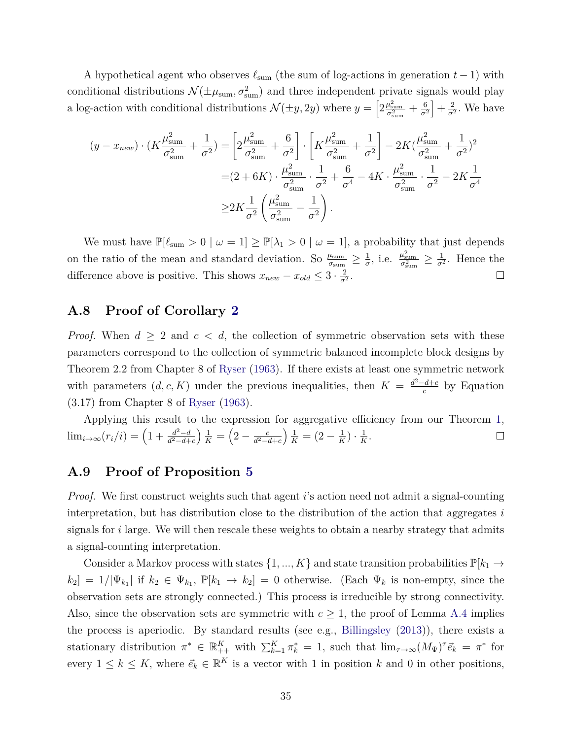A hypothetical agent who observes $\ell_{\text{sum}}$ (the sum of log-actions in generation $t-1$) with conditional distributions $\mathcal{N}(\pm\mu_{\text{sum}}, \sigma^2_{\text{sum}})$ and three independent private signals would play a log-action with conditional distributions $\mathcal{N}(\pm y, 2y)$ where $y = \left[2\frac{\mu^2_{\text{sum}}}{\sigma^2_{\text{sum}}} + \frac{6}{\sigma^2}\right] + \frac{2}{\sigma^2}$. We have

$$
\begin{aligned}
(y - x_{new}) \cdot (K\frac{\mu^2_{\text{sum}}}{\sigma^2_{\text{sum}}} + \frac{1}{\sigma^2}) &= \left[2\frac{\mu^2_{\text{sum}}}{\sigma^2_{\text{sum}}} + \frac{6}{\sigma^2}\right] \cdot \left[K\frac{\mu^2_{\text{sum}}}{\sigma^2_{\text{sum}}} + \frac{1}{\sigma^2}\right] - 2K(\frac{\mu^2_{\text{sum}}}{\sigma^2_{\text{sum}}} + \frac{1}{\sigma^2})^2 \\
&= (2 + 6K) \cdot \frac{\mu^2_{\text{sum}}}{\sigma^2_{\text{sum}}} \cdot \frac{1}{\sigma^2} + \frac{6}{\sigma^4} - 4K \cdot \frac{\mu^2_{\text{sum}}}{\sigma^2_{\text{sum}}} \cdot \frac{1}{\sigma^2} - 2K\frac{1}{\sigma^4} \\
&\geq 2K\frac{1}{\sigma^2}\left(\frac{\mu^2_{\text{sum}}}{\sigma^2_{\text{sum}}} - \frac{1}{\sigma^2}\right).
\end{aligned}
$$

We must have $\mathbb{P}[\ell_{\text{sum}} > 0 \mid \omega = 1] \geq \mathbb{P}[\lambda_1 > 0 \mid \omega = 1]$, a probability that just depends on the ratio of the mean and standard deviation. So $\frac{\mu_{\text{sum}}}{\sigma_{\text{sum}}} \geq \frac{1}{\sigma}$, i.e. $\frac{\mu^2_{\text{sum}}}{\sigma^2_{\text{sum}}} \geq \frac{1}{\sigma^2}$. Hence the difference above is positive. This shows $x_{new} - x_{old} \leq 3 \cdot \frac{2}{\sigma^2}$. □

## A.8 Proof of Corollary 2

*Proof.* When $d \geq 2$ and $c < d$, the collection of symmetric observation sets with these parameters correspond to the collection of symmetric balanced incomplete block designs by Theorem 2.2 from Chapter 8 of Ryser (1963). If there exists at least one symmetric network with parameters $(d, c, K)$ under the previous inequalities, then $K = \frac{d^2-d+c}{c}$ by Equation (3.17) from Chapter 8 of Ryser (1963).

Applying this result to the expression for aggregative efficiency from our Theorem 1, $\lim_{i\to\infty}(r_i/i) = \left(1 + \frac{d^2-d}{d^2-d+c}\right)\frac{1}{K} = \left(2 - \frac{c}{d^2-d+c}\right)\frac{1}{K} = (2 - \frac{1}{K}) \cdot \frac{1}{K}$. □

## A.9 Proof of Proposition 5

*Proof.* We first construct weights such that agent $i$'s action need not admit a signal-counting interpretation, but has distribution close to the distribution of the action that aggregates $i$ signals for $i$ large. We will then rescale these weights to obtain a nearby strategy that admits a signal-counting interpretation.

Consider a Markov process with states $\{1, ..., K\}$ and state transition probabilities $\mathbb{P}[k_1 \to k_2] = 1/|\Psi_{k_1}|$ if $k_2 \in \Psi_{k_1}$, $\mathbb{P}[k_1 \to k_2] = 0$ otherwise. (Each $\Psi_k$ is non-empty, since the observation sets are strongly connected.) This process is irreducible by strong connectivity. Also, since the observation sets are symmetric with $c \geq 1$, the proof of Lemma A.4 implies the process is aperiodic. By standard results (see e.g., Billingsley (2013)), there exists a stationary distribution $\pi^* \in \mathbb{R}^K_{++}$ with $\sum_{k=1}^K \pi^*_k = 1$, such that $\lim_{\tau\to\infty}(M_\Psi)^\tau \vec{e}_k = \pi^*$ for every $1 \leq k \leq K$, where $\vec{e}_k \in \mathbb{R}^K$ is a vector with 1 in position $k$ and 0 in other positions,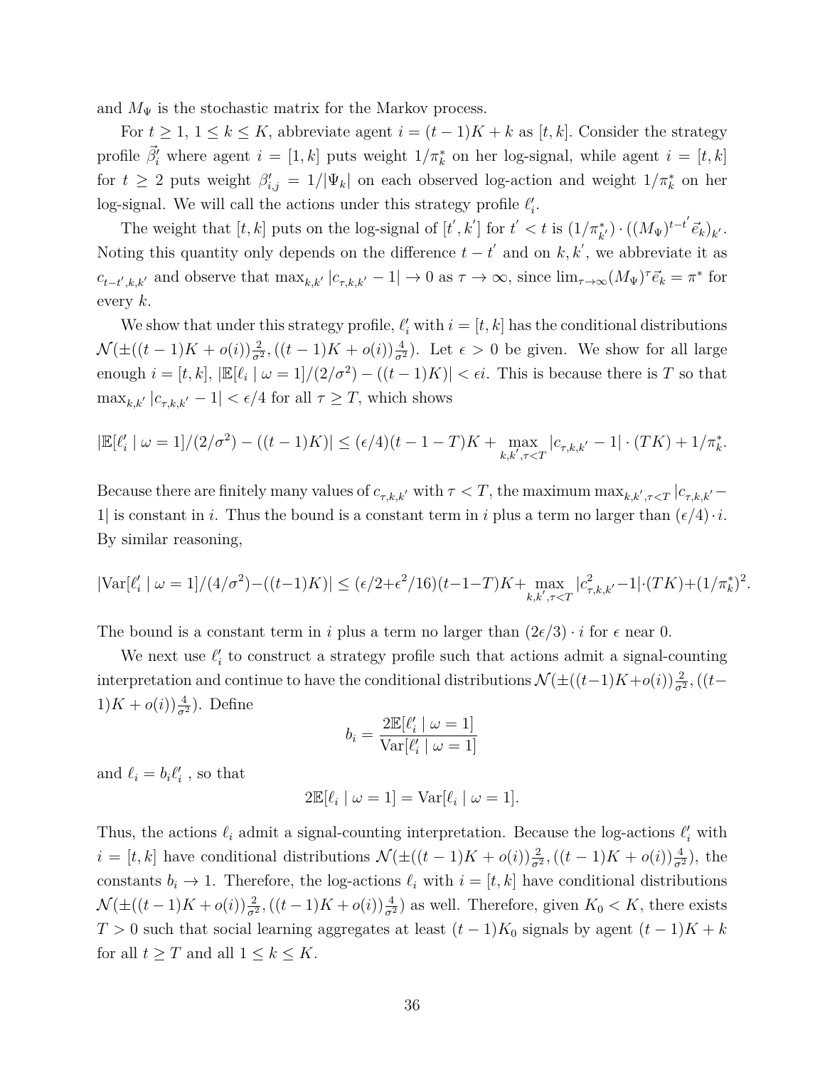and $M_\Psi$ is the stochastic matrix for the Markov process.

For $t \geq 1$, $1 \leq k \leq K$, abbreviate agent $i = (t-1)K + k$ as $[t,k]$. Consider the strategy profile $\vec{\beta}_i'$ where agent $i = [1,k]$ puts weight $1/\pi_k^*$ on her log-signal, while agent $i = [t,k]$ for $t \geq 2$ puts weight $\beta_{i,j}' = 1/|\Psi_k|$ on each observed log-action and weight $1/\pi_k^*$ on her log-signal. We will call the actions under this strategy profile $\ell_i'$.

The weight that $[t,k]$ puts on the log-signal of $[t',k']$ for $t' < t$ is $(1/\pi_{k'}^*) \cdot ((M_\Psi)^{t-t'}\vec{e}_k)_{k'}$. Noting this quantity only depends on the difference $t - t'$ and on $k, k'$, we abbreviate it as $c_{t-t',k,k'}$ and observe that $\max_{k,k'} |c_{\tau,k,k'} - 1| \to 0$ as $\tau \to \infty$, since $\lim_{\tau\to\infty}(M_\Psi)^\tau \vec{e}_k = \pi^*$ for every $k$.

We show that under this strategy profile, $\ell_i'$ with $i = [t,k]$ has the conditional distributions $\mathcal{N}(\pm((t-1)K + o(i))\frac{2}{\sigma^2}, ((t-1)K + o(i))\frac{4}{\sigma^2})$. Let $\epsilon > 0$ be given. We show for all large enough $i = [t,k]$, $|\mathbb{E}[\ell_i \mid \omega = 1]/(2/\sigma^2) - ((t-1)K)| < \epsilon i$. This is because there is $T$ so that $\max_{k,k'} |c_{\tau,k,k'} - 1| < \epsilon/4$ for all $\tau \geq T$, which shows

$$|\mathbb{E}[\ell_i' \mid \omega = 1]/(2/\sigma^2) - ((t-1)K)| \leq (\epsilon/4)(t-1-T)K + \max_{k,k',\tau<T} |c_{\tau,k,k'} - 1| \cdot (TK) + 1/\pi_k^*.$$

Because there are finitely many values of $c_{\tau,k,k'}$ with $\tau < T$, the maximum $\max_{k,k',\tau<T} |c_{\tau,k,k'} - 1|$ is constant in $i$. Thus the bound is a constant term in $i$ plus a term no larger than $(\epsilon/4) \cdot i$. By similar reasoning,

$$|\mathrm{Var}[\ell_i' \mid \omega = 1]/(4/\sigma^2) - ((t-1)K)| \leq (\epsilon/2 + \epsilon^2/16)(t-1-T)K + \max_{k,k',\tau<T} |c^2_{\tau,k,k'} - 1| \cdot (TK) + (1/\pi_k^*)^2.$$

The bound is a constant term in $i$ plus a term no larger than $(2\epsilon/3) \cdot i$ for $\epsilon$ near 0.

We next use $\ell_i'$ to construct a strategy profile such that actions admit a signal-counting interpretation and continue to have the conditional distributions $\mathcal{N}(\pm((t-1)K + o(i))\frac{2}{\sigma^2}, ((t-1)K + o(i))\frac{4}{\sigma^2})$. Define

$$b_i = \frac{2\mathbb{E}[\ell_i' \mid \omega = 1]}{\mathrm{Var}[\ell_i' \mid \omega = 1]}$$

and $\ell_i = b_i \ell_i'$ , so that

$$2\mathbb{E}[\ell_i \mid \omega = 1] = \mathrm{Var}[\ell_i \mid \omega = 1].$$

Thus, the actions $\ell_i$ admit a signal-counting interpretation. Because the log-actions $\ell_i'$ with $i = [t,k]$ have conditional distributions $\mathcal{N}(\pm((t-1)K + o(i))\frac{2}{\sigma^2}, ((t-1)K + o(i))\frac{4}{\sigma^2})$, the constants $b_i \to 1$. Therefore, the log-actions $\ell_i$ with $i = [t,k]$ have conditional distributions $\mathcal{N}(\pm((t-1)K + o(i))\frac{2}{\sigma^2}, ((t-1)K + o(i))\frac{4}{\sigma^2})$ as well. Therefore, given $K_0 < K$, there exists $T > 0$ such that social learning aggregates at least $(t-1)K_0$ signals by agent $(t-1)K + k$ for all $t \geq T$ and all $1 \leq k \leq K$.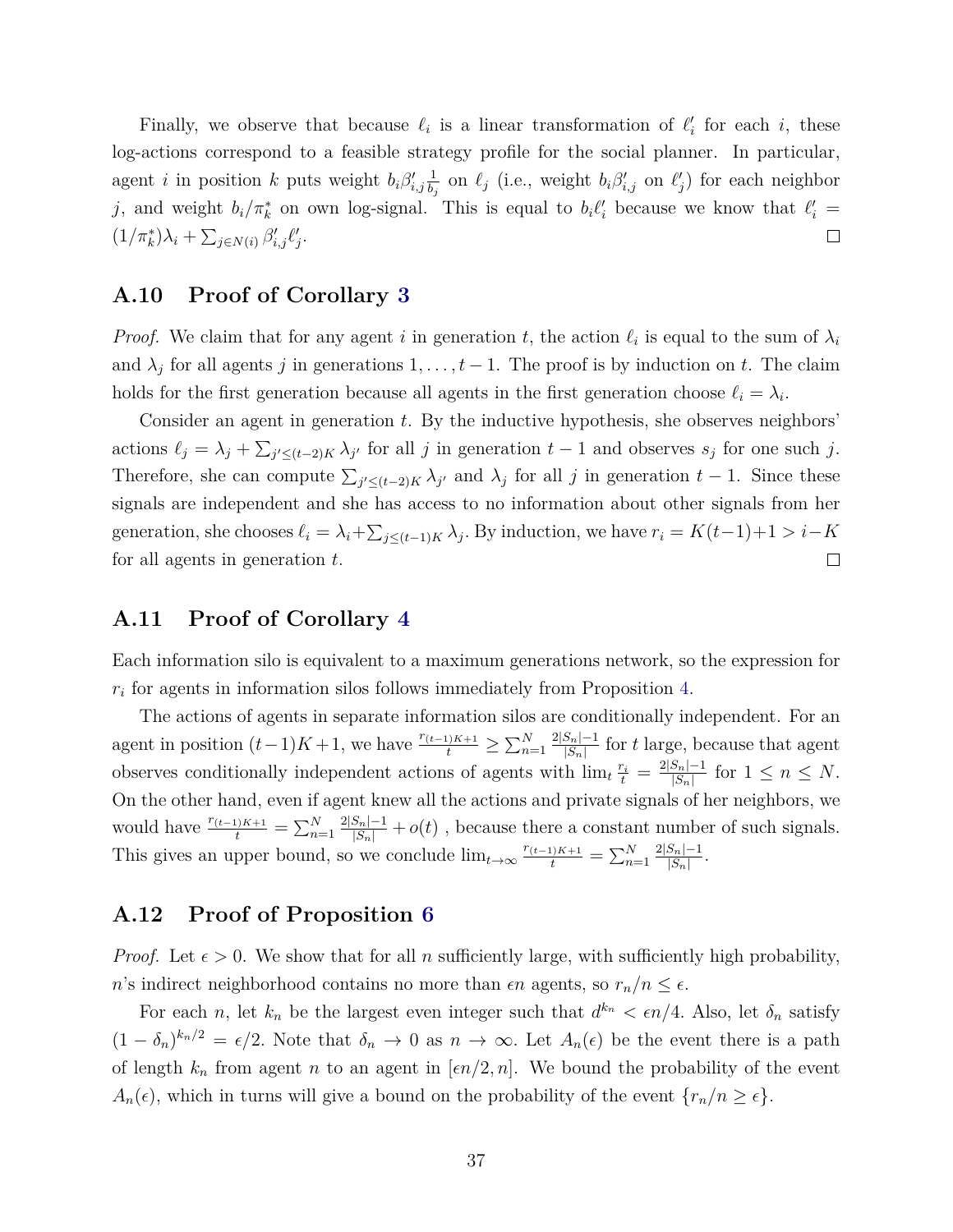Finally, we observe that because $\ell_i$ is a linear transformation of $\ell_i'$ for each $i$, these log-actions correspond to a feasible strategy profile for the social planner. In particular, agent $i$ in position $k$ puts weight $b_i \beta_{i,j}' \frac{1}{b_j}$ on $\ell_j$ (i.e., weight $b_i \beta_{i,j}'$ on $\ell_j'$) for each neighbor $j$, and weight $b_i/\pi_k^*$ on own log-signal. This is equal to $b_i \ell_i'$ because we know that $\ell_i' = (1/\pi_k^*)\lambda_i + \sum_{j \in N(i)} \beta_{i,j}' \ell_j'$. □

## A.10 Proof of Corollary 3

*Proof.* We claim that for any agent $i$ in generation $t$, the action $\ell_i$ is equal to the sum of $\lambda_i$ and $\lambda_j$ for all agents $j$ in generations $1, \ldots, t-1$. The proof is by induction on $t$. The claim holds for the first generation because all agents in the first generation choose $\ell_i = \lambda_i$.

Consider an agent in generation $t$. By the inductive hypothesis, she observes neighbors' actions $\ell_j = \lambda_j + \sum_{j' \leq (t-2)K} \lambda_{j'}$ for all $j$ in generation $t-1$ and observes $s_j$ for one such $j$. Therefore, she can compute $\sum_{j' \leq (t-2)K} \lambda_{j'}$ and $\lambda_j$ for all $j$ in generation $t-1$. Since these signals are independent and she has access to no information about other signals from her generation, she chooses $\ell_i = \lambda_i + \sum_{j \leq (t-1)K} \lambda_j$. By induction, we have $r_i = K(t-1)+1 > i-K$ for all agents in generation $t$. □

## A.11 Proof of Corollary 4

Each information silo is equivalent to a maximum generations network, so the expression for $r_i$ for agents in information silos follows immediately from Proposition 4.

The actions of agents in separate information silos are conditionally independent. For an agent in position $(t-1)K+1$, we have $\frac{r_{(t-1)K+1}}{t} \geq \sum_{n=1}^{N} \frac{2|S_n|-1}{|S_n|}$ for $t$ large, because that agent observes conditionally independent actions of agents with $\lim_t \frac{r_i}{t} = \frac{2|S_n|-1}{|S_n|}$ for $1 \leq n \leq N$. On the other hand, even if agent knew all the actions and private signals of her neighbors, we would have $\frac{r_{(t-1)K+1}}{t} = \sum_{n=1}^{N} \frac{2|S_n|-1}{|S_n|} + o(t)$ , because there a constant number of such signals. This gives an upper bound, so we conclude $\lim_{t \to \infty} \frac{r_{(t-1)K+1}}{t} = \sum_{n=1}^{N} \frac{2|S_n|-1}{|S_n|}$.

## A.12 Proof of Proposition 6

*Proof.* Let $\epsilon > 0$. We show that for all $n$ sufficiently large, with sufficiently high probability, $n$'s indirect neighborhood contains no more than $\epsilon n$ agents, so $r_n/n \leq \epsilon$.

For each $n$, let $k_n$ be the largest even integer such that $d^{k_n} < \epsilon n/4$. Also, let $\delta_n$ satisfy $(1-\delta_n)^{k_n/2} = \epsilon/2$. Note that $\delta_n \to 0$ as $n \to \infty$. Let $A_n(\epsilon)$ be the event there is a path of length $k_n$ from agent $n$ to an agent in $[\epsilon n/2, n]$. We bound the probability of the event $A_n(\epsilon)$, which in turns will give a bound on the probability of the event $\{r_n/n \geq \epsilon\}$.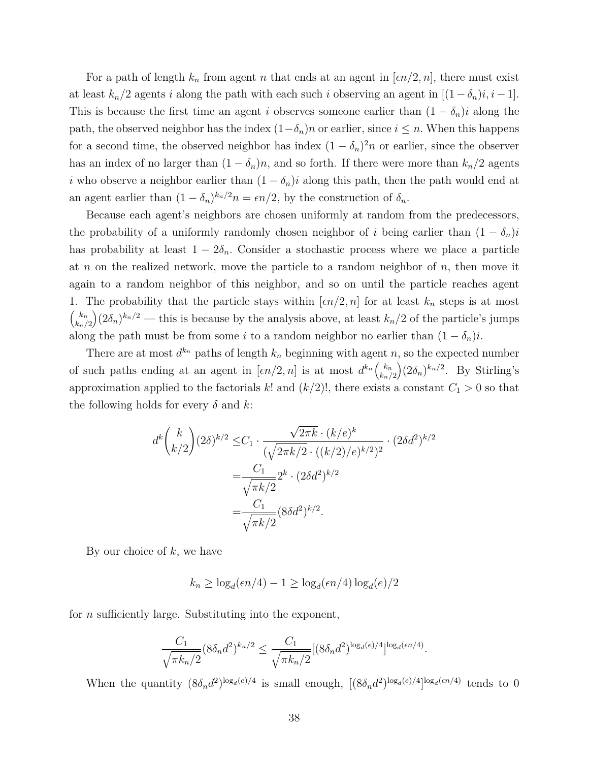For a path of length $k_n$ from agent $n$ that ends at an agent in $[\epsilon n/2, n]$, there must exist at least $k_n/2$ agents $i$ along the path with each such $i$ observing an agent in $[(1-\delta_n)i, i-1]$. This is because the first time an agent $i$ observes someone earlier than $(1-\delta_n)i$ along the path, the observed neighbor has the index $(1-\delta_n)n$ or earlier, since $i \leq n$. When this happens for a second time, the observed neighbor has index $(1-\delta_n)^2 n$ or earlier, since the observer has an index of no larger than $(1-\delta_n)n$, and so forth. If there were more than $k_n/2$ agents $i$ who observe a neighbor earlier than $(1-\delta_n)i$ along this path, then the path would end at an agent earlier than $(1-\delta_n)^{k_n/2} n = \epsilon n/2$, by the construction of $\delta_n$.

Because each agent's neighbors are chosen uniformly at random from the predecessors, the probability of a uniformly randomly chosen neighbor of $i$ being earlier than $(1-\delta_n)i$ has probability at least $1-2\delta_n$. Consider a stochastic process where we place a particle at $n$ on the realized network, move the particle to a random neighbor of $n$, then move it again to a random neighbor of this neighbor, and so on until the particle reaches agent 1. The probability that the particle stays within $[\epsilon n/2, n]$ for at least $k_n$ steps is at most $\binom{k_n}{k_n/2}(2\delta_n)^{k_n/2}$ — this is because by the analysis above, at least $k_n/2$ of the particle's jumps along the path must be from some $i$ to a random neighbor no earlier than $(1-\delta_n)i$.

There are at most $d^{k_n}$ paths of length $k_n$ beginning with agent $n$, so the expected number of such paths ending at an agent in $[\epsilon n/2, n]$ is at most $d^{k_n}\binom{k_n}{k_n/2}(2\delta_n)^{k_n/2}$. By Stirling's approximation applied to the factorials $k!$ and $(k/2)!$, there exists a constant $C_1 > 0$ so that the following holds for every $\delta$ and $k$:

$$
\begin{aligned}
d^k \binom{k}{k/2}(2\delta)^{k/2} \leq & C_1 \cdot \frac{\sqrt{2\pi k}\cdot (k/e)^k}{(\sqrt{2\pi k/2}\cdot ((k/2)/e)^{k/2})^2} \cdot (2\delta d^2)^{k/2} \\
= & \frac{C_1}{\sqrt{\pi k/2}} 2^k \cdot (2\delta d^2)^{k/2} \\
= & \frac{C_1}{\sqrt{\pi k/2}} (8\delta d^2)^{k/2}.
\end{aligned}
$$

By our choice of $k$, we have

$$k_n \geq \log_d(\epsilon n/4) - 1 \geq \log_d(\epsilon n/4)\log_d(e)/2$$

for $n$ sufficiently large. Substituting into the exponent,

$$\frac{C_1}{\sqrt{\pi k_n/2}}(8\delta_n d^2)^{k_n/2} \leq \frac{C_1}{\sqrt{\pi k_n/2}}[(8\delta_n d^2)^{\log_d(e)/4}]^{\log_d(\epsilon n/4)}.$$

When the quantity $(8\delta_n d^2)^{\log_d(e)/4}$ is small enough, $[(8\delta_n d^2)^{\log_d(e)/4}]^{\log_d(\epsilon n/4)}$ tends to 0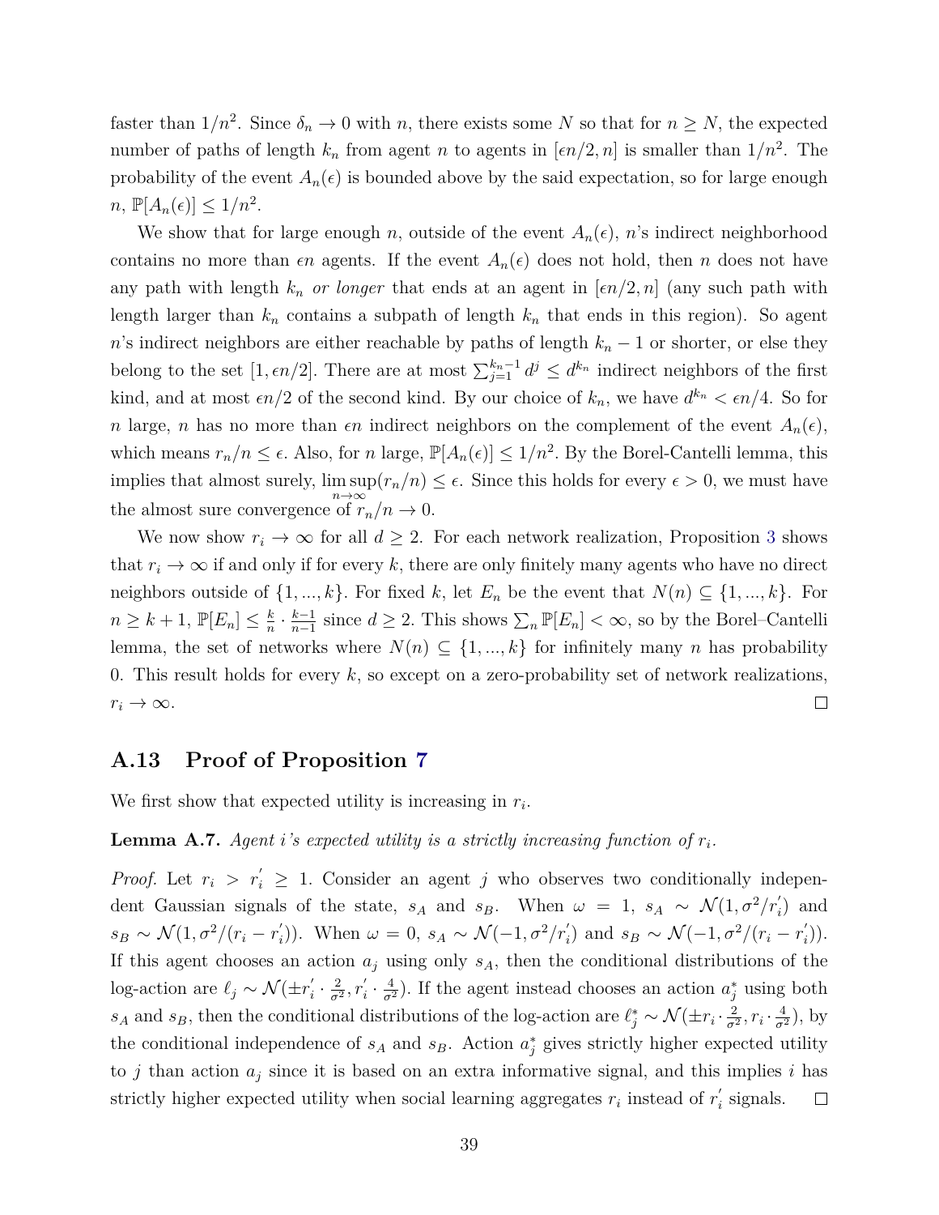faster than $1/n^2$. Since $\delta_n \to 0$ with $n$, there exists some $N$ so that for $n \geq N$, the expected number of paths of length $k_n$ from agent $n$ to agents in $[\epsilon n/2, n]$ is smaller than $1/n^2$. The probability of the event $A_n(\epsilon)$ is bounded above by the said expectation, so for large enough $n$, $\mathbb{P}[A_n(\epsilon)] \leq 1/n^2$.

We show that for large enough $n$, outside of the event $A_n(\epsilon)$, $n$'s indirect neighborhood contains no more than $\epsilon n$ agents. If the event $A_n(\epsilon)$ does not hold, then $n$ does not have any path with length $k_n$ *or longer* that ends at an agent in $[\epsilon n/2, n]$ (any such path with length larger than $k_n$ contains a subpath of length $k_n$ that ends in this region). So agent $n$'s indirect neighbors are either reachable by paths of length $k_n - 1$ or shorter, or else they belong to the set $[1, \epsilon n/2]$. There are at most $\sum_{j=1}^{k_n-1} d^j \leq d^{k_n}$ indirect neighbors of the first kind, and at most $\epsilon n/2$ of the second kind. By our choice of $k_n$, we have $d^{k_n} < \epsilon n/4$. So for $n$ large, $n$ has no more than $\epsilon n$ indirect neighbors on the complement of the event $A_n(\epsilon)$, which means $r_n/n \leq \epsilon$. Also, for $n$ large, $\mathbb{P}[A_n(\epsilon)] \leq 1/n^2$. By the Borel-Cantelli lemma, this implies that almost surely, $\limsup_{n\to\infty}(r_n/n) \leq \epsilon$. Since this holds for every $\epsilon > 0$, we must have the almost sure convergence of $r_n/n \to 0$.

We now show $r_i \to \infty$ for all $d \geq 2$. For each network realization, Proposition 3 shows that $r_i \to \infty$ if and only if for every $k$, there are only finitely many agents who have no direct neighbors outside of $\{1, ..., k\}$. For fixed $k$, let $E_n$ be the event that $N(n) \subseteq \{1, ..., k\}$. For $n \geq k+1$, $\mathbb{P}[E_n] \leq \frac{k}{n} \cdot \frac{k-1}{n-1}$ since $d \geq 2$. This shows $\sum_n \mathbb{P}[E_n] < \infty$, so by the Borel–Cantelli lemma, the set of networks where $N(n) \subseteq \{1, ..., k\}$ for infinitely many $n$ has probability 0. This result holds for every $k$, so except on a zero-probability set of network realizations, $r_i \to \infty$. □

## A.13 Proof of Proposition 7

We first show that expected utility is increasing in $r_i$.

**Lemma A.7.** *Agent i's expected utility is a strictly increasing function of $r_i$.*

*Proof.* Let $r_i > r_i' \geq 1$. Consider an agent $j$ who observes two conditionally independent Gaussian signals of the state, $s_A$ and $s_B$. When $\omega = 1$, $s_A \sim \mathcal{N}(1, \sigma^2/r_i')$ and $s_B \sim \mathcal{N}(1, \sigma^2/(r_i - r_i'))$. When $\omega = 0$, $s_A \sim \mathcal{N}(-1, \sigma^2/r_i')$ and $s_B \sim \mathcal{N}(-1, \sigma^2/(r_i - r_i'))$. If this agent chooses an action $a_j$ using only $s_A$, then the conditional distributions of the log-action are $\ell_j \sim \mathcal{N}(\pm r_i' \cdot \frac{2}{\sigma^2}, r_i' \cdot \frac{4}{\sigma^2})$. If the agent instead chooses an action $a_j^*$ using both $s_A$ and $s_B$, then the conditional distributions of the log-action are $\ell_j^* \sim \mathcal{N}(\pm r_i \cdot \frac{2}{\sigma^2}, r_i \cdot \frac{4}{\sigma^2})$, by the conditional independence of $s_A$ and $s_B$. Action $a_j^*$ gives strictly higher expected utility to $j$ than action $a_j$ since it is based on an extra informative signal, and this implies $i$ has strictly higher expected utility when social learning aggregates $r_i$ instead of $r_i'$ signals. □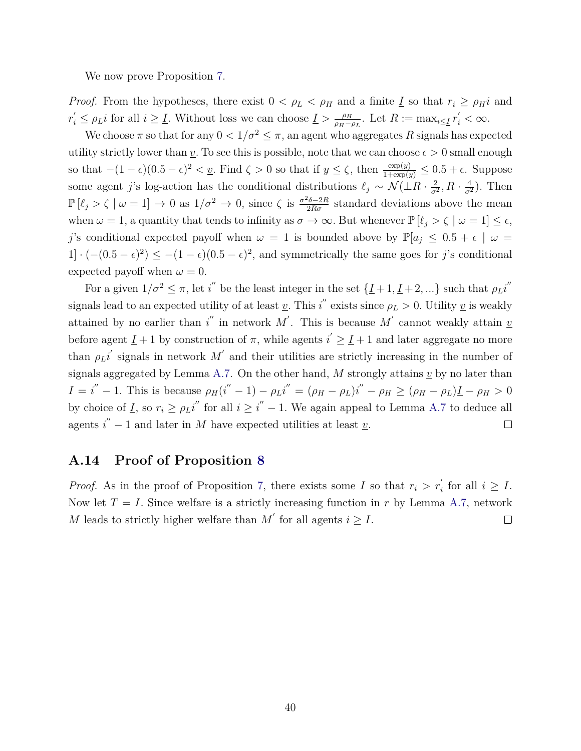We now prove Proposition 7.

*Proof.* From the hypotheses, there exist $0 < \rho_L < \rho_H$ and a finite $\underline{I}$ so that $r_i \geq \rho_H i$ and $r_i^{'} \leq \rho_L i$ for all $i \geq \underline{I}$. Without loss we can choose $\underline{I} > \frac{\rho_H}{\rho_H - \rho_L}$. Let $R := \max_{i \leq \underline{I}} r_i^{'} < \infty$.

We choose $\pi$ so that for any $0 < 1/\sigma^2 \leq \pi$, an agent who aggregates $R$ signals has expected utility strictly lower than $\underline{v}$. To see this is possible, note that we can choose $\epsilon > 0$ small enough so that $-(1-\epsilon)(0.5-\epsilon)^2 < \underline{v}$. Find $\zeta > 0$ so that if $y \leq \zeta$, then $\frac{\exp(y)}{1+\exp(y)} \leq 0.5 + \epsilon$. Suppose some agent $j$'s log-action has the conditional distributions $\ell_j \sim \mathcal{N}(\pm R \cdot \frac{2}{\sigma^2}, R \cdot \frac{4}{\sigma^2})$. Then $\mathbb{P}[\ell_j > \zeta \mid \omega = 1] \to 0$ as $1/\sigma^2 \to 0$, since $\zeta$ is $\frac{\sigma^2 \delta - 2R}{2R\sigma}$ standard deviations above the mean when $\omega = 1$, a quantity that tends to infinity as $\sigma \to \infty$. But whenever $\mathbb{P}[\ell_j > \zeta \mid \omega = 1] \leq \epsilon$, $j$'s conditional expected payoff when $\omega = 1$ is bounded above by $\mathbb{P}[a_j \leq 0.5 + \epsilon \mid \omega = 1] \cdot (-(0.5-\epsilon)^2) \leq -(1-\epsilon)(0.5-\epsilon)^2$, and symmetrically the same goes for $j$'s conditional expected payoff when $\omega = 0$.

For a given $1/\sigma^2 \leq \pi$, let $i^{''}$ be the least integer in the set $\{\underline{I}+1, \underline{I}+2, ...\}$ such that $\rho_L i^{''}$ signals lead to an expected utility of at least $\underline{v}$. This $i^{''}$ exists since $\rho_L > 0$. Utility $\underline{v}$ is weakly attained by no earlier than $i^{''}$ in network $M^{'}$. This is because $M^{'}$ cannot weakly attain $\underline{v}$ before agent $\underline{I}+1$ by construction of $\pi$, while agents $i^{'} \geq \underline{I}+1$ and later aggregate no more than $\rho_L i^{'}$ signals in network $M^{'}$ and their utilities are strictly increasing in the number of signals aggregated by Lemma A.7. On the other hand, $M$ strongly attains $\underline{v}$ by no later than $I = i^{''} - 1$. This is because $\rho_H(i^{''}-1) - \rho_L i^{''} = (\rho_H - \rho_L)i^{''} - \rho_H \geq (\rho_H - \rho_L)\underline{I} - \rho_H > 0$ by choice of $\underline{I}$, so $r_i \geq \rho_L i^{''}$ for all $i \geq i^{''} - 1$. We again appeal to Lemma A.7 to deduce all agents $i^{''} - 1$ and later in $M$ have expected utilities at least $\underline{v}$. $\square$

## A.14 Proof of Proposition 8

*Proof.* As in the proof of Proposition 7, there exists some $I$ so that $r_i > r_i^{'}$ for all $i \geq I$. Now let $T = I$. Since welfare is a strictly increasing function in $r$ by Lemma A.7, network $M$ leads to strictly higher welfare than $M^{'}$ for all agents $i \geq I$. $\square$